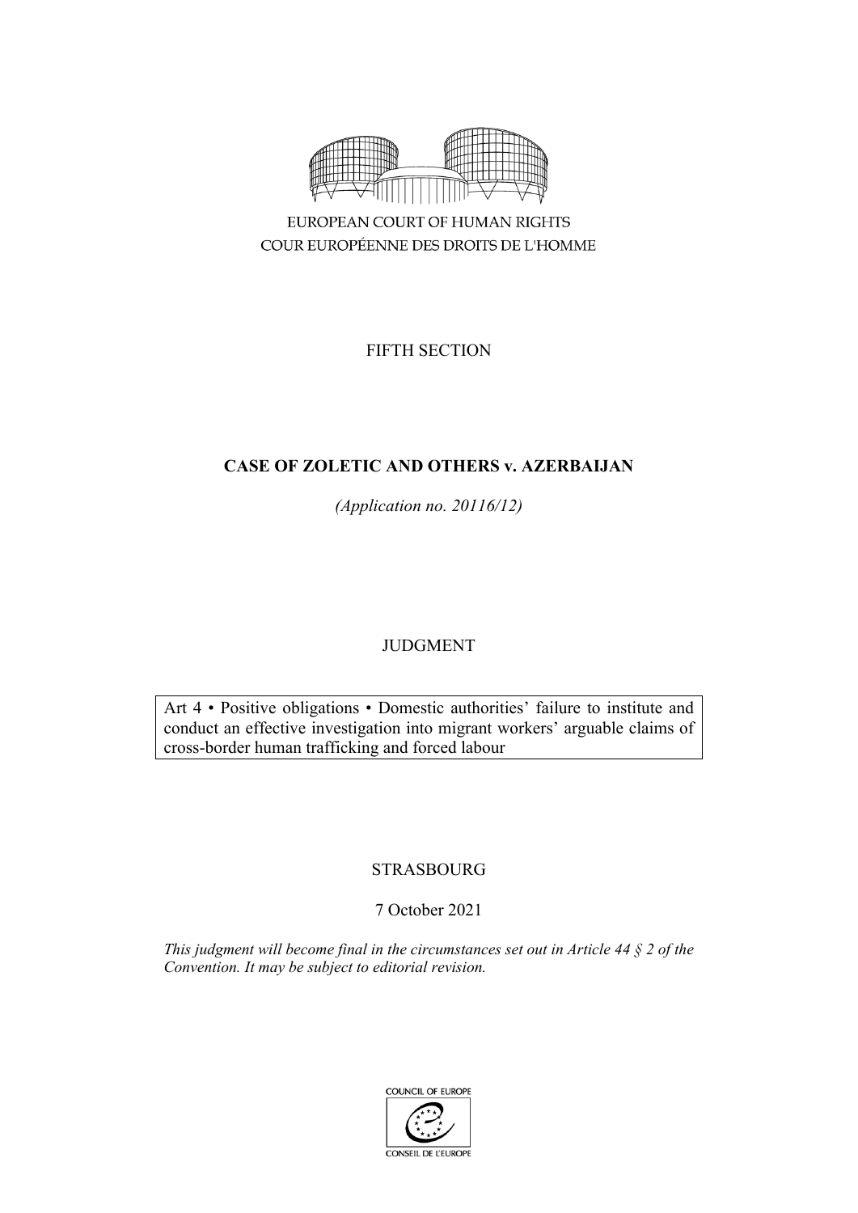EUROPEAN COURT OF HUMAN RIGHTS
COUR EUROPÉENNE DES DROITS DE L'HOMME

FIFTH SECTION

# CASE OF ZOLETIC AND OTHERS v. AZERBAIJAN

*(Application no. 20116/12)*

JUDGMENT

Art 4 • Positive obligations • Domestic authorities' failure to institute and conduct an effective investigation into migrant workers' arguable claims of cross-border human trafficking and forced labour

STRASBOURG

7 October 2021

*This judgment will become final in the circumstances set out in Article 44 § 2 of the Convention. It may be subject to editorial revision.*

COUNCIL OF EUROPE
CONSEIL DE L'EUROPE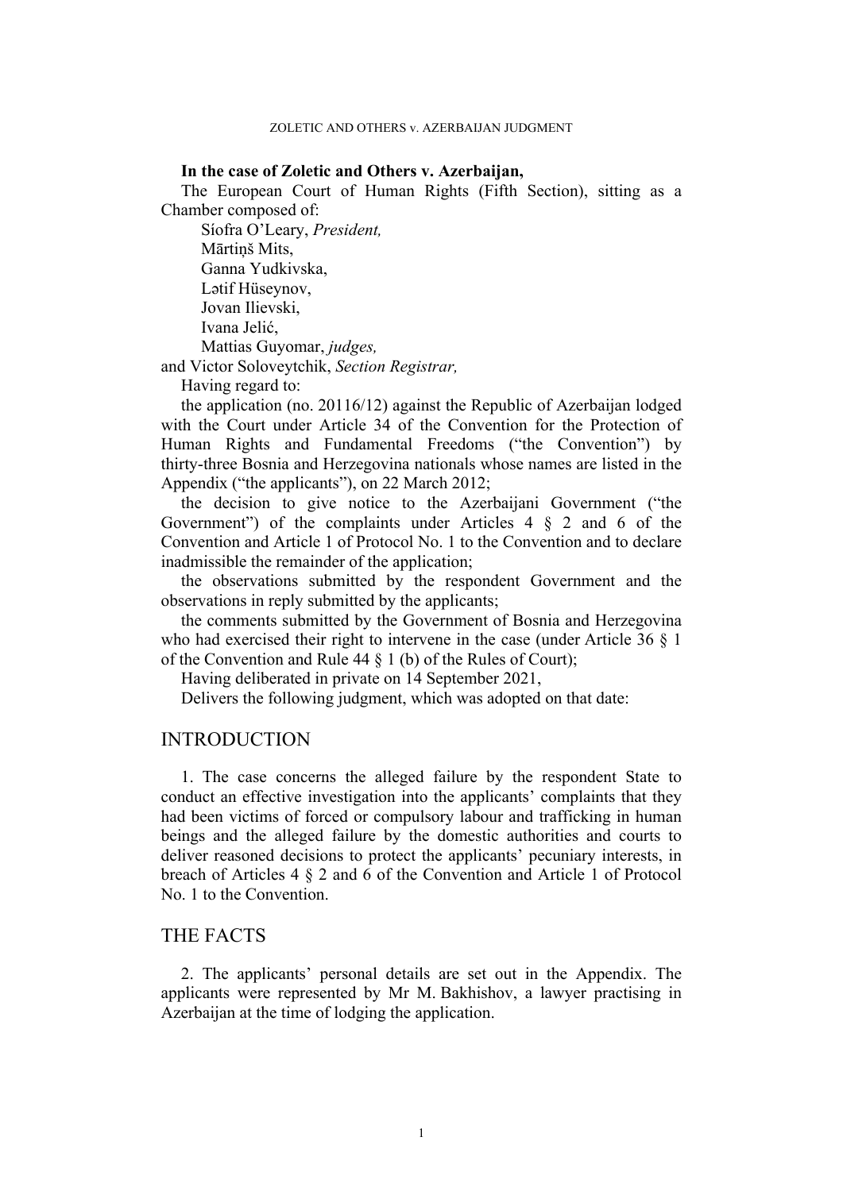**In the case of Zoletic and Others v. Azerbaijan,**

The European Court of Human Rights (Fifth Section), sitting as a Chamber composed of:

Síofra O'Leary, *President,*
Mārtiņš Mits,
Ganna Yudkivska,
Lətif Hüseynov,
Jovan Ilievski,
Ivana Jelić,
Mattias Guyomar, *judges,*
and Victor Soloveytchik, *Section Registrar,*

Having regard to:

the application (no. 20116/12) against the Republic of Azerbaijan lodged with the Court under Article 34 of the Convention for the Protection of Human Rights and Fundamental Freedoms ("the Convention") by thirty-three Bosnia and Herzegovina nationals whose names are listed in the Appendix ("the applicants"), on 22 March 2012;

the decision to give notice to the Azerbaijani Government ("the Government") of the complaints under Articles 4 § 2 and 6 of the Convention and Article 1 of Protocol No. 1 to the Convention and to declare inadmissible the remainder of the application;

the observations submitted by the respondent Government and the observations in reply submitted by the applicants;

the comments submitted by the Government of Bosnia and Herzegovina who had exercised their right to intervene in the case (under Article 36 § 1 of the Convention and Rule 44 § 1 (b) of the Rules of Court);

Having deliberated in private on 14 September 2021,

Delivers the following judgment, which was adopted on that date:

## INTRODUCTION

1. The case concerns the alleged failure by the respondent State to conduct an effective investigation into the applicants' complaints that they had been victims of forced or compulsory labour and trafficking in human beings and the alleged failure by the domestic authorities and courts to deliver reasoned decisions to protect the applicants' pecuniary interests, in breach of Articles 4 § 2 and 6 of the Convention and Article 1 of Protocol No. 1 to the Convention.

## THE FACTS

2. The applicants' personal details are set out in the Appendix. The applicants were represented by Mr M. Bakhishov, a lawyer practising in Azerbaijan at the time of lodging the application.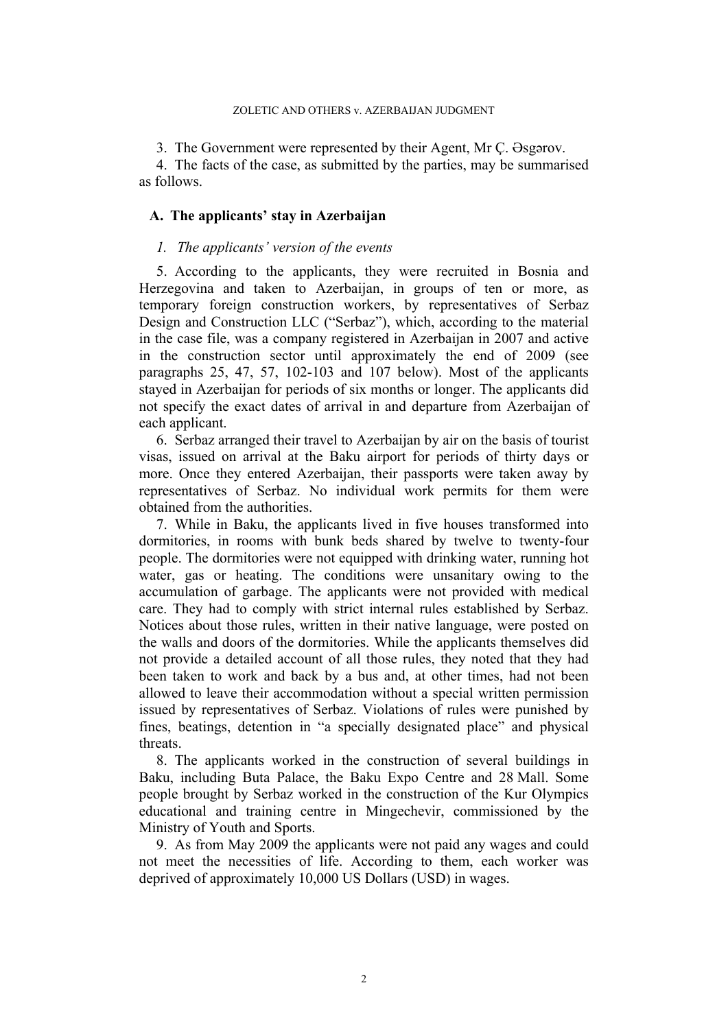3. The Government were represented by their Agent, Mr Ç. Əsgərov.

4. The facts of the case, as submitted by the parties, may be summarised as follows.

## A. The applicants' stay in Azerbaijan

### *1. The applicants' version of the events*

5. According to the applicants, they were recruited in Bosnia and Herzegovina and taken to Azerbaijan, in groups of ten or more, as temporary foreign construction workers, by representatives of Serbaz Design and Construction LLC ("Serbaz"), which, according to the material in the case file, was a company registered in Azerbaijan in 2007 and active in the construction sector until approximately the end of 2009 (see paragraphs 25, 47, 57, 102-103 and 107 below). Most of the applicants stayed in Azerbaijan for periods of six months or longer. The applicants did not specify the exact dates of arrival in and departure from Azerbaijan of each applicant.

6. Serbaz arranged their travel to Azerbaijan by air on the basis of tourist visas, issued on arrival at the Baku airport for periods of thirty days or more. Once they entered Azerbaijan, their passports were taken away by representatives of Serbaz. No individual work permits for them were obtained from the authorities.

7. While in Baku, the applicants lived in five houses transformed into dormitories, in rooms with bunk beds shared by twelve to twenty-four people. The dormitories were not equipped with drinking water, running hot water, gas or heating. The conditions were unsanitary owing to the accumulation of garbage. The applicants were not provided with medical care. They had to comply with strict internal rules established by Serbaz. Notices about those rules, written in their native language, were posted on the walls and doors of the dormitories. While the applicants themselves did not provide a detailed account of all those rules, they noted that they had been taken to work and back by a bus and, at other times, had not been allowed to leave their accommodation without a special written permission issued by representatives of Serbaz. Violations of rules were punished by fines, beatings, detention in "a specially designated place" and physical threats.

8. The applicants worked in the construction of several buildings in Baku, including Buta Palace, the Baku Expo Centre and 28 Mall. Some people brought by Serbaz worked in the construction of the Kur Olympics educational and training centre in Mingechevir, commissioned by the Ministry of Youth and Sports.

9. As from May 2009 the applicants were not paid any wages and could not meet the necessities of life. According to them, each worker was deprived of approximately 10,000 US Dollars (USD) in wages.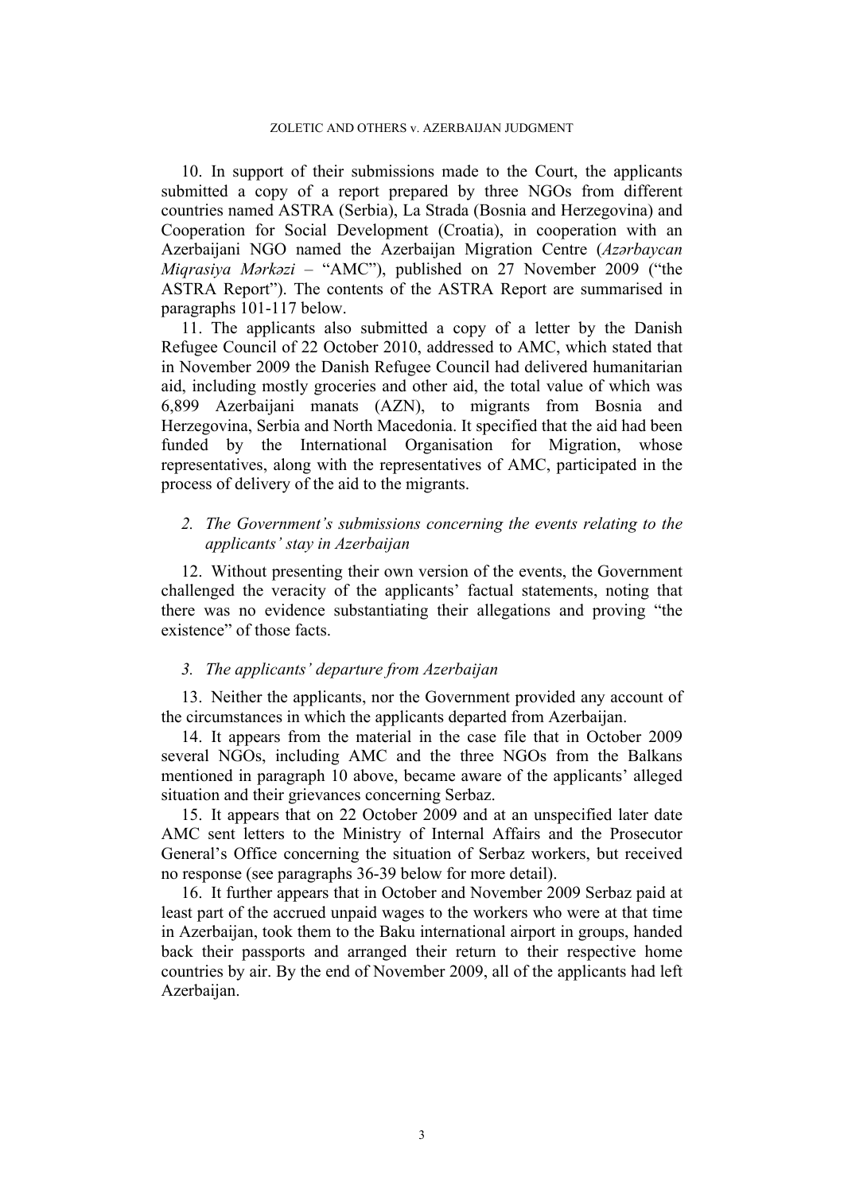10. In support of their submissions made to the Court, the applicants submitted a copy of a report prepared by three NGOs from different countries named ASTRA (Serbia), La Strada (Bosnia and Herzegovina) and Cooperation for Social Development (Croatia), in cooperation with an Azerbaijani NGO named the Azerbaijan Migration Centre (*Azərbaycan Miqrasiya Mərkəzi* – "AMC"), published on 27 November 2009 ("the ASTRA Report"). The contents of the ASTRA Report are summarised in paragraphs 101-117 below.

11. The applicants also submitted a copy of a letter by the Danish Refugee Council of 22 October 2010, addressed to AMC, which stated that in November 2009 the Danish Refugee Council had delivered humanitarian aid, including mostly groceries and other aid, the total value of which was 6,899 Azerbaijani manats (AZN), to migrants from Bosnia and Herzegovina, Serbia and North Macedonia. It specified that the aid had been funded by the International Organisation for Migration, whose representatives, along with the representatives of AMC, participated in the process of delivery of the aid to the migrants.

### *2. The Government's submissions concerning the events relating to the applicants' stay in Azerbaijan*

12. Without presenting their own version of the events, the Government challenged the veracity of the applicants' factual statements, noting that there was no evidence substantiating their allegations and proving "the existence" of those facts.

### *3. The applicants' departure from Azerbaijan*

13. Neither the applicants, nor the Government provided any account of the circumstances in which the applicants departed from Azerbaijan.

14. It appears from the material in the case file that in October 2009 several NGOs, including AMC and the three NGOs from the Balkans mentioned in paragraph 10 above, became aware of the applicants' alleged situation and their grievances concerning Serbaz.

15. It appears that on 22 October 2009 and at an unspecified later date AMC sent letters to the Ministry of Internal Affairs and the Prosecutor General's Office concerning the situation of Serbaz workers, but received no response (see paragraphs 36-39 below for more detail).

16. It further appears that in October and November 2009 Serbaz paid at least part of the accrued unpaid wages to the workers who were at that time in Azerbaijan, took them to the Baku international airport in groups, handed back their passports and arranged their return to their respective home countries by air. By the end of November 2009, all of the applicants had left Azerbaijan.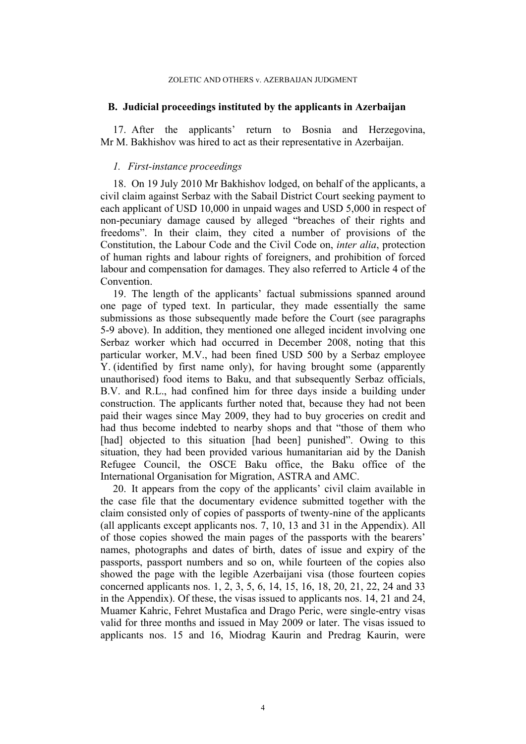## B. Judicial proceedings instituted by the applicants in Azerbaijan

17. After the applicants' return to Bosnia and Herzegovina, Mr M. Bakhishov was hired to act as their representative in Azerbaijan.

### *1. First-instance proceedings*

18. On 19 July 2010 Mr Bakhishov lodged, on behalf of the applicants, a civil claim against Serbaz with the Sabail District Court seeking payment to each applicant of USD 10,000 in unpaid wages and USD 5,000 in respect of non-pecuniary damage caused by alleged "breaches of their rights and freedoms". In their claim, they cited a number of provisions of the Constitution, the Labour Code and the Civil Code on, *inter alia*, protection of human rights and labour rights of foreigners, and prohibition of forced labour and compensation for damages. They also referred to Article 4 of the Convention.

19. The length of the applicants' factual submissions spanned around one page of typed text. In particular, they made essentially the same submissions as those subsequently made before the Court (see paragraphs 5-9 above). In addition, they mentioned one alleged incident involving one Serbaz worker which had occurred in December 2008, noting that this particular worker, M.V., had been fined USD 500 by a Serbaz employee Y. (identified by first name only), for having brought some (apparently unauthorised) food items to Baku, and that subsequently Serbaz officials, B.V. and R.L., had confined him for three days inside a building under construction. The applicants further noted that, because they had not been paid their wages since May 2009, they had to buy groceries on credit and had thus become indebted to nearby shops and that "those of them who [had] objected to this situation [had been] punished". Owing to this situation, they had been provided various humanitarian aid by the Danish Refugee Council, the OSCE Baku office, the Baku office of the International Organisation for Migration, ASTRA and AMC.

20. It appears from the copy of the applicants' civil claim available in the case file that the documentary evidence submitted together with the claim consisted only of copies of passports of twenty-nine of the applicants (all applicants except applicants nos. 7, 10, 13 and 31 in the Appendix). All of those copies showed the main pages of the passports with the bearers' names, photographs and dates of birth, dates of issue and expiry of the passports, passport numbers and so on, while fourteen of the copies also showed the page with the legible Azerbaijani visa (those fourteen copies concerned applicants nos. 1, 2, 3, 5, 6, 14, 15, 16, 18, 20, 21, 22, 24 and 33 in the Appendix). Of these, the visas issued to applicants nos. 14, 21 and 24, Muamer Kahric, Fehret Mustafica and Drago Peric, were single-entry visas valid for three months and issued in May 2009 or later. The visas issued to applicants nos. 15 and 16, Miodrag Kaurin and Predrag Kaurin, were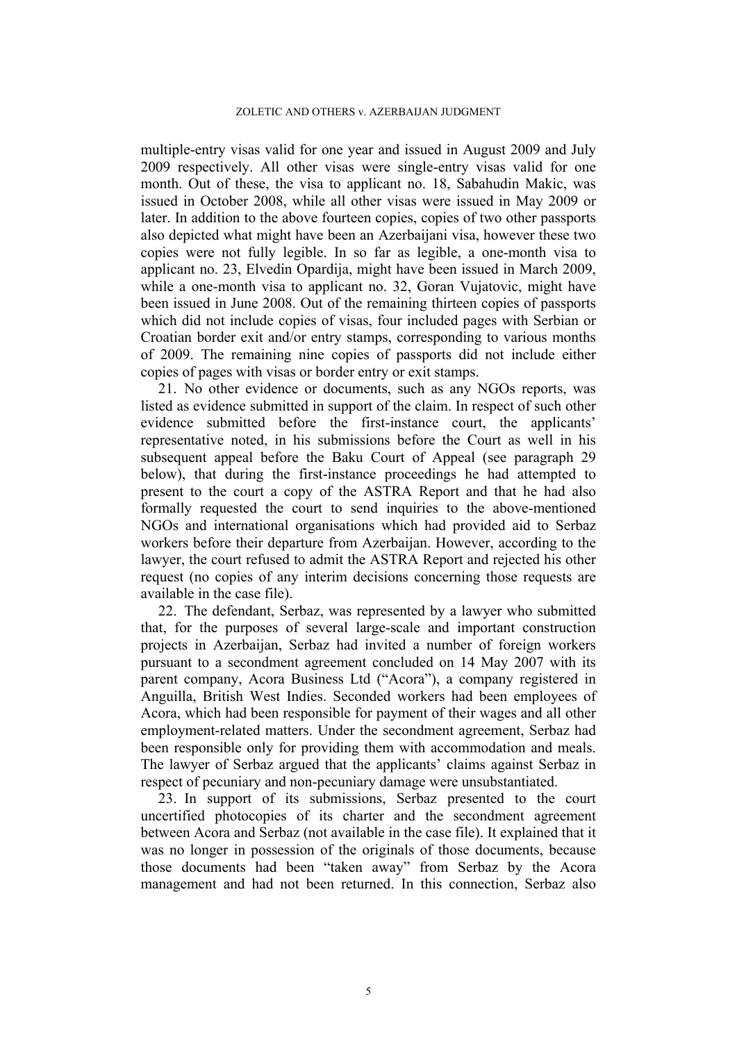multiple-entry visas valid for one year and issued in August 2009 and July 2009 respectively. All other visas were single-entry visas valid for one month. Out of these, the visa to applicant no. 18, Sabahudin Makic, was issued in October 2008, while all other visas were issued in May 2009 or later. In addition to the above fourteen copies, copies of two other passports also depicted what might have been an Azerbaijani visa, however these two copies were not fully legible. In so far as legible, a one-month visa to applicant no. 23, Elvedin Opardija, might have been issued in March 2009, while a one-month visa to applicant no. 32, Goran Vujatovic, might have been issued in June 2008. Out of the remaining thirteen copies of passports which did not include copies of visas, four included pages with Serbian or Croatian border exit and/or entry stamps, corresponding to various months of 2009. The remaining nine copies of passports did not include either copies of pages with visas or border entry or exit stamps.

21. No other evidence or documents, such as any NGOs reports, was listed as evidence submitted in support of the claim. In respect of such other evidence submitted before the first-instance court, the applicants' representative noted, in his submissions before the Court as well in his subsequent appeal before the Baku Court of Appeal (see paragraph 29 below), that during the first-instance proceedings he had attempted to present to the court a copy of the ASTRA Report and that he had also formally requested the court to send inquiries to the above-mentioned NGOs and international organisations which had provided aid to Serbaz workers before their departure from Azerbaijan. However, according to the lawyer, the court refused to admit the ASTRA Report and rejected his other request (no copies of any interim decisions concerning those requests are available in the case file).

22. The defendant, Serbaz, was represented by a lawyer who submitted that, for the purposes of several large-scale and important construction projects in Azerbaijan, Serbaz had invited a number of foreign workers pursuant to a secondment agreement concluded on 14 May 2007 with its parent company, Acora Business Ltd ("Acora"), a company registered in Anguilla, British West Indies. Seconded workers had been employees of Acora, which had been responsible for payment of their wages and all other employment-related matters. Under the secondment agreement, Serbaz had been responsible only for providing them with accommodation and meals. The lawyer of Serbaz argued that the applicants' claims against Serbaz in respect of pecuniary and non-pecuniary damage were unsubstantiated.

23. In support of its submissions, Serbaz presented to the court uncertified photocopies of its charter and the secondment agreement between Acora and Serbaz (not available in the case file). It explained that it was no longer in possession of the originals of those documents, because those documents had been "taken away" from Serbaz by the Acora management and had not been returned. In this connection, Serbaz also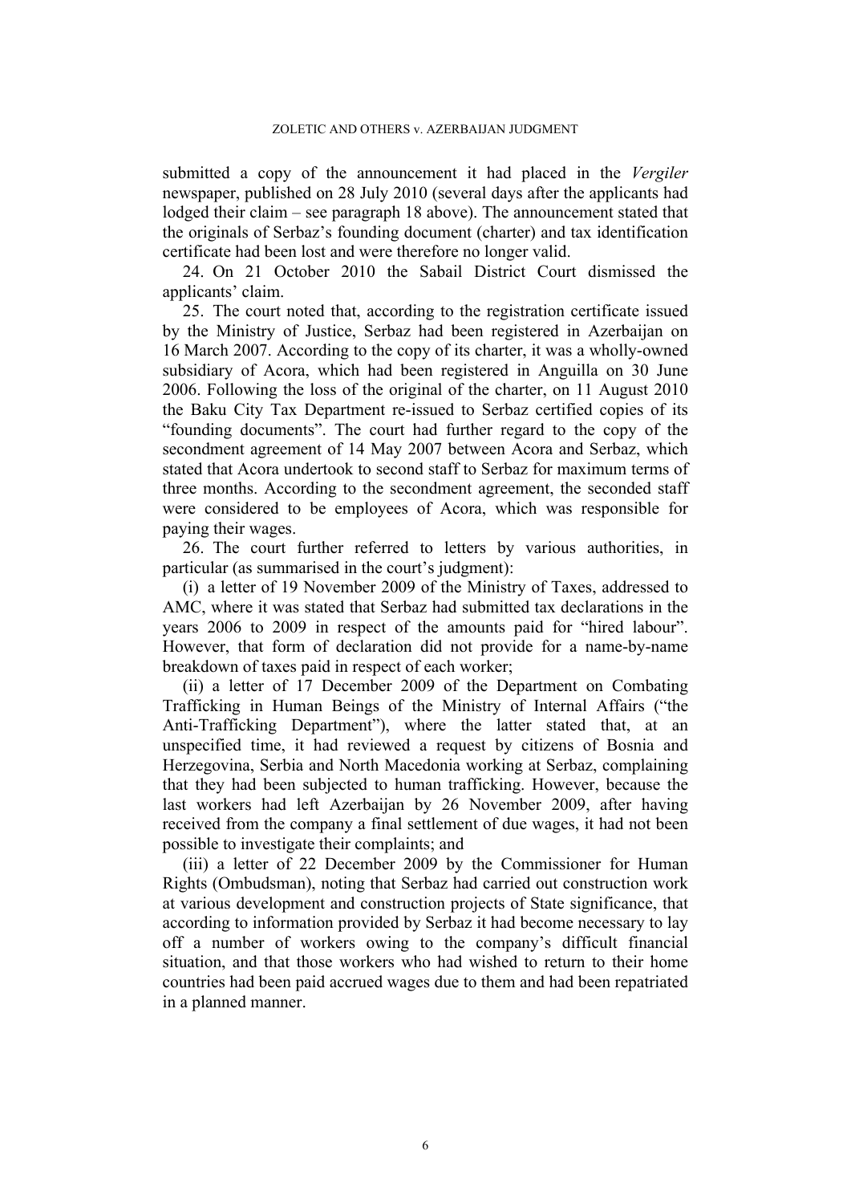submitted a copy of the announcement it had placed in the *Vergiler* newspaper, published on 28 July 2010 (several days after the applicants had lodged their claim – see paragraph 18 above). The announcement stated that the originals of Serbaz's founding document (charter) and tax identification certificate had been lost and were therefore no longer valid.

24. On 21 October 2010 the Sabail District Court dismissed the applicants' claim.

25. The court noted that, according to the registration certificate issued by the Ministry of Justice, Serbaz had been registered in Azerbaijan on 16 March 2007. According to the copy of its charter, it was a wholly-owned subsidiary of Acora, which had been registered in Anguilla on 30 June 2006. Following the loss of the original of the charter, on 11 August 2010 the Baku City Tax Department re-issued to Serbaz certified copies of its "founding documents". The court had further regard to the copy of the secondment agreement of 14 May 2007 between Acora and Serbaz, which stated that Acora undertook to second staff to Serbaz for maximum terms of three months. According to the secondment agreement, the seconded staff were considered to be employees of Acora, which was responsible for paying their wages.

26. The court further referred to letters by various authorities, in particular (as summarised in the court's judgment):

(i) a letter of 19 November 2009 of the Ministry of Taxes, addressed to AMC, where it was stated that Serbaz had submitted tax declarations in the years 2006 to 2009 in respect of the amounts paid for "hired labour". However, that form of declaration did not provide for a name-by-name breakdown of taxes paid in respect of each worker;

(ii) a letter of 17 December 2009 of the Department on Combating Trafficking in Human Beings of the Ministry of Internal Affairs ("the Anti-Trafficking Department"), where the latter stated that, at an unspecified time, it had reviewed a request by citizens of Bosnia and Herzegovina, Serbia and North Macedonia working at Serbaz, complaining that they had been subjected to human trafficking. However, because the last workers had left Azerbaijan by 26 November 2009, after having received from the company a final settlement of due wages, it had not been possible to investigate their complaints; and

(iii) a letter of 22 December 2009 by the Commissioner for Human Rights (Ombudsman), noting that Serbaz had carried out construction work at various development and construction projects of State significance, that according to information provided by Serbaz it had become necessary to lay off a number of workers owing to the company's difficult financial situation, and that those workers who had wished to return to their home countries had been paid accrued wages due to them and had been repatriated in a planned manner.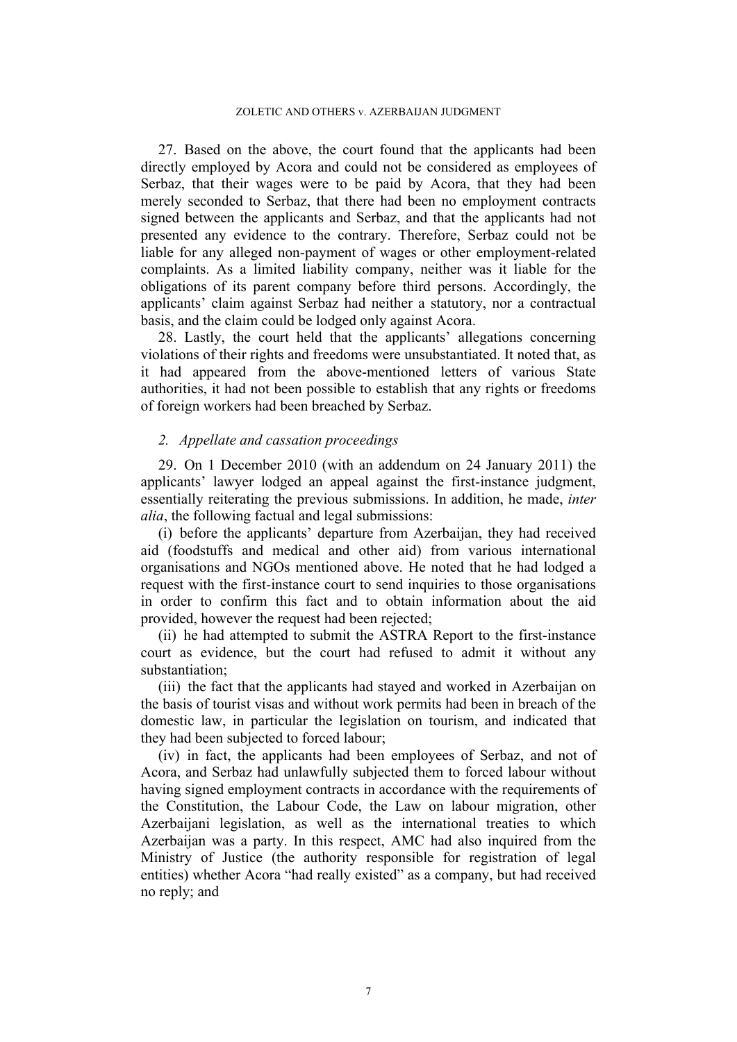27. Based on the above, the court found that the applicants had been directly employed by Acora and could not be considered as employees of Serbaz, that their wages were to be paid by Acora, that they had been merely seconded to Serbaz, that there had been no employment contracts signed between the applicants and Serbaz, and that the applicants had not presented any evidence to the contrary. Therefore, Serbaz could not be liable for any alleged non-payment of wages or other employment-related complaints. As a limited liability company, neither was it liable for the obligations of its parent company before third persons. Accordingly, the applicants' claim against Serbaz had neither a statutory, nor a contractual basis, and the claim could be lodged only against Acora.

28. Lastly, the court held that the applicants' allegations concerning violations of their rights and freedoms were unsubstantiated. It noted that, as it had appeared from the above-mentioned letters of various State authorities, it had not been possible to establish that any rights or freedoms of foreign workers had been breached by Serbaz.

### *2. Appellate and cassation proceedings*

29. On 1 December 2010 (with an addendum on 24 January 2011) the applicants' lawyer lodged an appeal against the first-instance judgment, essentially reiterating the previous submissions. In addition, he made, *inter alia*, the following factual and legal submissions:

(i) before the applicants' departure from Azerbaijan, they had received aid (foodstuffs and medical and other aid) from various international organisations and NGOs mentioned above. He noted that he had lodged a request with the first-instance court to send inquiries to those organisations in order to confirm this fact and to obtain information about the aid provided, however the request had been rejected;

(ii) he had attempted to submit the ASTRA Report to the first-instance court as evidence, but the court had refused to admit it without any substantiation;

(iii) the fact that the applicants had stayed and worked in Azerbaijan on the basis of tourist visas and without work permits had been in breach of the domestic law, in particular the legislation on tourism, and indicated that they had been subjected to forced labour;

(iv) in fact, the applicants had been employees of Serbaz, and not of Acora, and Serbaz had unlawfully subjected them to forced labour without having signed employment contracts in accordance with the requirements of the Constitution, the Labour Code, the Law on labour migration, other Azerbaijani legislation, as well as the international treaties to which Azerbaijan was a party. In this respect, AMC had also inquired from the Ministry of Justice (the authority responsible for registration of legal entities) whether Acora "had really existed" as a company, but had received no reply; and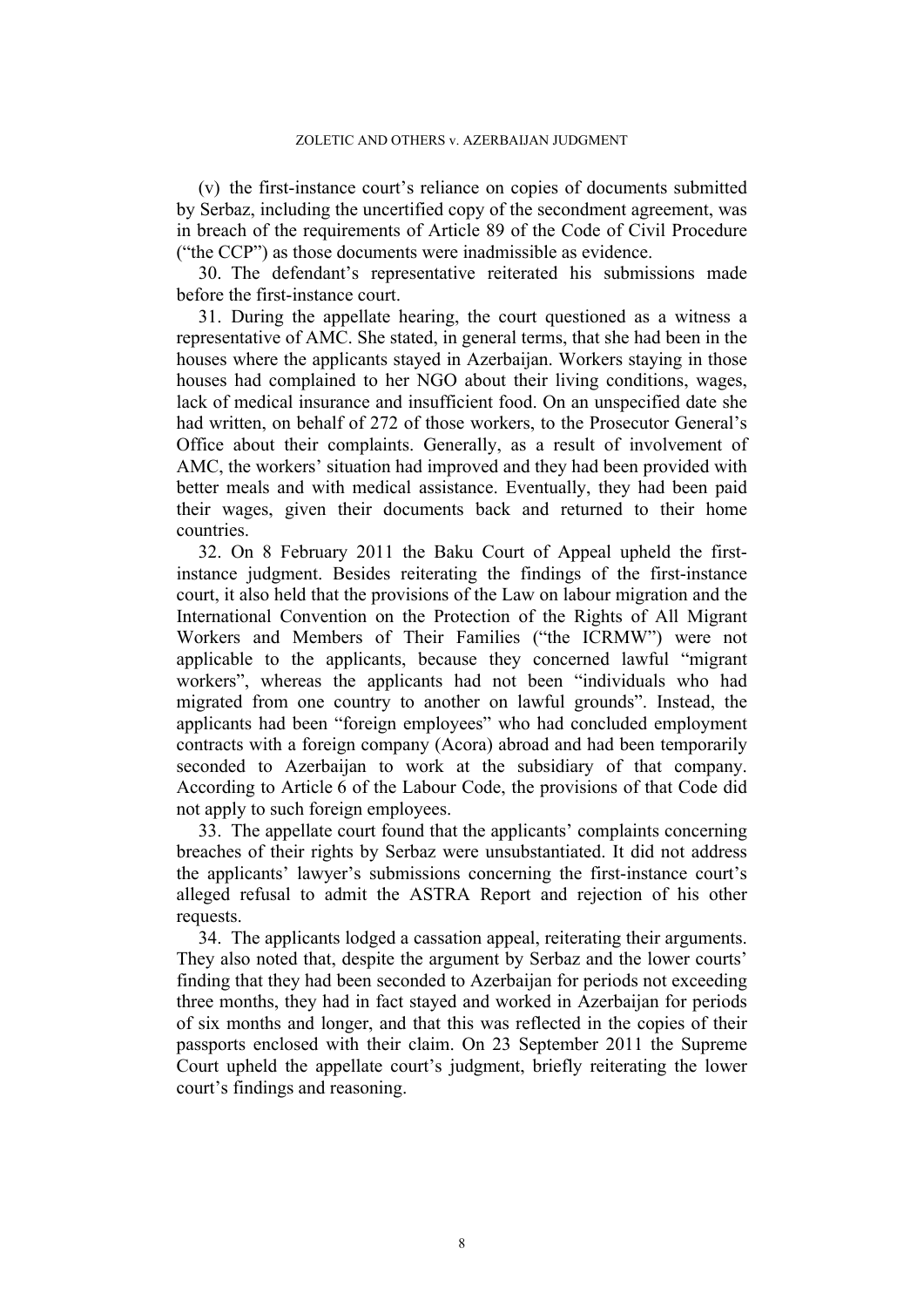(v) the first-instance court's reliance on copies of documents submitted by Serbaz, including the uncertified copy of the secondment agreement, was in breach of the requirements of Article 89 of the Code of Civil Procedure ("the CCP") as those documents were inadmissible as evidence.

30. The defendant's representative reiterated his submissions made before the first-instance court.

31. During the appellate hearing, the court questioned as a witness a representative of AMC. She stated, in general terms, that she had been in the houses where the applicants stayed in Azerbaijan. Workers staying in those houses had complained to her NGO about their living conditions, wages, lack of medical insurance and insufficient food. On an unspecified date she had written, on behalf of 272 of those workers, to the Prosecutor General's Office about their complaints. Generally, as a result of involvement of AMC, the workers' situation had improved and they had been provided with better meals and with medical assistance. Eventually, they had been paid their wages, given their documents back and returned to their home countries.

32. On 8 February 2011 the Baku Court of Appeal upheld the first-instance judgment. Besides reiterating the findings of the first-instance court, it also held that the provisions of the Law on labour migration and the International Convention on the Protection of the Rights of All Migrant Workers and Members of Their Families ("the ICRMW") were not applicable to the applicants, because they concerned lawful "migrant workers", whereas the applicants had not been "individuals who had migrated from one country to another on lawful grounds". Instead, the applicants had been "foreign employees" who had concluded employment contracts with a foreign company (Acora) abroad and had been temporarily seconded to Azerbaijan to work at the subsidiary of that company. According to Article 6 of the Labour Code, the provisions of that Code did not apply to such foreign employees.

33. The appellate court found that the applicants' complaints concerning breaches of their rights by Serbaz were unsubstantiated. It did not address the applicants' lawyer's submissions concerning the first-instance court's alleged refusal to admit the ASTRA Report and rejection of his other requests.

34. The applicants lodged a cassation appeal, reiterating their arguments. They also noted that, despite the argument by Serbaz and the lower courts' finding that they had been seconded to Azerbaijan for periods not exceeding three months, they had in fact stayed and worked in Azerbaijan for periods of six months and longer, and that this was reflected in the copies of their passports enclosed with their claim. On 23 September 2011 the Supreme Court upheld the appellate court's judgment, briefly reiterating the lower court's findings and reasoning.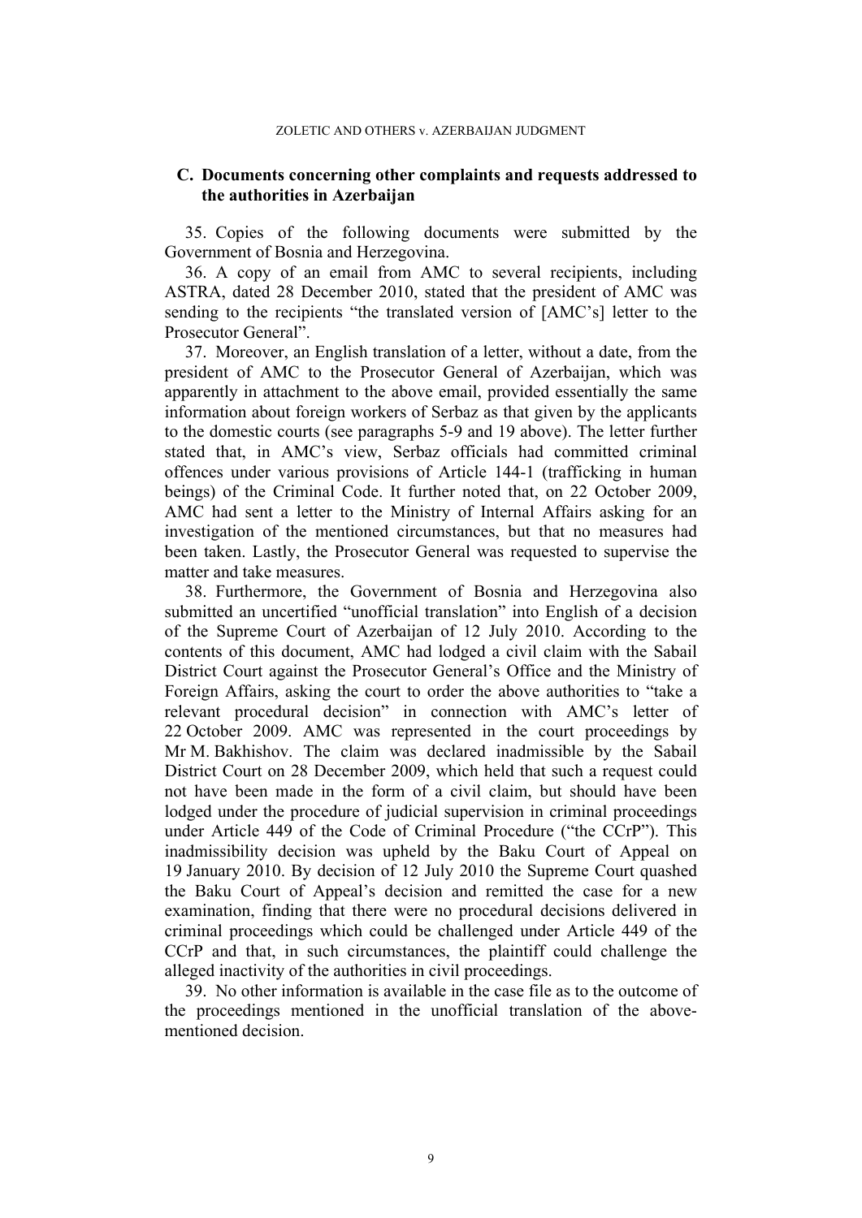## C. Documents concerning other complaints and requests addressed to the authorities in Azerbaijan

35. Copies of the following documents were submitted by the Government of Bosnia and Herzegovina.

36. A copy of an email from AMC to several recipients, including ASTRA, dated 28 December 2010, stated that the president of AMC was sending to the recipients "the translated version of [AMC's] letter to the Prosecutor General".

37. Moreover, an English translation of a letter, without a date, from the president of AMC to the Prosecutor General of Azerbaijan, which was apparently in attachment to the above email, provided essentially the same information about foreign workers of Serbaz as that given by the applicants to the domestic courts (see paragraphs 5-9 and 19 above). The letter further stated that, in AMC's view, Serbaz officials had committed criminal offences under various provisions of Article 144-1 (trafficking in human beings) of the Criminal Code. It further noted that, on 22 October 2009, AMC had sent a letter to the Ministry of Internal Affairs asking for an investigation of the mentioned circumstances, but that no measures had been taken. Lastly, the Prosecutor General was requested to supervise the matter and take measures.

38. Furthermore, the Government of Bosnia and Herzegovina also submitted an uncertified "unofficial translation" into English of a decision of the Supreme Court of Azerbaijan of 12 July 2010. According to the contents of this document, AMC had lodged a civil claim with the Sabail District Court against the Prosecutor General's Office and the Ministry of Foreign Affairs, asking the court to order the above authorities to "take a relevant procedural decision" in connection with AMC's letter of 22 October 2009. AMC was represented in the court proceedings by Mr M. Bakhishov. The claim was declared inadmissible by the Sabail District Court on 28 December 2009, which held that such a request could not have been made in the form of a civil claim, but should have been lodged under the procedure of judicial supervision in criminal proceedings under Article 449 of the Code of Criminal Procedure ("the CCrP"). This inadmissibility decision was upheld by the Baku Court of Appeal on 19 January 2010. By decision of 12 July 2010 the Supreme Court quashed the Baku Court of Appeal's decision and remitted the case for a new examination, finding that there were no procedural decisions delivered in criminal proceedings which could be challenged under Article 449 of the CCrP and that, in such circumstances, the plaintiff could challenge the alleged inactivity of the authorities in civil proceedings.

39. No other information is available in the case file as to the outcome of the proceedings mentioned in the unofficial translation of the above-mentioned decision.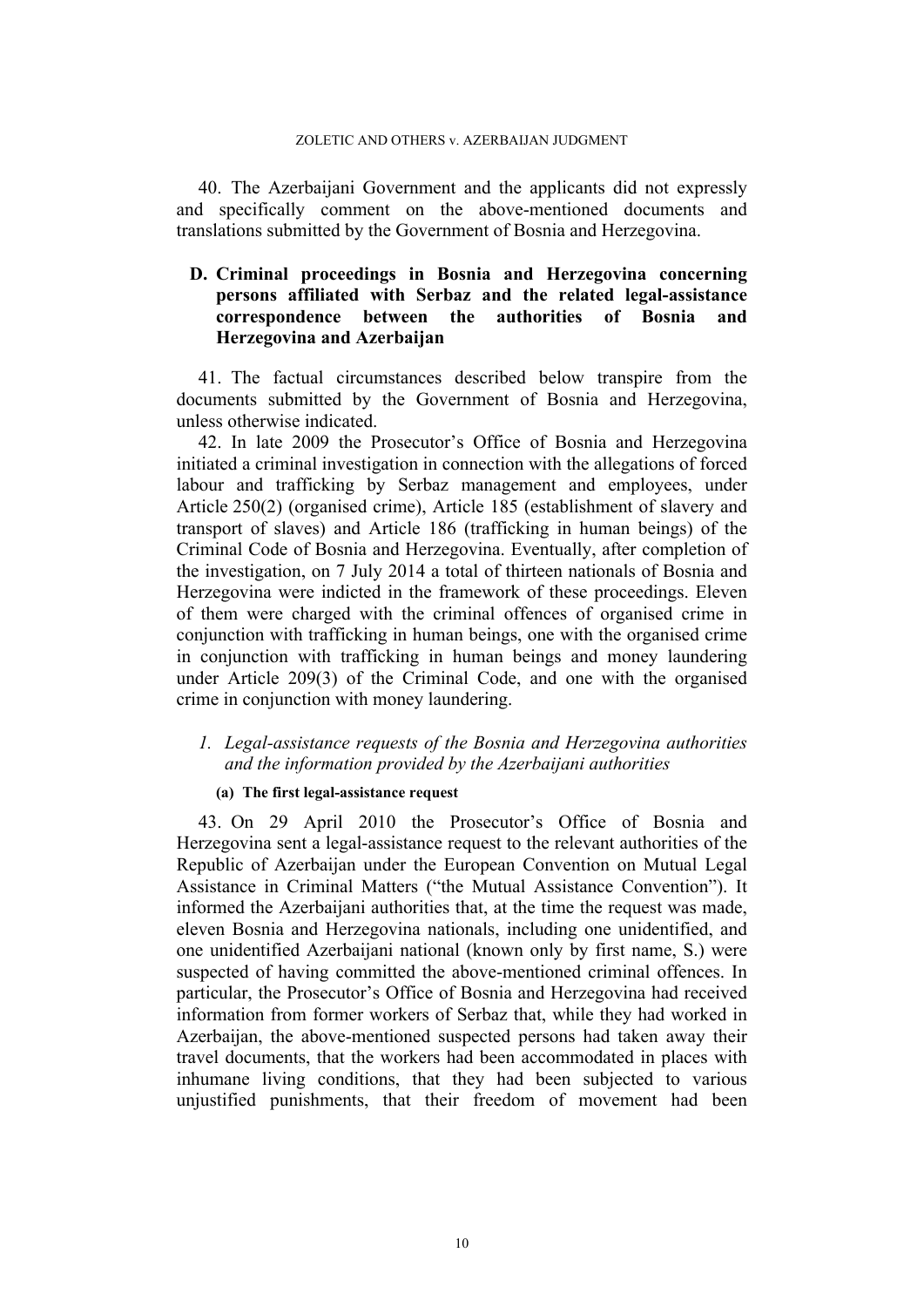40. The Azerbaijani Government and the applicants did not expressly and specifically comment on the above-mentioned documents and translations submitted by the Government of Bosnia and Herzegovina.

## D. Criminal proceedings in Bosnia and Herzegovina concerning persons affiliated with Serbaz and the related legal-assistance correspondence between the authorities of Bosnia and Herzegovina and Azerbaijan

41. The factual circumstances described below transpire from the documents submitted by the Government of Bosnia and Herzegovina, unless otherwise indicated.

42. In late 2009 the Prosecutor's Office of Bosnia and Herzegovina initiated a criminal investigation in connection with the allegations of forced labour and trafficking by Serbaz management and employees, under Article 250(2) (organised crime), Article 185 (establishment of slavery and transport of slaves) and Article 186 (trafficking in human beings) of the Criminal Code of Bosnia and Herzegovina. Eventually, after completion of the investigation, on 7 July 2014 a total of thirteen nationals of Bosnia and Herzegovina were indicted in the framework of these proceedings. Eleven of them were charged with the criminal offences of organised crime in conjunction with trafficking in human beings, one with the organised crime in conjunction with trafficking in human beings and money laundering under Article 209(3) of the Criminal Code, and one with the organised crime in conjunction with money laundering.

### 1. *Legal-assistance requests of the Bosnia and Herzegovina authorities and the information provided by the Azerbaijani authorities*

#### (a) The first legal-assistance request

43. On 29 April 2010 the Prosecutor's Office of Bosnia and Herzegovina sent a legal-assistance request to the relevant authorities of the Republic of Azerbaijan under the European Convention on Mutual Legal Assistance in Criminal Matters ("the Mutual Assistance Convention"). It informed the Azerbaijani authorities that, at the time the request was made, eleven Bosnia and Herzegovina nationals, including one unidentified, and one unidentified Azerbaijani national (known only by first name, S.) were suspected of having committed the above-mentioned criminal offences. In particular, the Prosecutor's Office of Bosnia and Herzegovina had received information from former workers of Serbaz that, while they had worked in Azerbaijan, the above-mentioned suspected persons had taken away their travel documents, that the workers had been accommodated in places with inhumane living conditions, that they had been subjected to various unjustified punishments, that their freedom of movement had been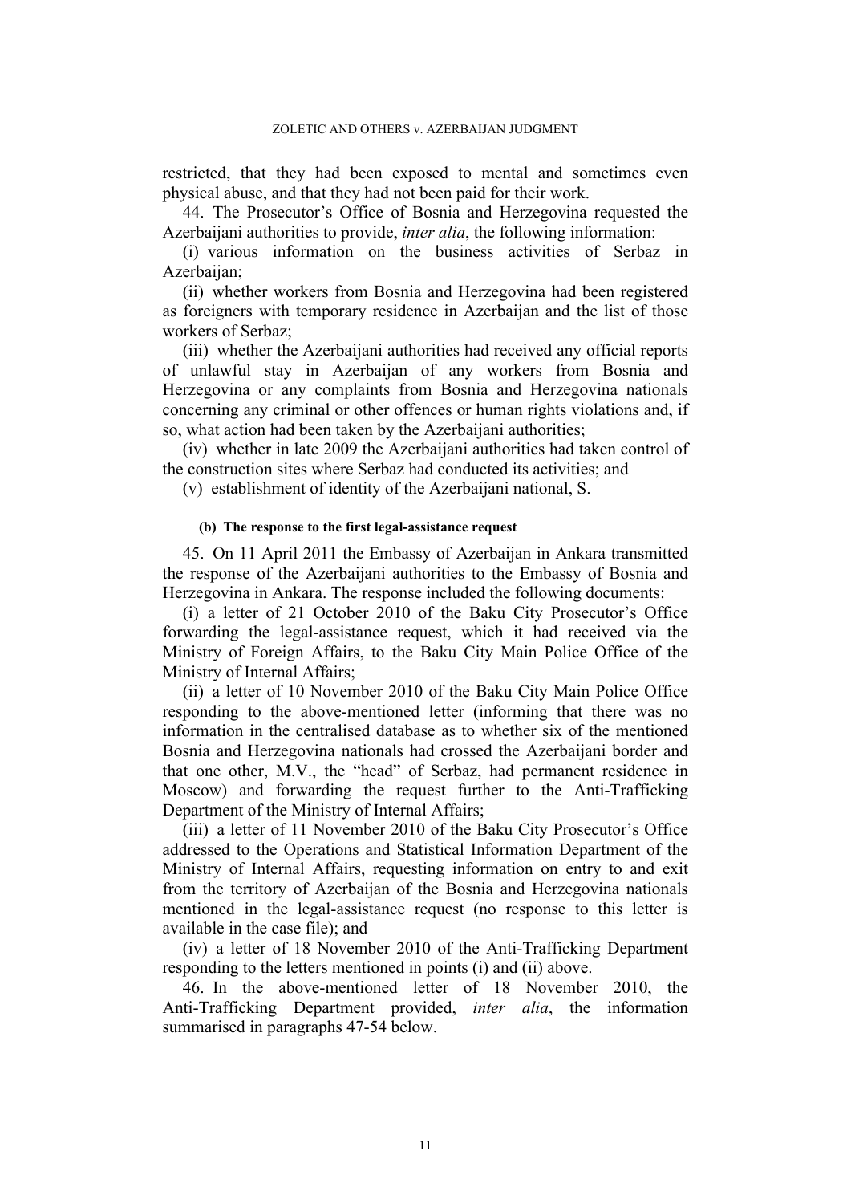restricted, that they had been exposed to mental and sometimes even physical abuse, and that they had not been paid for their work.

44. The Prosecutor's Office of Bosnia and Herzegovina requested the Azerbaijani authorities to provide, *inter alia*, the following information:

(i) various information on the business activities of Serbaz in Azerbaijan;

(ii) whether workers from Bosnia and Herzegovina had been registered as foreigners with temporary residence in Azerbaijan and the list of those workers of Serbaz;

(iii) whether the Azerbaijani authorities had received any official reports of unlawful stay in Azerbaijan of any workers from Bosnia and Herzegovina or any complaints from Bosnia and Herzegovina nationals concerning any criminal or other offences or human rights violations and, if so, what action had been taken by the Azerbaijani authorities;

(iv) whether in late 2009 the Azerbaijani authorities had taken control of the construction sites where Serbaz had conducted its activities; and

(v) establishment of identity of the Azerbaijani national, S.

#### (b) The response to the first legal-assistance request

45. On 11 April 2011 the Embassy of Azerbaijan in Ankara transmitted the response of the Azerbaijani authorities to the Embassy of Bosnia and Herzegovina in Ankara. The response included the following documents:

(i) a letter of 21 October 2010 of the Baku City Prosecutor's Office forwarding the legal-assistance request, which it had received via the Ministry of Foreign Affairs, to the Baku City Main Police Office of the Ministry of Internal Affairs;

(ii) a letter of 10 November 2010 of the Baku City Main Police Office responding to the above-mentioned letter (informing that there was no information in the centralised database as to whether six of the mentioned Bosnia and Herzegovina nationals had crossed the Azerbaijani border and that one other, M.V., the "head" of Serbaz, had permanent residence in Moscow) and forwarding the request further to the Anti-Trafficking Department of the Ministry of Internal Affairs;

(iii) a letter of 11 November 2010 of the Baku City Prosecutor's Office addressed to the Operations and Statistical Information Department of the Ministry of Internal Affairs, requesting information on entry to and exit from the territory of Azerbaijan of the Bosnia and Herzegovina nationals mentioned in the legal-assistance request (no response to this letter is available in the case file); and

(iv) a letter of 18 November 2010 of the Anti-Trafficking Department responding to the letters mentioned in points (i) and (ii) above.

46. In the above-mentioned letter of 18 November 2010, the Anti-Trafficking Department provided, *inter alia*, the information summarised in paragraphs 47-54 below.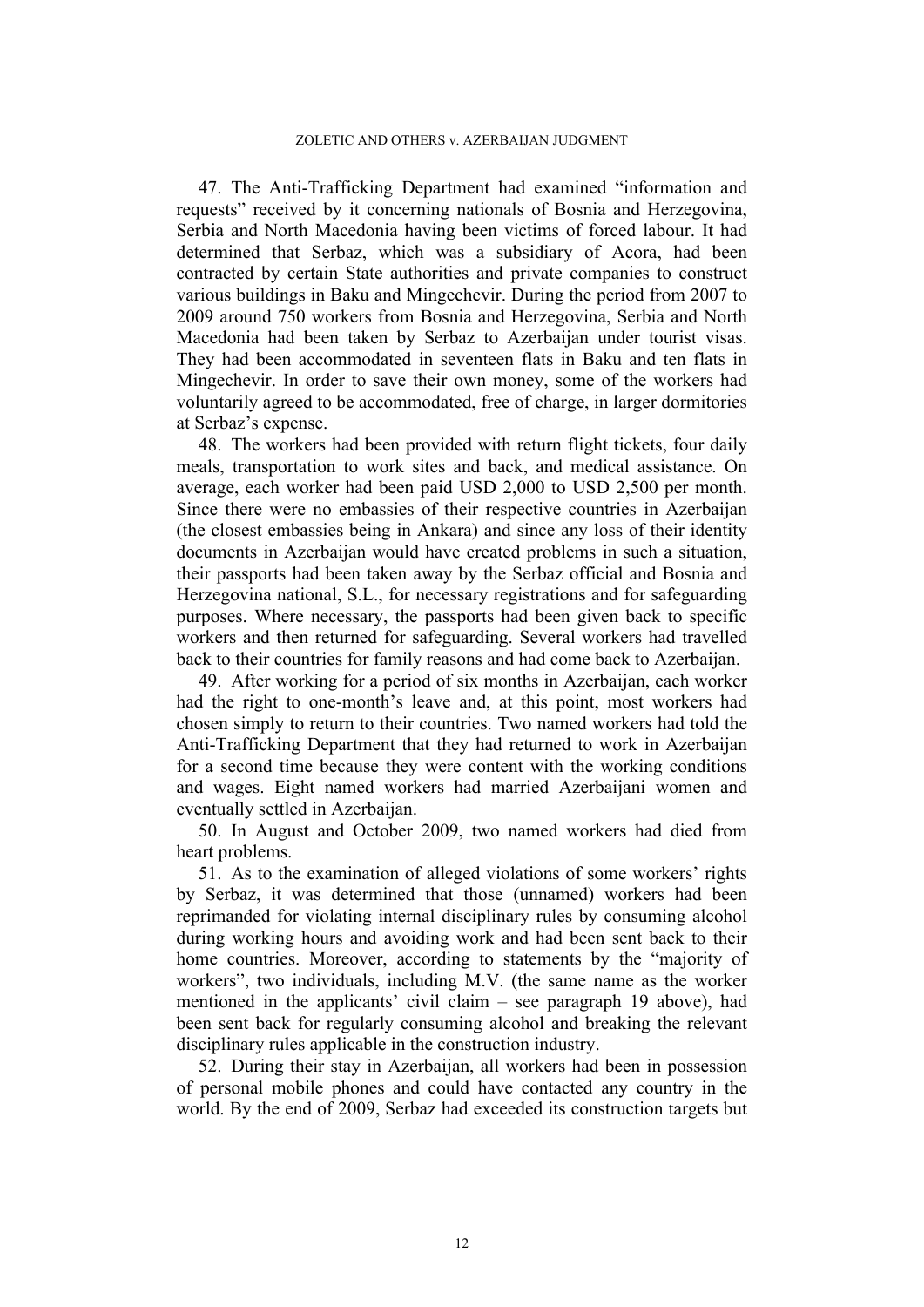47. The Anti-Trafficking Department had examined "information and requests" received by it concerning nationals of Bosnia and Herzegovina, Serbia and North Macedonia having been victims of forced labour. It had determined that Serbaz, which was a subsidiary of Acora, had been contracted by certain State authorities and private companies to construct various buildings in Baku and Mingechevir. During the period from 2007 to 2009 around 750 workers from Bosnia and Herzegovina, Serbia and North Macedonia had been taken by Serbaz to Azerbaijan under tourist visas. They had been accommodated in seventeen flats in Baku and ten flats in Mingechevir. In order to save their own money, some of the workers had voluntarily agreed to be accommodated, free of charge, in larger dormitories at Serbaz's expense.

48. The workers had been provided with return flight tickets, four daily meals, transportation to work sites and back, and medical assistance. On average, each worker had been paid USD 2,000 to USD 2,500 per month. Since there were no embassies of their respective countries in Azerbaijan (the closest embassies being in Ankara) and since any loss of their identity documents in Azerbaijan would have created problems in such a situation, their passports had been taken away by the Serbaz official and Bosnia and Herzegovina national, S.L., for necessary registrations and for safeguarding purposes. Where necessary, the passports had been given back to specific workers and then returned for safeguarding. Several workers had travelled back to their countries for family reasons and had come back to Azerbaijan.

49. After working for a period of six months in Azerbaijan, each worker had the right to one-month's leave and, at this point, most workers had chosen simply to return to their countries. Two named workers had told the Anti-Trafficking Department that they had returned to work in Azerbaijan for a second time because they were content with the working conditions and wages. Eight named workers had married Azerbaijani women and eventually settled in Azerbaijan.

50. In August and October 2009, two named workers had died from heart problems.

51. As to the examination of alleged violations of some workers' rights by Serbaz, it was determined that those (unnamed) workers had been reprimanded for violating internal disciplinary rules by consuming alcohol during working hours and avoiding work and had been sent back to their home countries. Moreover, according to statements by the "majority of workers", two individuals, including M.V. (the same name as the worker mentioned in the applicants' civil claim – see paragraph 19 above), had been sent back for regularly consuming alcohol and breaking the relevant disciplinary rules applicable in the construction industry.

52. During their stay in Azerbaijan, all workers had been in possession of personal mobile phones and could have contacted any country in the world. By the end of 2009, Serbaz had exceeded its construction targets but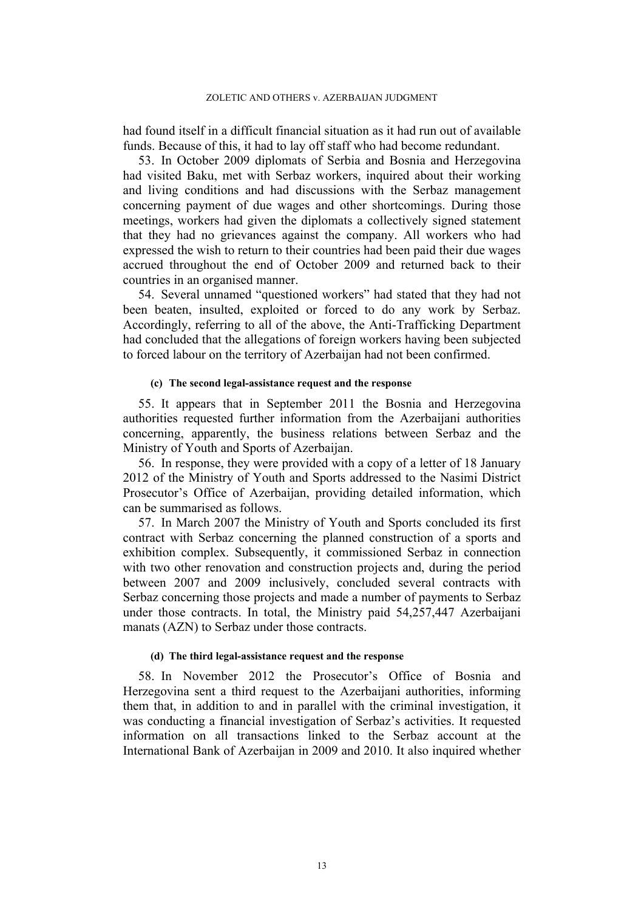had found itself in a difficult financial situation as it had run out of available funds. Because of this, it had to lay off staff who had become redundant.

53. In October 2009 diplomats of Serbia and Bosnia and Herzegovina had visited Baku, met with Serbaz workers, inquired about their working and living conditions and had discussions with the Serbaz management concerning payment of due wages and other shortcomings. During those meetings, workers had given the diplomats a collectively signed statement that they had no grievances against the company. All workers who had expressed the wish to return to their countries had been paid their due wages accrued throughout the end of October 2009 and returned back to their countries in an organised manner.

54. Several unnamed "questioned workers" had stated that they had not been beaten, insulted, exploited or forced to do any work by Serbaz. Accordingly, referring to all of the above, the Anti-Trafficking Department had concluded that the allegations of foreign workers having been subjected to forced labour on the territory of Azerbaijan had not been confirmed.

#### (c) The second legal-assistance request and the response

55. It appears that in September 2011 the Bosnia and Herzegovina authorities requested further information from the Azerbaijani authorities concerning, apparently, the business relations between Serbaz and the Ministry of Youth and Sports of Azerbaijan.

56. In response, they were provided with a copy of a letter of 18 January 2012 of the Ministry of Youth and Sports addressed to the Nasimi District Prosecutor's Office of Azerbaijan, providing detailed information, which can be summarised as follows.

57. In March 2007 the Ministry of Youth and Sports concluded its first contract with Serbaz concerning the planned construction of a sports and exhibition complex. Subsequently, it commissioned Serbaz in connection with two other renovation and construction projects and, during the period between 2007 and 2009 inclusively, concluded several contracts with Serbaz concerning those projects and made a number of payments to Serbaz under those contracts. In total, the Ministry paid 54,257,447 Azerbaijani manats (AZN) to Serbaz under those contracts.

#### (d) The third legal-assistance request and the response

58. In November 2012 the Prosecutor's Office of Bosnia and Herzegovina sent a third request to the Azerbaijani authorities, informing them that, in addition to and in parallel with the criminal investigation, it was conducting a financial investigation of Serbaz's activities. It requested information on all transactions linked to the Serbaz account at the International Bank of Azerbaijan in 2009 and 2010. It also inquired whether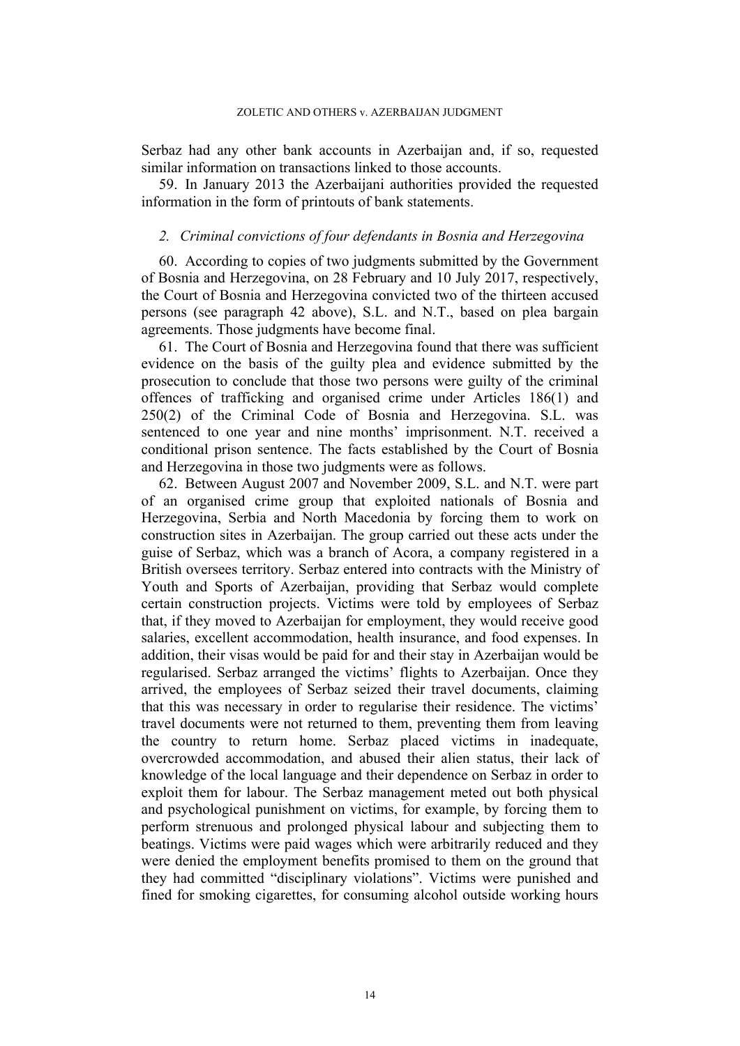Serbaz had any other bank accounts in Azerbaijan and, if so, requested similar information on transactions linked to those accounts.

59. In January 2013 the Azerbaijani authorities provided the requested information in the form of printouts of bank statements.

### *2. Criminal convictions of four defendants in Bosnia and Herzegovina*

60. According to copies of two judgments submitted by the Government of Bosnia and Herzegovina, on 28 February and 10 July 2017, respectively, the Court of Bosnia and Herzegovina convicted two of the thirteen accused persons (see paragraph 42 above), S.L. and N.T., based on plea bargain agreements. Those judgments have become final.

61. The Court of Bosnia and Herzegovina found that there was sufficient evidence on the basis of the guilty plea and evidence submitted by the prosecution to conclude that those two persons were guilty of the criminal offences of trafficking and organised crime under Articles 186(1) and 250(2) of the Criminal Code of Bosnia and Herzegovina. S.L. was sentenced to one year and nine months' imprisonment. N.T. received a conditional prison sentence. The facts established by the Court of Bosnia and Herzegovina in those two judgments were as follows.

62. Between August 2007 and November 2009, S.L. and N.T. were part of an organised crime group that exploited nationals of Bosnia and Herzegovina, Serbia and North Macedonia by forcing them to work on construction sites in Azerbaijan. The group carried out these acts under the guise of Serbaz, which was a branch of Acora, a company registered in a British oversees territory. Serbaz entered into contracts with the Ministry of Youth and Sports of Azerbaijan, providing that Serbaz would complete certain construction projects. Victims were told by employees of Serbaz that, if they moved to Azerbaijan for employment, they would receive good salaries, excellent accommodation, health insurance, and food expenses. In addition, their visas would be paid for and their stay in Azerbaijan would be regularised. Serbaz arranged the victims' flights to Azerbaijan. Once they arrived, the employees of Serbaz seized their travel documents, claiming that this was necessary in order to regularise their residence. The victims' travel documents were not returned to them, preventing them from leaving the country to return home. Serbaz placed victims in inadequate, overcrowded accommodation, and abused their alien status, their lack of knowledge of the local language and their dependence on Serbaz in order to exploit them for labour. The Serbaz management meted out both physical and psychological punishment on victims, for example, by forcing them to perform strenuous and prolonged physical labour and subjecting them to beatings. Victims were paid wages which were arbitrarily reduced and they were denied the employment benefits promised to them on the ground that they had committed "disciplinary violations". Victims were punished and fined for smoking cigarettes, for consuming alcohol outside working hours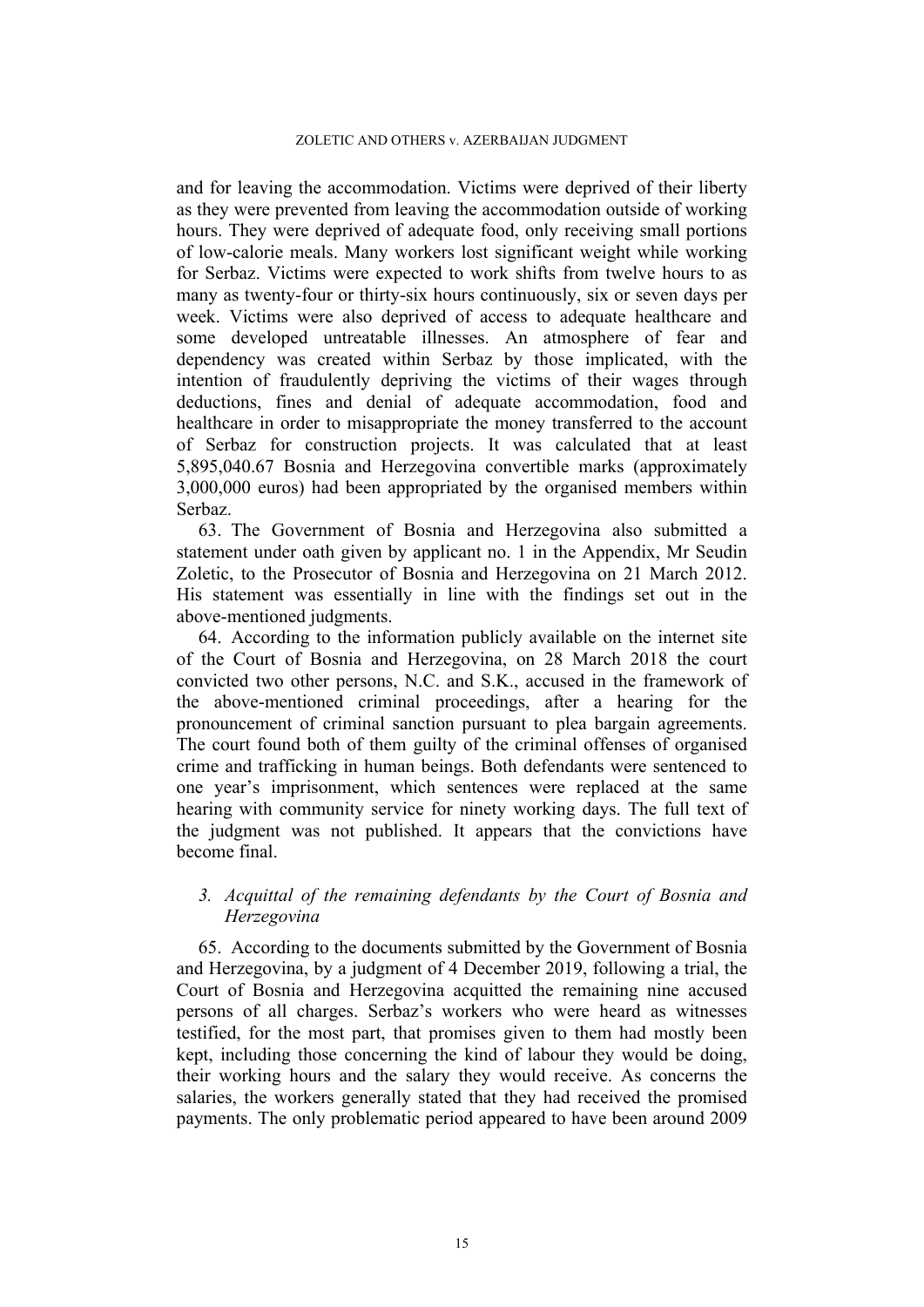and for leaving the accommodation. Victims were deprived of their liberty as they were prevented from leaving the accommodation outside of working hours. They were deprived of adequate food, only receiving small portions of low-calorie meals. Many workers lost significant weight while working for Serbaz. Victims were expected to work shifts from twelve hours to as many as twenty-four or thirty-six hours continuously, six or seven days per week. Victims were also deprived of access to adequate healthcare and some developed untreatable illnesses. An atmosphere of fear and dependency was created within Serbaz by those implicated, with the intention of fraudulently depriving the victims of their wages through deductions, fines and denial of adequate accommodation, food and healthcare in order to misappropriate the money transferred to the account of Serbaz for construction projects. It was calculated that at least 5,895,040.67 Bosnia and Herzegovina convertible marks (approximately 3,000,000 euros) had been appropriated by the organised members within Serbaz.

63. The Government of Bosnia and Herzegovina also submitted a statement under oath given by applicant no. 1 in the Appendix, Mr Seudin Zoletic, to the Prosecutor of Bosnia and Herzegovina on 21 March 2012. His statement was essentially in line with the findings set out in the above-mentioned judgments.

64. According to the information publicly available on the internet site of the Court of Bosnia and Herzegovina, on 28 March 2018 the court convicted two other persons, N.C. and S.K., accused in the framework of the above-mentioned criminal proceedings, after a hearing for the pronouncement of criminal sanction pursuant to plea bargain agreements. The court found both of them guilty of the criminal offenses of organised crime and trafficking in human beings. Both defendants were sentenced to one year's imprisonment, which sentences were replaced at the same hearing with community service for ninety working days. The full text of the judgment was not published. It appears that the convictions have become final.

### *3. Acquittal of the remaining defendants by the Court of Bosnia and Herzegovina*

65. According to the documents submitted by the Government of Bosnia and Herzegovina, by a judgment of 4 December 2019, following a trial, the Court of Bosnia and Herzegovina acquitted the remaining nine accused persons of all charges. Serbaz's workers who were heard as witnesses testified, for the most part, that promises given to them had mostly been kept, including those concerning the kind of labour they would be doing, their working hours and the salary they would receive. As concerns the salaries, the workers generally stated that they had received the promised payments. The only problematic period appeared to have been around 2009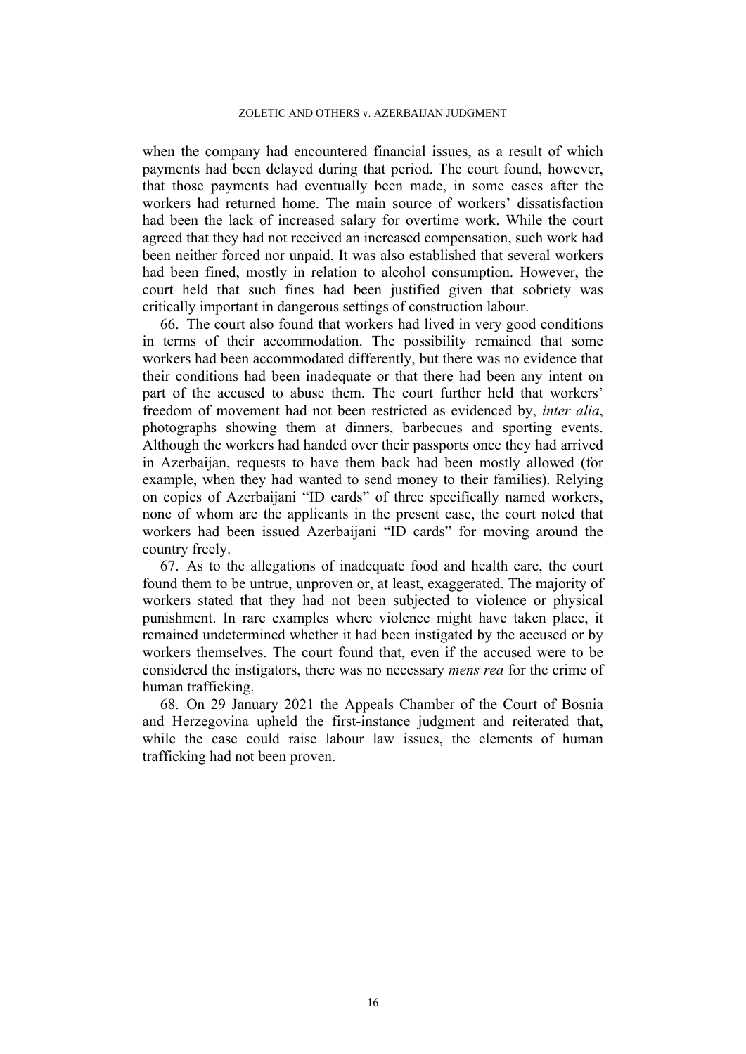when the company had encountered financial issues, as a result of which payments had been delayed during that period. The court found, however, that those payments had eventually been made, in some cases after the workers had returned home. The main source of workers' dissatisfaction had been the lack of increased salary for overtime work. While the court agreed that they had not received an increased compensation, such work had been neither forced nor unpaid. It was also established that several workers had been fined, mostly in relation to alcohol consumption. However, the court held that such fines had been justified given that sobriety was critically important in dangerous settings of construction labour.

66. The court also found that workers had lived in very good conditions in terms of their accommodation. The possibility remained that some workers had been accommodated differently, but there was no evidence that their conditions had been inadequate or that there had been any intent on part of the accused to abuse them. The court further held that workers' freedom of movement had not been restricted as evidenced by, *inter alia*, photographs showing them at dinners, barbecues and sporting events. Although the workers had handed over their passports once they had arrived in Azerbaijan, requests to have them back had been mostly allowed (for example, when they had wanted to send money to their families). Relying on copies of Azerbaijani "ID cards" of three specifically named workers, none of whom are the applicants in the present case, the court noted that workers had been issued Azerbaijani "ID cards" for moving around the country freely.

67. As to the allegations of inadequate food and health care, the court found them to be untrue, unproven or, at least, exaggerated. The majority of workers stated that they had not been subjected to violence or physical punishment. In rare examples where violence might have taken place, it remained undetermined whether it had been instigated by the accused or by workers themselves. The court found that, even if the accused were to be considered the instigators, there was no necessary *mens rea* for the crime of human trafficking.

68. On 29 January 2021 the Appeals Chamber of the Court of Bosnia and Herzegovina upheld the first-instance judgment and reiterated that, while the case could raise labour law issues, the elements of human trafficking had not been proven.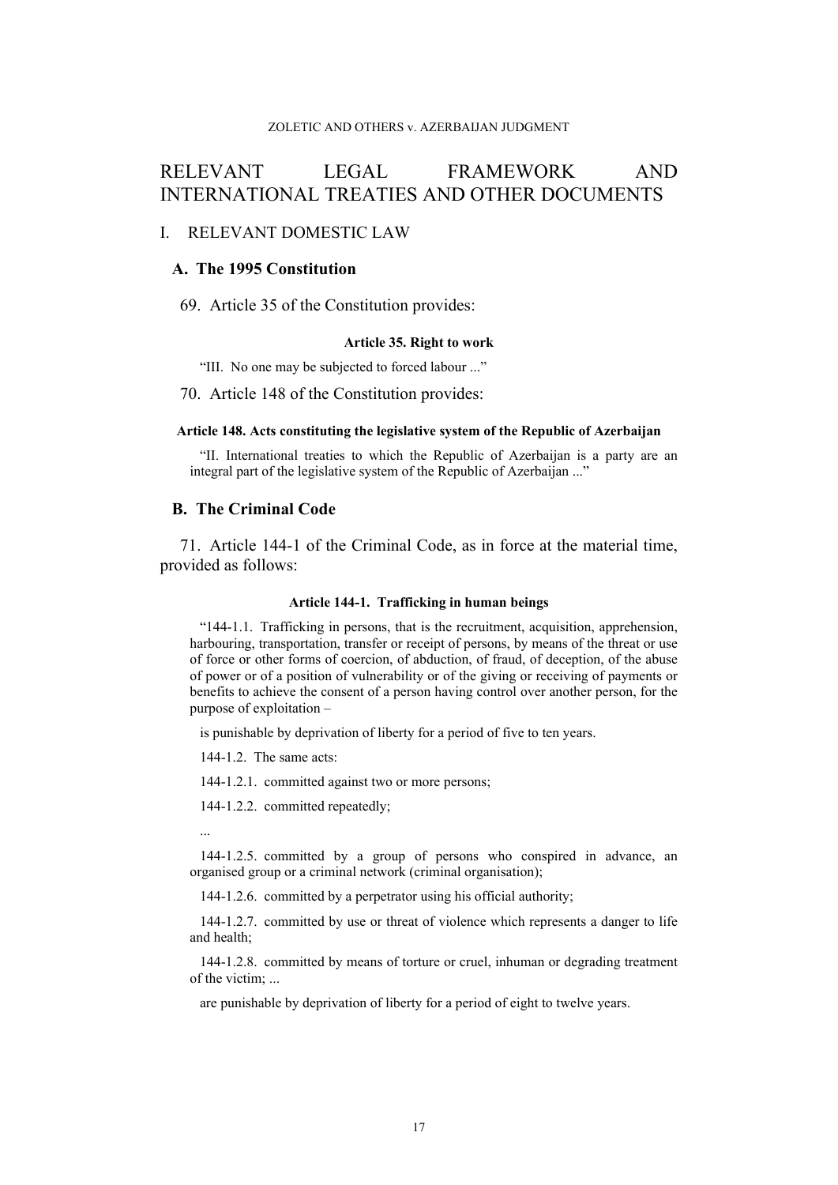# RELEVANT LEGAL FRAMEWORK AND INTERNATIONAL TREATIES AND OTHER DOCUMENTS

## I. RELEVANT DOMESTIC LAW

### A. The 1995 Constitution

69. Article 35 of the Constitution provides:

**Article 35. Right to work**

> "III. No one may be subjected to forced labour ..."

70. Article 148 of the Constitution provides:

**Article 148. Acts constituting the legislative system of the Republic of Azerbaijan**

> "II. International treaties to which the Republic of Azerbaijan is a party are an integral part of the legislative system of the Republic of Azerbaijan ..."

### B. The Criminal Code

71. Article 144-1 of the Criminal Code, as in force at the material time, provided as follows:

**Article 144-1. Trafficking in human beings**

> "144-1.1. Trafficking in persons, that is the recruitment, acquisition, apprehension, harbouring, transportation, transfer or receipt of persons, by means of the threat or use of force or other forms of coercion, of abduction, of fraud, of deception, of the abuse of power or of a position of vulnerability or of the giving or receiving of payments or benefits to achieve the consent of a person having control over another person, for the purpose of exploitation –
>
> is punishable by deprivation of liberty for a period of five to ten years.
>
> 144-1.2. The same acts:
>
> 144-1.2.1. committed against two or more persons;
>
> 144-1.2.2. committed repeatedly;
>
> ...
>
> 144-1.2.5. committed by a group of persons who conspired in advance, an organised group or a criminal network (criminal organisation);
>
> 144-1.2.6. committed by a perpetrator using his official authority;
>
> 144-1.2.7. committed by use or threat of violence which represents a danger to life and health;
>
> 144-1.2.8. committed by means of torture or cruel, inhuman or degrading treatment of the victim; ...
>
> are punishable by deprivation of liberty for a period of eight to twelve years.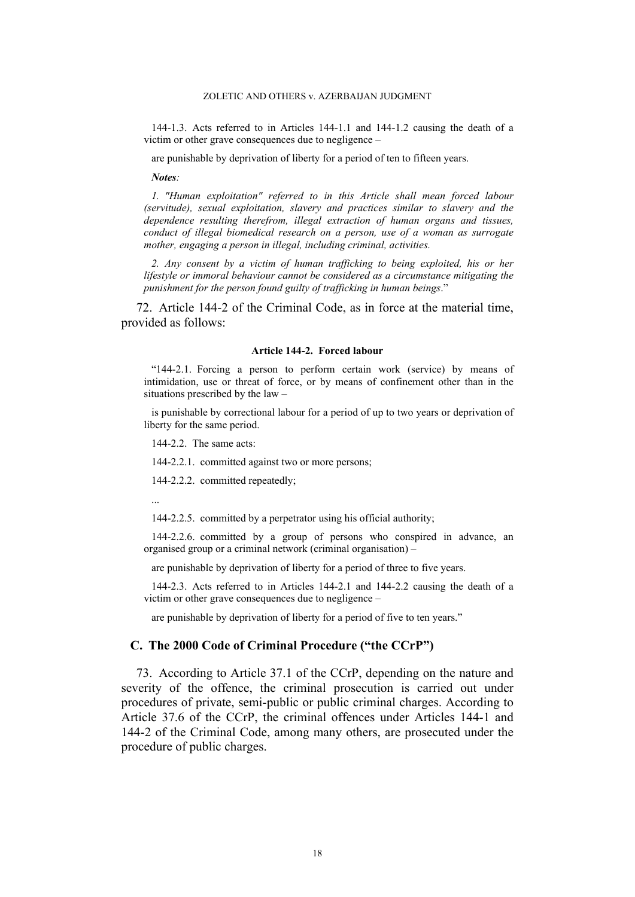144-1.3. Acts referred to in Articles 144-1.1 and 144-1.2 causing the death of a victim or other grave consequences due to negligence –

are punishable by deprivation of liberty for a period of ten to fifteen years.

***Notes:***

*1. "Human exploitation" referred to in this Article shall mean forced labour (servitude), sexual exploitation, slavery and practices similar to slavery and the dependence resulting therefrom, illegal extraction of human organs and tissues, conduct of illegal biomedical research on a person, use of a woman as surrogate mother, engaging a person in illegal, including criminal, activities.*

*2. Any consent by a victim of human trafficking to being exploited, his or her lifestyle or immoral behaviour cannot be considered as a circumstance mitigating the punishment for the person found guilty of trafficking in human beings*."

72. Article 144-2 of the Criminal Code, as in force at the material time, provided as follows:

**Article 144-2. Forced labour**

"144-2.1. Forcing a person to perform certain work (service) by means of intimidation, use or threat of force, or by means of confinement other than in the situations prescribed by the law –

is punishable by correctional labour for a period of up to two years or deprivation of liberty for the same period.

144-2.2. The same acts:

144-2.2.1. committed against two or more persons;

144-2.2.2. committed repeatedly;

...

144-2.2.5. committed by a perpetrator using his official authority;

144-2.2.6. committed by a group of persons who conspired in advance, an organised group or a criminal network (criminal organisation) –

are punishable by deprivation of liberty for a period of three to five years.

144-2.3. Acts referred to in Articles 144-2.1 and 144-2.2 causing the death of a victim or other grave consequences due to negligence –

are punishable by deprivation of liberty for a period of five to ten years."

## C. The 2000 Code of Criminal Procedure ("the CCrP")

73. According to Article 37.1 of the CCrP, depending on the nature and severity of the offence, the criminal prosecution is carried out under procedures of private, semi-public or public criminal charges. According to Article 37.6 of the CCrP, the criminal offences under Articles 144-1 and 144-2 of the Criminal Code, among many others, are prosecuted under the procedure of public charges.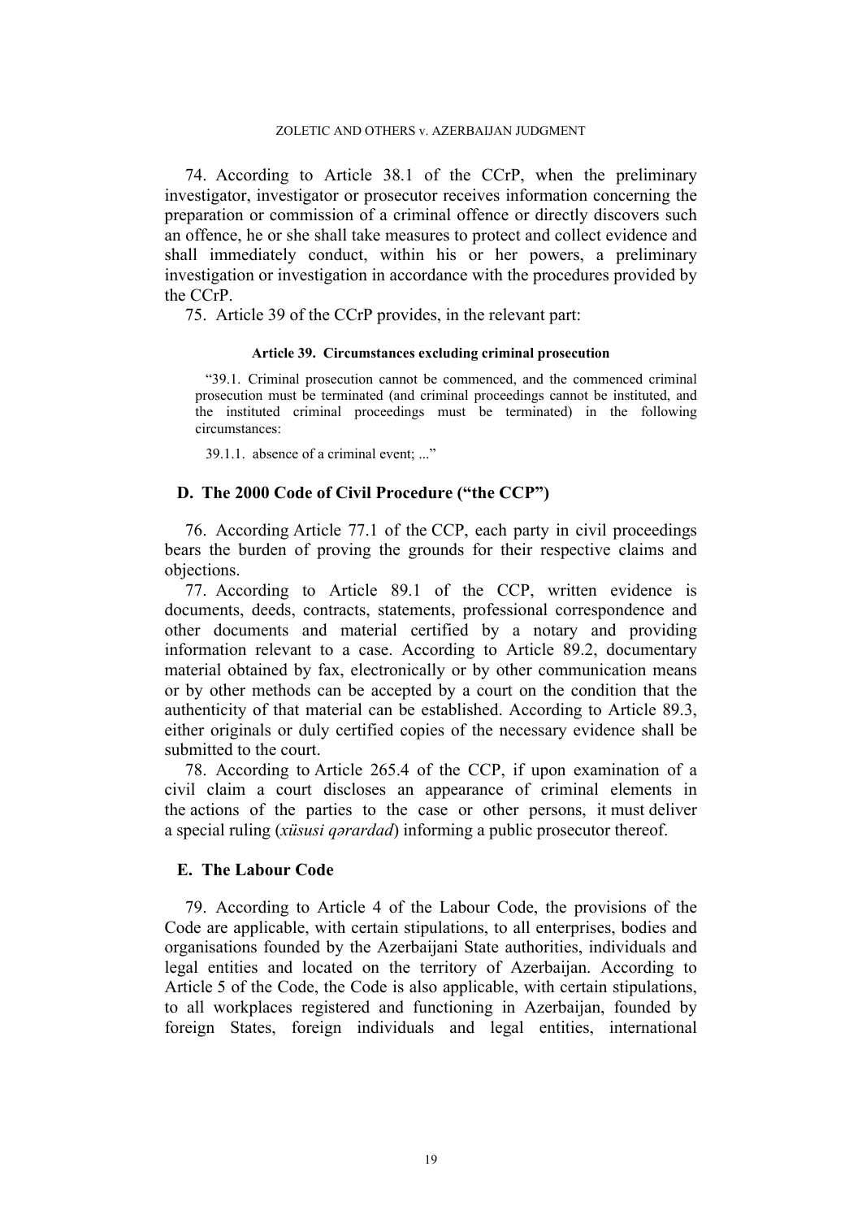74. According to Article 38.1 of the CCrP, when the preliminary investigator, investigator or prosecutor receives information concerning the preparation or commission of a criminal offence or directly discovers such an offence, he or she shall take measures to protect and collect evidence and shall immediately conduct, within his or her powers, a preliminary investigation or investigation in accordance with the procedures provided by the CCrP.

75. Article 39 of the CCrP provides, in the relevant part:

> **Article 39. Circumstances excluding criminal prosecution**
>
> "39.1. Criminal prosecution cannot be commenced, and the commenced criminal prosecution must be terminated (and criminal proceedings cannot be instituted, and the instituted criminal proceedings must be terminated) in the following circumstances:
>
> 39.1.1. absence of a criminal event; ..."

### D. The 2000 Code of Civil Procedure ("the CCP")

76. According Article 77.1 of the CCP, each party in civil proceedings bears the burden of proving the grounds for their respective claims and objections.

77. According to Article 89.1 of the CCP, written evidence is documents, deeds, contracts, statements, professional correspondence and other documents and material certified by a notary and providing information relevant to a case. According to Article 89.2, documentary material obtained by fax, electronically or by other communication means or by other methods can be accepted by a court on the condition that the authenticity of that material can be established. According to Article 89.3, either originals or duly certified copies of the necessary evidence shall be submitted to the court.

78. According to Article 265.4 of the CCP, if upon examination of a civil claim a court discloses an appearance of criminal elements in the actions of the parties to the case or other persons, it must deliver a special ruling (*xüsusi qərardad*) informing a public prosecutor thereof.

### E. The Labour Code

79. According to Article 4 of the Labour Code, the provisions of the Code are applicable, with certain stipulations, to all enterprises, bodies and organisations founded by the Azerbaijani State authorities, individuals and legal entities and located on the territory of Azerbaijan. According to Article 5 of the Code, the Code is also applicable, with certain stipulations, to all workplaces registered and functioning in Azerbaijan, founded by foreign States, foreign individuals and legal entities, international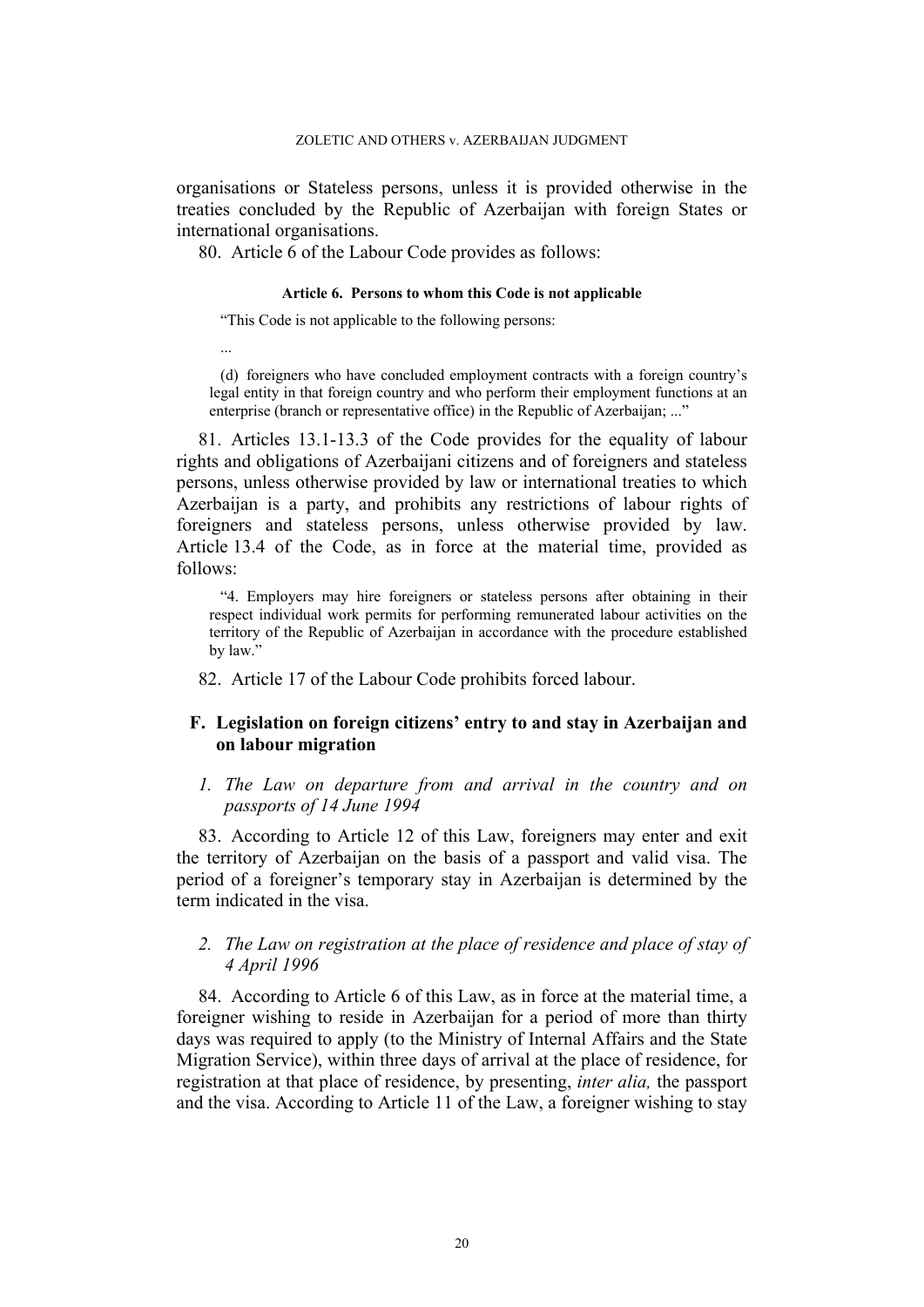organisations or Stateless persons, unless it is provided otherwise in the treaties concluded by the Republic of Azerbaijan with foreign States or international organisations.

80. Article 6 of the Labour Code provides as follows:

**Article 6. Persons to whom this Code is not applicable**

> "This Code is not applicable to the following persons:
>
> ...
>
> (d) foreigners who have concluded employment contracts with a foreign country's legal entity in that foreign country and who perform their employment functions at an enterprise (branch or representative office) in the Republic of Azerbaijan; ..."

81. Articles 13.1-13.3 of the Code provides for the equality of labour rights and obligations of Azerbaijani citizens and of foreigners and stateless persons, unless otherwise provided by law or international treaties to which Azerbaijan is a party, and prohibits any restrictions of labour rights of foreigners and stateless persons, unless otherwise provided by law. Article 13.4 of the Code, as in force at the material time, provided as follows:

> "4. Employers may hire foreigners or stateless persons after obtaining in their respect individual work permits for performing remunerated labour activities on the territory of the Republic of Azerbaijan in accordance with the procedure established by law."

82. Article 17 of the Labour Code prohibits forced labour.

## F. Legislation on foreign citizens' entry to and stay in Azerbaijan and on labour migration

### *1. The Law on departure from and arrival in the country and on passports of 14 June 1994*

83. According to Article 12 of this Law, foreigners may enter and exit the territory of Azerbaijan on the basis of a passport and valid visa. The period of a foreigner's temporary stay in Azerbaijan is determined by the term indicated in the visa.

### *2. The Law on registration at the place of residence and place of stay of 4 April 1996*

84. According to Article 6 of this Law, as in force at the material time, a foreigner wishing to reside in Azerbaijan for a period of more than thirty days was required to apply (to the Ministry of Internal Affairs and the State Migration Service), within three days of arrival at the place of residence, for registration at that place of residence, by presenting, *inter alia,* the passport and the visa. According to Article 11 of the Law, a foreigner wishing to stay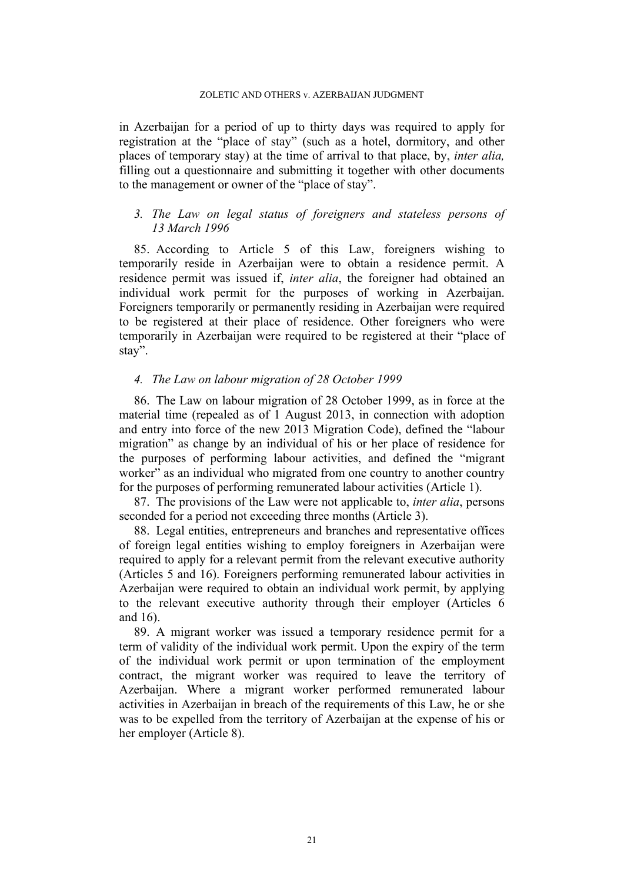in Azerbaijan for a period of up to thirty days was required to apply for registration at the "place of stay" (such as a hotel, dormitory, and other places of temporary stay) at the time of arrival to that place, by, *inter alia,* filling out a questionnaire and submitting it together with other documents to the management or owner of the "place of stay".

### *3. The Law on legal status of foreigners and stateless persons of 13 March 1996*

85. According to Article 5 of this Law, foreigners wishing to temporarily reside in Azerbaijan were to obtain a residence permit. A residence permit was issued if, *inter alia*, the foreigner had obtained an individual work permit for the purposes of working in Azerbaijan. Foreigners temporarily or permanently residing in Azerbaijan were required to be registered at their place of residence. Other foreigners who were temporarily in Azerbaijan were required to be registered at their "place of stay".

### *4. The Law on labour migration of 28 October 1999*

86. The Law on labour migration of 28 October 1999, as in force at the material time (repealed as of 1 August 2013, in connection with adoption and entry into force of the new 2013 Migration Code), defined the "labour migration" as change by an individual of his or her place of residence for the purposes of performing labour activities, and defined the "migrant worker" as an individual who migrated from one country to another country for the purposes of performing remunerated labour activities (Article 1).

87. The provisions of the Law were not applicable to, *inter alia*, persons seconded for a period not exceeding three months (Article 3).

88. Legal entities, entrepreneurs and branches and representative offices of foreign legal entities wishing to employ foreigners in Azerbaijan were required to apply for a relevant permit from the relevant executive authority (Articles 5 and 16). Foreigners performing remunerated labour activities in Azerbaijan were required to obtain an individual work permit, by applying to the relevant executive authority through their employer (Articles 6 and 16).

89. A migrant worker was issued a temporary residence permit for a term of validity of the individual work permit. Upon the expiry of the term of the individual work permit or upon termination of the employment contract, the migrant worker was required to leave the territory of Azerbaijan. Where a migrant worker performed remunerated labour activities in Azerbaijan in breach of the requirements of this Law, he or she was to be expelled from the territory of Azerbaijan at the expense of his or her employer (Article 8).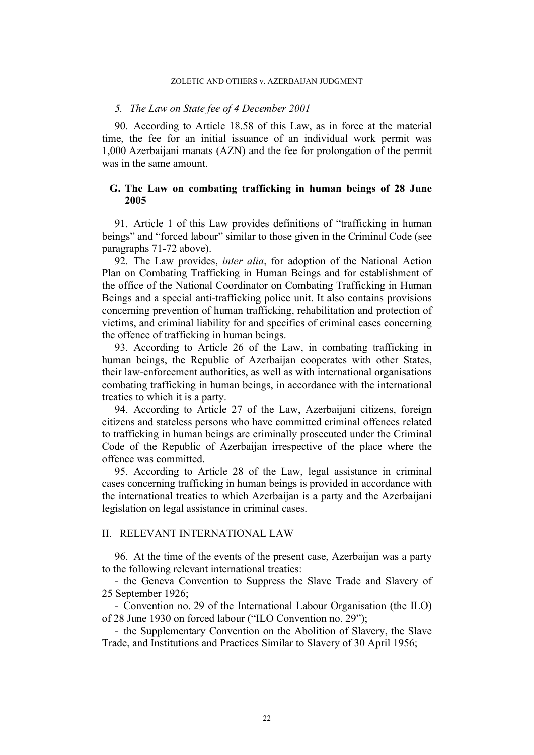*5. The Law on State fee of 4 December 2001*

90. According to Article 18.58 of this Law, as in force at the material time, the fee for an initial issuance of an individual work permit was 1,000 Azerbaijani manats (AZN) and the fee for prolongation of the permit was in the same amount.

### G. The Law on combating trafficking in human beings of 28 June 2005

91. Article 1 of this Law provides definitions of "trafficking in human beings" and "forced labour" similar to those given in the Criminal Code (see paragraphs 71-72 above).

92. The Law provides, *inter alia*, for adoption of the National Action Plan on Combating Trafficking in Human Beings and for establishment of the office of the National Coordinator on Combating Trafficking in Human Beings and a special anti-trafficking police unit. It also contains provisions concerning prevention of human trafficking, rehabilitation and protection of victims, and criminal liability for and specifics of criminal cases concerning the offence of trafficking in human beings.

93. According to Article 26 of the Law, in combating trafficking in human beings, the Republic of Azerbaijan cooperates with other States, their law-enforcement authorities, as well as with international organisations combating trafficking in human beings, in accordance with the international treaties to which it is a party.

94. According to Article 27 of the Law, Azerbaijani citizens, foreign citizens and stateless persons who have committed criminal offences related to trafficking in human beings are criminally prosecuted under the Criminal Code of the Republic of Azerbaijan irrespective of the place where the offence was committed.

95. According to Article 28 of the Law, legal assistance in criminal cases concerning trafficking in human beings is provided in accordance with the international treaties to which Azerbaijan is a party and the Azerbaijani legislation on legal assistance in criminal cases.

## II. RELEVANT INTERNATIONAL LAW

96. At the time of the events of the present case, Azerbaijan was a party to the following relevant international treaties:

- the Geneva Convention to Suppress the Slave Trade and Slavery of 25 September 1926;
- Convention no. 29 of the International Labour Organisation (the ILO) of 28 June 1930 on forced labour ("ILO Convention no. 29");
- the Supplementary Convention on the Abolition of Slavery, the Slave Trade, and Institutions and Practices Similar to Slavery of 30 April 1956;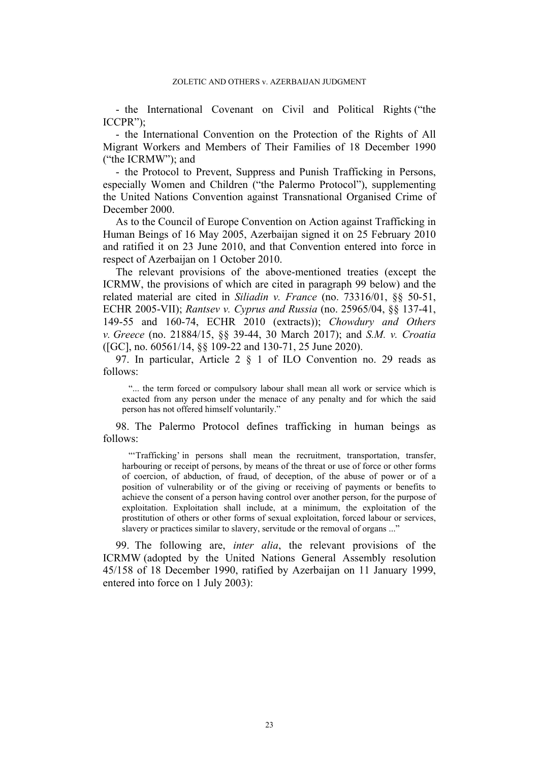- the International Covenant on Civil and Political Rights ("the ICCPR");

- the International Convention on the Protection of the Rights of All Migrant Workers and Members of Their Families of 18 December 1990 ("the ICRMW"); and

- the Protocol to Prevent, Suppress and Punish Trafficking in Persons, especially Women and Children ("the Palermo Protocol"), supplementing the United Nations Convention against Transnational Organised Crime of December 2000.

As to the Council of Europe Convention on Action against Trafficking in Human Beings of 16 May 2005, Azerbaijan signed it on 25 February 2010 and ratified it on 23 June 2010, and that Convention entered into force in respect of Azerbaijan on 1 October 2010.

The relevant provisions of the above-mentioned treaties (except the ICRMW, the provisions of which are cited in paragraph 99 below) and the related material are cited in *Siliadin v. France* (no. 73316/01, §§ 50-51, ECHR 2005-VII); *Rantsev v. Cyprus and Russia* (no. 25965/04, §§ 137-41, 149-55 and 160-74, ECHR 2010 (extracts)); *Chowdury and Others v. Greece* (no. 21884/15, §§ 39-44, 30 March 2017); and *S.M. v. Croatia* ([GC], no. 60561/14, §§ 109-22 and 130-71, 25 June 2020).

97. In particular, Article 2 § 1 of ILO Convention no. 29 reads as follows:

> "... the term forced or compulsory labour shall mean all work or service which is exacted from any person under the menace of any penalty and for which the said person has not offered himself voluntarily."

98. The Palermo Protocol defines trafficking in human beings as follows:

> "'Trafficking' in persons shall mean the recruitment, transportation, transfer, harbouring or receipt of persons, by means of the threat or use of force or other forms of coercion, of abduction, of fraud, of deception, of the abuse of power or of a position of vulnerability or of the giving or receiving of payments or benefits to achieve the consent of a person having control over another person, for the purpose of exploitation. Exploitation shall include, at a minimum, the exploitation of the prostitution of others or other forms of sexual exploitation, forced labour or services, slavery or practices similar to slavery, servitude or the removal of organs ..."

99. The following are, *inter alia*, the relevant provisions of the ICRMW (adopted by the United Nations General Assembly resolution 45/158 of 18 December 1990, ratified by Azerbaijan on 11 January 1999, entered into force on 1 July 2003):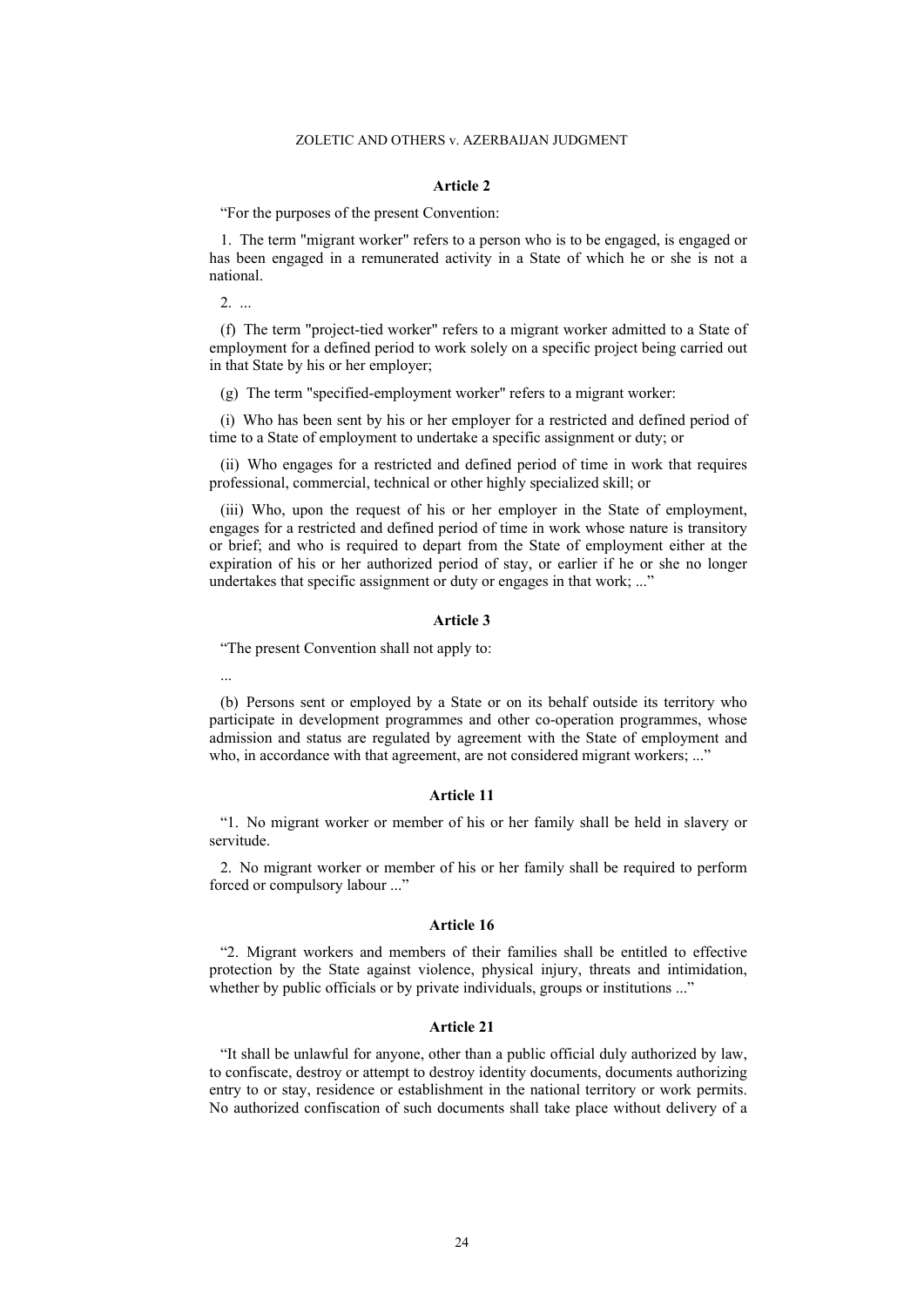#### Article 2

"For the purposes of the present Convention:

1. The term "migrant worker" refers to a person who is to be engaged, is engaged or has been engaged in a remunerated activity in a State of which he or she is not a national.

2. ...

(f) The term "project-tied worker" refers to a migrant worker admitted to a State of employment for a defined period to work solely on a specific project being carried out in that State by his or her employer;

(g) The term "specified-employment worker" refers to a migrant worker:

(i) Who has been sent by his or her employer for a restricted and defined period of time to a State of employment to undertake a specific assignment or duty; or

(ii) Who engages for a restricted and defined period of time in work that requires professional, commercial, technical or other highly specialized skill; or

(iii) Who, upon the request of his or her employer in the State of employment, engages for a restricted and defined period of time in work whose nature is transitory or brief; and who is required to depart from the State of employment either at the expiration of his or her authorized period of stay, or earlier if he or she no longer undertakes that specific assignment or duty or engages in that work; ..."

#### Article 3

"The present Convention shall not apply to:

...

(b) Persons sent or employed by a State or on its behalf outside its territory who participate in development programmes and other co-operation programmes, whose admission and status are regulated by agreement with the State of employment and who, in accordance with that agreement, are not considered migrant workers; ..."

#### Article 11

"1. No migrant worker or member of his or her family shall be held in slavery or servitude.

2. No migrant worker or member of his or her family shall be required to perform forced or compulsory labour ..."

#### Article 16

"2. Migrant workers and members of their families shall be entitled to effective protection by the State against violence, physical injury, threats and intimidation, whether by public officials or by private individuals, groups or institutions ..."

#### Article 21

"It shall be unlawful for anyone, other than a public official duly authorized by law, to confiscate, destroy or attempt to destroy identity documents, documents authorizing entry to or stay, residence or establishment in the national territory or work permits. No authorized confiscation of such documents shall take place without delivery of a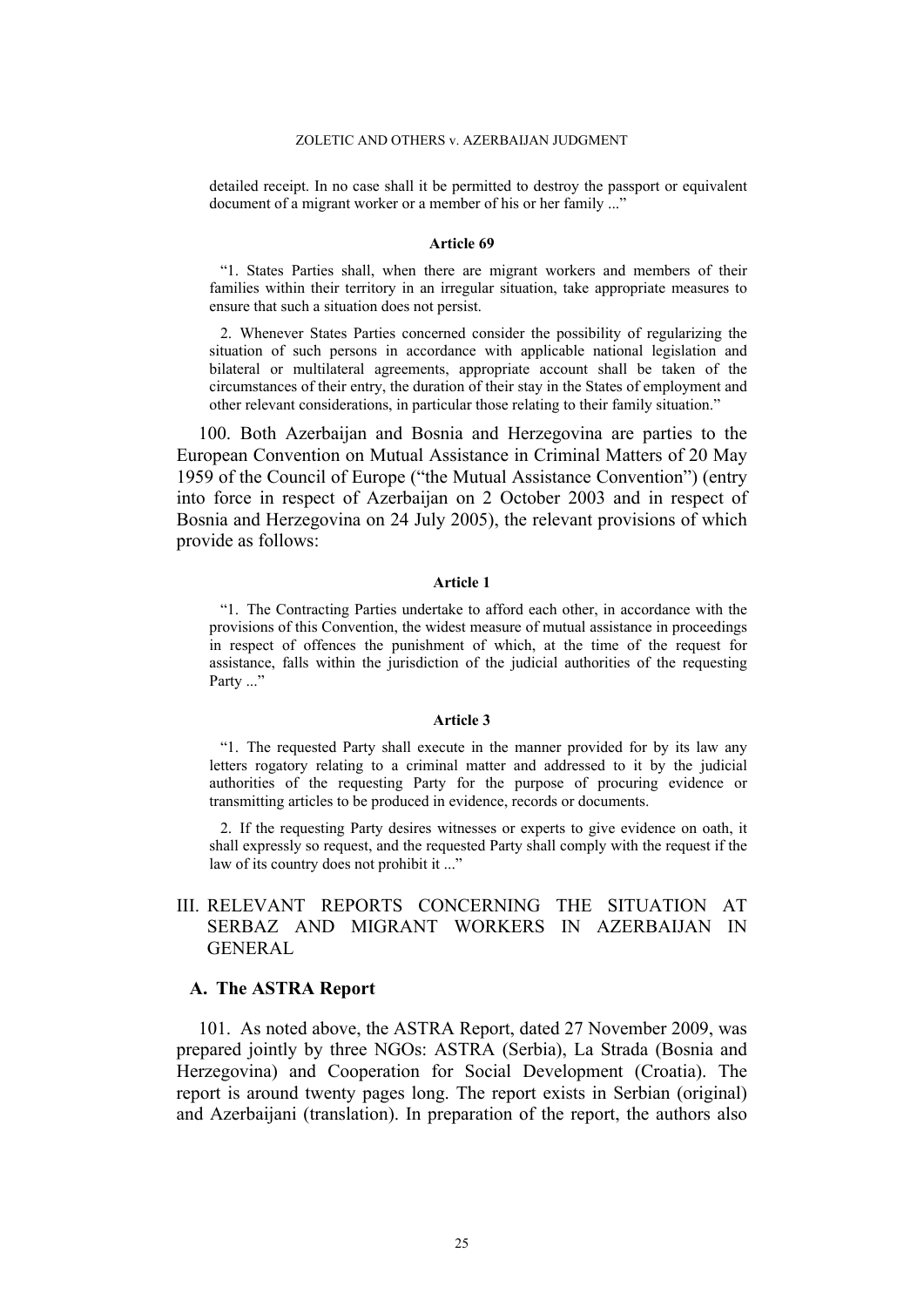detailed receipt. In no case shall it be permitted to destroy the passport or equivalent document of a migrant worker or a member of his or her family ...”

**Article 69**

“1. States Parties shall, when there are migrant workers and members of their families within their territory in an irregular situation, take appropriate measures to ensure that such a situation does not persist.

2. Whenever States Parties concerned consider the possibility of regularizing the situation of such persons in accordance with applicable national legislation and bilateral or multilateral agreements, appropriate account shall be taken of the circumstances of their entry, the duration of their stay in the States of employment and other relevant considerations, in particular those relating to their family situation.”

100. Both Azerbaijan and Bosnia and Herzegovina are parties to the European Convention on Mutual Assistance in Criminal Matters of 20 May 1959 of the Council of Europe (“the Mutual Assistance Convention”) (entry into force in respect of Azerbaijan on 2 October 2003 and in respect of Bosnia and Herzegovina on 24 July 2005), the relevant provisions of which provide as follows:

**Article 1**

“1. The Contracting Parties undertake to afford each other, in accordance with the provisions of this Convention, the widest measure of mutual assistance in proceedings in respect of offences the punishment of which, at the time of the request for assistance, falls within the jurisdiction of the judicial authorities of the requesting Party ...”

**Article 3**

“1. The requested Party shall execute in the manner provided for by its law any letters rogatory relating to a criminal matter and addressed to it by the judicial authorities of the requesting Party for the purpose of procuring evidence or transmitting articles to be produced in evidence, records or documents.

2. If the requesting Party desires witnesses or experts to give evidence on oath, it shall expressly so request, and the requested Party shall comply with the request if the law of its country does not prohibit it ...”

## III. RELEVANT REPORTS CONCERNING THE SITUATION AT SERBAZ AND MIGRANT WORKERS IN AZERBAIJAN IN GENERAL

### A. The ASTRA Report

101. As noted above, the ASTRA Report, dated 27 November 2009, was prepared jointly by three NGOs: ASTRA (Serbia), La Strada (Bosnia and Herzegovina) and Cooperation for Social Development (Croatia). The report is around twenty pages long. The report exists in Serbian (original) and Azerbaijani (translation). In preparation of the report, the authors also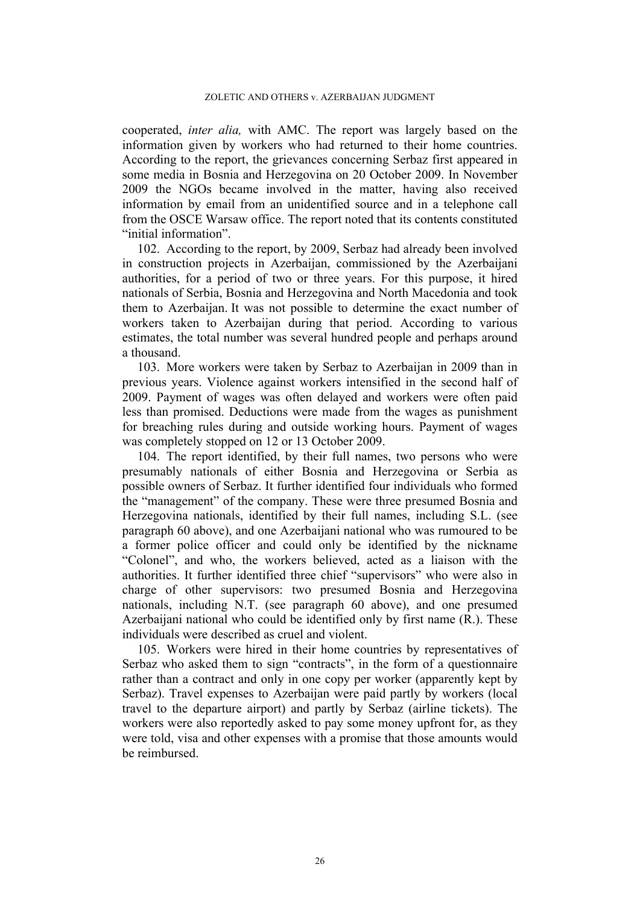cooperated, *inter alia,* with AMC. The report was largely based on the information given by workers who had returned to their home countries. According to the report, the grievances concerning Serbaz first appeared in some media in Bosnia and Herzegovina on 20 October 2009. In November 2009 the NGOs became involved in the matter, having also received information by email from an unidentified source and in a telephone call from the OSCE Warsaw office. The report noted that its contents constituted "initial information".

102. According to the report, by 2009, Serbaz had already been involved in construction projects in Azerbaijan, commissioned by the Azerbaijani authorities, for a period of two or three years. For this purpose, it hired nationals of Serbia, Bosnia and Herzegovina and North Macedonia and took them to Azerbaijan. It was not possible to determine the exact number of workers taken to Azerbaijan during that period. According to various estimates, the total number was several hundred people and perhaps around a thousand.

103. More workers were taken by Serbaz to Azerbaijan in 2009 than in previous years. Violence against workers intensified in the second half of 2009. Payment of wages was often delayed and workers were often paid less than promised. Deductions were made from the wages as punishment for breaching rules during and outside working hours. Payment of wages was completely stopped on 12 or 13 October 2009.

104. The report identified, by their full names, two persons who were presumably nationals of either Bosnia and Herzegovina or Serbia as possible owners of Serbaz. It further identified four individuals who formed the "management" of the company. These were three presumed Bosnia and Herzegovina nationals, identified by their full names, including S.L. (see paragraph 60 above), and one Azerbaijani national who was rumoured to be a former police officer and could only be identified by the nickname "Colonel", and who, the workers believed, acted as a liaison with the authorities. It further identified three chief "supervisors" who were also in charge of other supervisors: two presumed Bosnia and Herzegovina nationals, including N.T. (see paragraph 60 above), and one presumed Azerbaijani national who could be identified only by first name (R.). These individuals were described as cruel and violent.

105. Workers were hired in their home countries by representatives of Serbaz who asked them to sign "contracts", in the form of a questionnaire rather than a contract and only in one copy per worker (apparently kept by Serbaz). Travel expenses to Azerbaijan were paid partly by workers (local travel to the departure airport) and partly by Serbaz (airline tickets). The workers were also reportedly asked to pay some money upfront for, as they were told, visa and other expenses with a promise that those amounts would be reimbursed.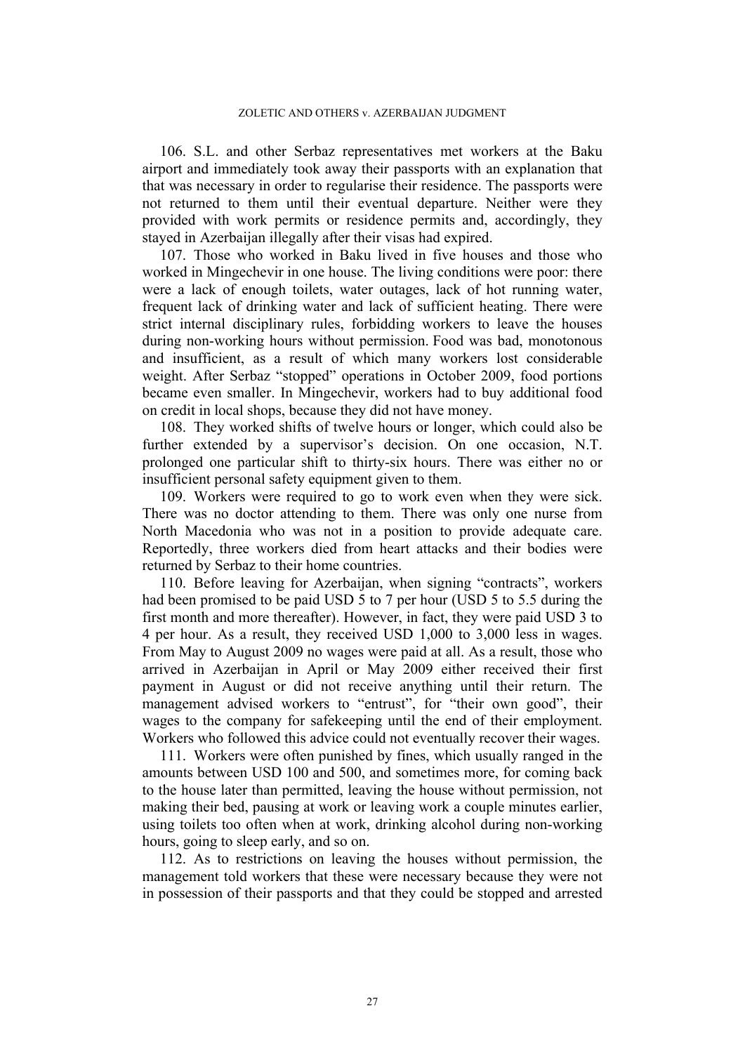106. S.L. and other Serbaz representatives met workers at the Baku airport and immediately took away their passports with an explanation that that was necessary in order to regularise their residence. The passports were not returned to them until their eventual departure. Neither were they provided with work permits or residence permits and, accordingly, they stayed in Azerbaijan illegally after their visas had expired.

107. Those who worked in Baku lived in five houses and those who worked in Mingechevir in one house. The living conditions were poor: there were a lack of enough toilets, water outages, lack of hot running water, frequent lack of drinking water and lack of sufficient heating. There were strict internal disciplinary rules, forbidding workers to leave the houses during non-working hours without permission. Food was bad, monotonous and insufficient, as a result of which many workers lost considerable weight. After Serbaz "stopped" operations in October 2009, food portions became even smaller. In Mingechevir, workers had to buy additional food on credit in local shops, because they did not have money.

108. They worked shifts of twelve hours or longer, which could also be further extended by a supervisor's decision. On one occasion, N.T. prolonged one particular shift to thirty-six hours. There was either no or insufficient personal safety equipment given to them.

109. Workers were required to go to work even when they were sick. There was no doctor attending to them. There was only one nurse from North Macedonia who was not in a position to provide adequate care. Reportedly, three workers died from heart attacks and their bodies were returned by Serbaz to their home countries.

110. Before leaving for Azerbaijan, when signing "contracts", workers had been promised to be paid USD 5 to 7 per hour (USD 5 to 5.5 during the first month and more thereafter). However, in fact, they were paid USD 3 to 4 per hour. As a result, they received USD 1,000 to 3,000 less in wages. From May to August 2009 no wages were paid at all. As a result, those who arrived in Azerbaijan in April or May 2009 either received their first payment in August or did not receive anything until their return. The management advised workers to "entrust", for "their own good", their wages to the company for safekeeping until the end of their employment. Workers who followed this advice could not eventually recover their wages.

111. Workers were often punished by fines, which usually ranged in the amounts between USD 100 and 500, and sometimes more, for coming back to the house later than permitted, leaving the house without permission, not making their bed, pausing at work or leaving work a couple minutes earlier, using toilets too often when at work, drinking alcohol during non-working hours, going to sleep early, and so on.

112. As to restrictions on leaving the houses without permission, the management told workers that these were necessary because they were not in possession of their passports and that they could be stopped and arrested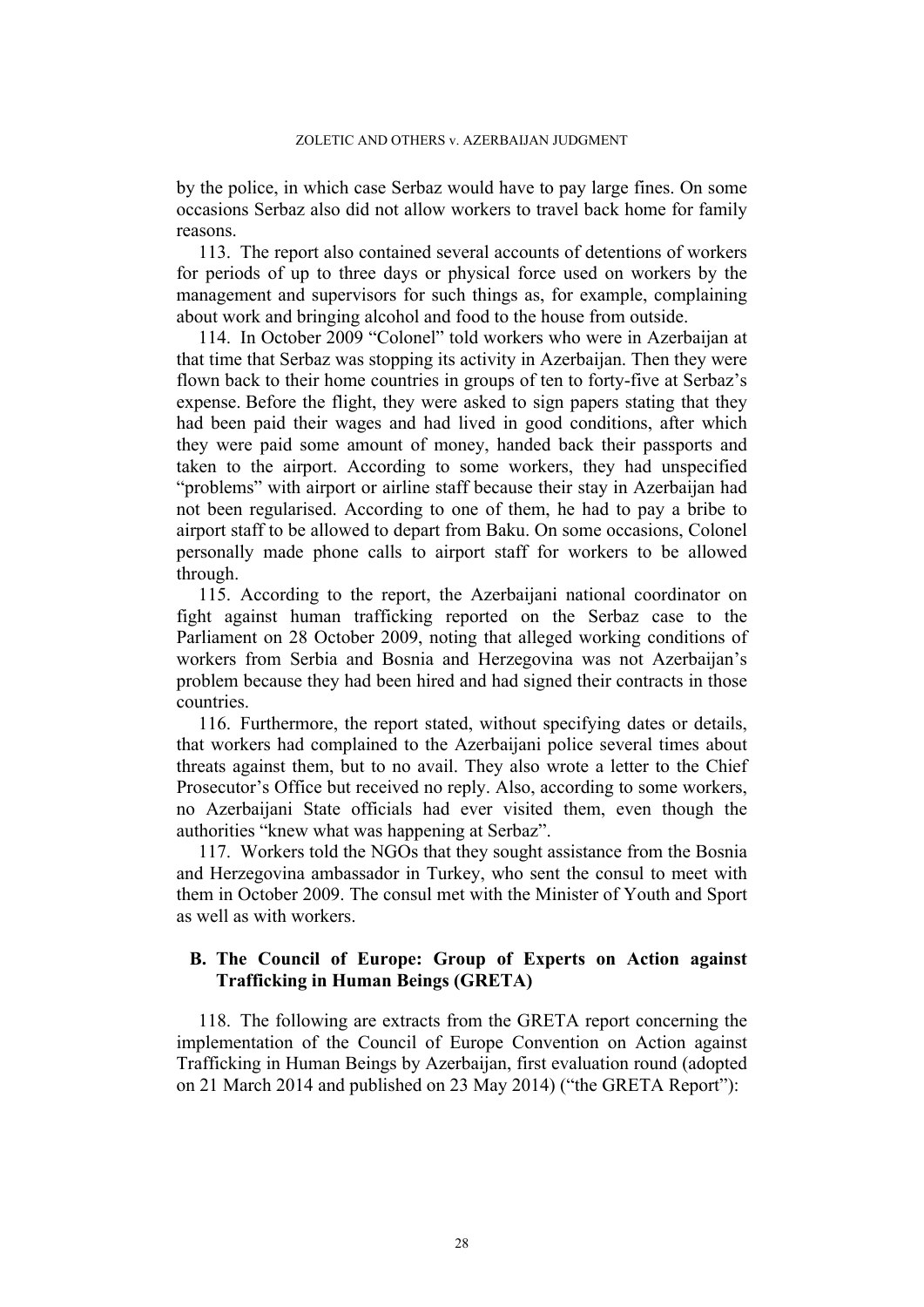by the police, in which case Serbaz would have to pay large fines. On some occasions Serbaz also did not allow workers to travel back home for family reasons.

113. The report also contained several accounts of detentions of workers for periods of up to three days or physical force used on workers by the management and supervisors for such things as, for example, complaining about work and bringing alcohol and food to the house from outside.

114. In October 2009 "Colonel" told workers who were in Azerbaijan at that time that Serbaz was stopping its activity in Azerbaijan. Then they were flown back to their home countries in groups of ten to forty-five at Serbaz's expense. Before the flight, they were asked to sign papers stating that they had been paid their wages and had lived in good conditions, after which they were paid some amount of money, handed back their passports and taken to the airport. According to some workers, they had unspecified "problems" with airport or airline staff because their stay in Azerbaijan had not been regularised. According to one of them, he had to pay a bribe to airport staff to be allowed to depart from Baku. On some occasions, Colonel personally made phone calls to airport staff for workers to be allowed through.

115. According to the report, the Azerbaijani national coordinator on fight against human trafficking reported on the Serbaz case to the Parliament on 28 October 2009, noting that alleged working conditions of workers from Serbia and Bosnia and Herzegovina was not Azerbaijan's problem because they had been hired and had signed their contracts in those countries.

116. Furthermore, the report stated, without specifying dates or details, that workers had complained to the Azerbaijani police several times about threats against them, but to no avail. They also wrote a letter to the Chief Prosecutor's Office but received no reply. Also, according to some workers, no Azerbaijani State officials had ever visited them, even though the authorities "knew what was happening at Serbaz".

117. Workers told the NGOs that they sought assistance from the Bosnia and Herzegovina ambassador in Turkey, who sent the consul to meet with them in October 2009. The consul met with the Minister of Youth and Sport as well as with workers.

## B. The Council of Europe: Group of Experts on Action against Trafficking in Human Beings (GRETA)

118. The following are extracts from the GRETA report concerning the implementation of the Council of Europe Convention on Action against Trafficking in Human Beings by Azerbaijan, first evaluation round (adopted on 21 March 2014 and published on 23 May 2014) ("the GRETA Report"):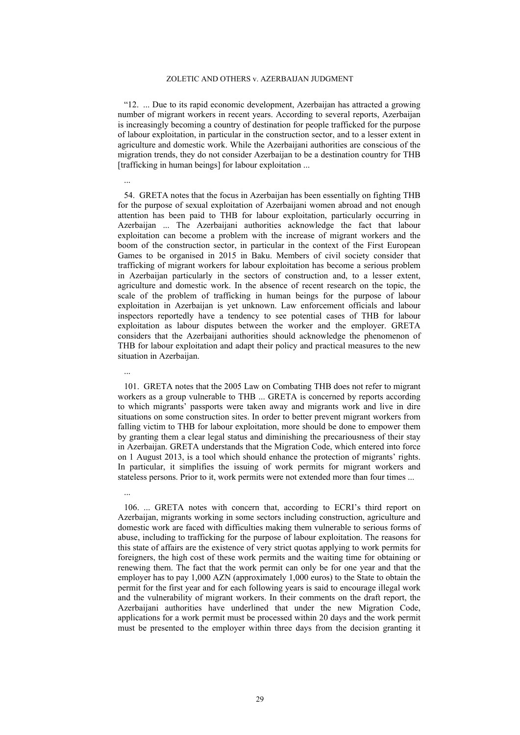"12. ... Due to its rapid economic development, Azerbaijan has attracted a growing number of migrant workers in recent years. According to several reports, Azerbaijan is increasingly becoming a country of destination for people trafficked for the purpose of labour exploitation, in particular in the construction sector, and to a lesser extent in agriculture and domestic work. While the Azerbaijani authorities are conscious of the migration trends, they do not consider Azerbaijan to be a destination country for THB [trafficking in human beings] for labour exploitation ...

...

54. GRETA notes that the focus in Azerbaijan has been essentially on fighting THB for the purpose of sexual exploitation of Azerbaijani women abroad and not enough attention has been paid to THB for labour exploitation, particularly occurring in Azerbaijan ... The Azerbaijani authorities acknowledge the fact that labour exploitation can become a problem with the increase of migrant workers and the boom of the construction sector, in particular in the context of the First European Games to be organised in 2015 in Baku. Members of civil society consider that trafficking of migrant workers for labour exploitation has become a serious problem in Azerbaijan particularly in the sectors of construction and, to a lesser extent, agriculture and domestic work. In the absence of recent research on the topic, the scale of the problem of trafficking in human beings for the purpose of labour exploitation in Azerbaijan is yet unknown. Law enforcement officials and labour inspectors reportedly have a tendency to see potential cases of THB for labour exploitation as labour disputes between the worker and the employer. GRETA considers that the Azerbaijani authorities should acknowledge the phenomenon of THB for labour exploitation and adapt their policy and practical measures to the new situation in Azerbaijan.

...

101. GRETA notes that the 2005 Law on Combating THB does not refer to migrant workers as a group vulnerable to THB ... GRETA is concerned by reports according to which migrants' passports were taken away and migrants work and live in dire situations on some construction sites. In order to better prevent migrant workers from falling victim to THB for labour exploitation, more should be done to empower them by granting them a clear legal status and diminishing the precariousness of their stay in Azerbaijan. GRETA understands that the Migration Code, which entered into force on 1 August 2013, is a tool which should enhance the protection of migrants' rights. In particular, it simplifies the issuing of work permits for migrant workers and stateless persons. Prior to it, work permits were not extended more than four times ...

...

106. ... GRETA notes with concern that, according to ECRI's third report on Azerbaijan, migrants working in some sectors including construction, agriculture and domestic work are faced with difficulties making them vulnerable to serious forms of abuse, including to trafficking for the purpose of labour exploitation. The reasons for this state of affairs are the existence of very strict quotas applying to work permits for foreigners, the high cost of these work permits and the waiting time for obtaining or renewing them. The fact that the work permit can only be for one year and that the employer has to pay 1,000 AZN (approximately 1,000 euros) to the State to obtain the permit for the first year and for each following years is said to encourage illegal work and the vulnerability of migrant workers. In their comments on the draft report, the Azerbaijani authorities have underlined that under the new Migration Code, applications for a work permit must be processed within 20 days and the work permit must be presented to the employer within three days from the decision granting it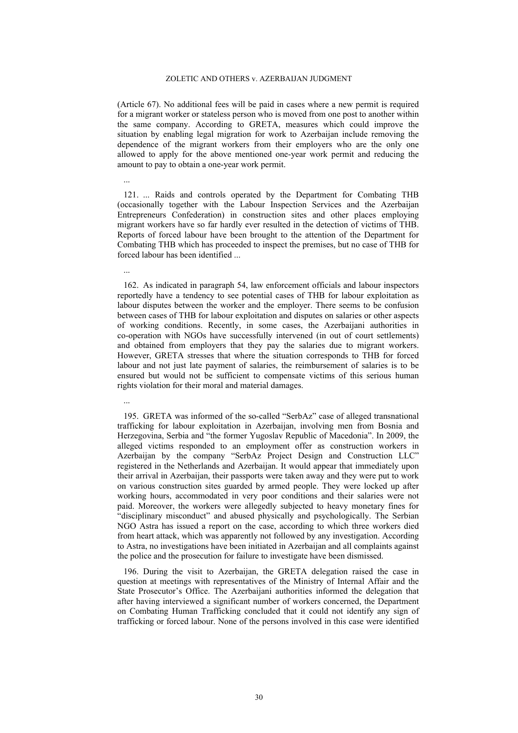(Article 67). No additional fees will be paid in cases where a new permit is required for a migrant worker or stateless person who is moved from one post to another within the same company. According to GRETA, measures which could improve the situation by enabling legal migration for work to Azerbaijan include removing the dependence of the migrant workers from their employers who are the only one allowed to apply for the above mentioned one-year work permit and reducing the amount to pay to obtain a one-year work permit.

...

121. ... Raids and controls operated by the Department for Combating THB (occasionally together with the Labour Inspection Services and the Azerbaijan Entrepreneurs Confederation) in construction sites and other places employing migrant workers have so far hardly ever resulted in the detection of victims of THB. Reports of forced labour have been brought to the attention of the Department for Combating THB which has proceeded to inspect the premises, but no case of THB for forced labour has been identified ...

...

162. As indicated in paragraph 54, law enforcement officials and labour inspectors reportedly have a tendency to see potential cases of THB for labour exploitation as labour disputes between the worker and the employer. There seems to be confusion between cases of THB for labour exploitation and disputes on salaries or other aspects of working conditions. Recently, in some cases, the Azerbaijani authorities in co-operation with NGOs have successfully intervened (in out of court settlements) and obtained from employers that they pay the salaries due to migrant workers. However, GRETA stresses that where the situation corresponds to THB for forced labour and not just late payment of salaries, the reimbursement of salaries is to be ensured but would not be sufficient to compensate victims of this serious human rights violation for their moral and material damages.

...

195. GRETA was informed of the so-called "SerbAz" case of alleged transnational trafficking for labour exploitation in Azerbaijan, involving men from Bosnia and Herzegovina, Serbia and "the former Yugoslav Republic of Macedonia". In 2009, the alleged victims responded to an employment offer as construction workers in Azerbaijan by the company "SerbAz Project Design and Construction LLC" registered in the Netherlands and Azerbaijan. It would appear that immediately upon their arrival in Azerbaijan, their passports were taken away and they were put to work on various construction sites guarded by armed people. They were locked up after working hours, accommodated in very poor conditions and their salaries were not paid. Moreover, the workers were allegedly subjected to heavy monetary fines for "disciplinary misconduct" and abused physically and psychologically. The Serbian NGO Astra has issued a report on the case, according to which three workers died from heart attack, which was apparently not followed by any investigation. According to Astra, no investigations have been initiated in Azerbaijan and all complaints against the police and the prosecution for failure to investigate have been dismissed.

196. During the visit to Azerbaijan, the GRETA delegation raised the case in question at meetings with representatives of the Ministry of Internal Affair and the State Prosecutor's Office. The Azerbaijani authorities informed the delegation that after having interviewed a significant number of workers concerned, the Department on Combating Human Trafficking concluded that it could not identify any sign of trafficking or forced labour. None of the persons involved in this case were identified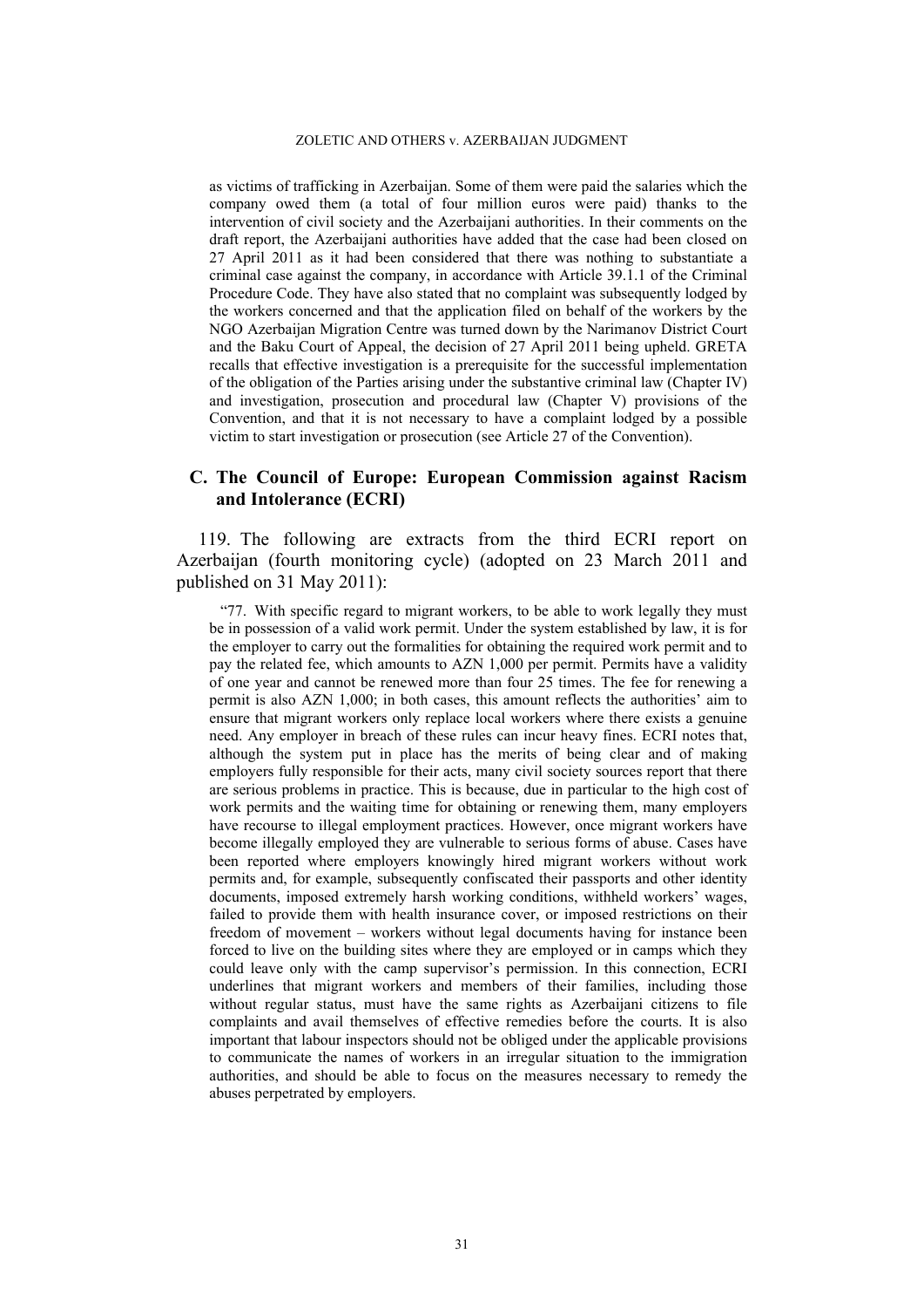as victims of trafficking in Azerbaijan. Some of them were paid the salaries which the company owed them (a total of four million euros were paid) thanks to the intervention of civil society and the Azerbaijani authorities. In their comments on the draft report, the Azerbaijani authorities have added that the case had been closed on 27 April 2011 as it had been considered that there was nothing to substantiate a criminal case against the company, in accordance with Article 39.1.1 of the Criminal Procedure Code. They have also stated that no complaint was subsequently lodged by the workers concerned and that the application filed on behalf of the workers by the NGO Azerbaijan Migration Centre was turned down by the Narimanov District Court and the Baku Court of Appeal, the decision of 27 April 2011 being upheld. GRETA recalls that effective investigation is a prerequisite for the successful implementation of the obligation of the Parties arising under the substantive criminal law (Chapter IV) and investigation, prosecution and procedural law (Chapter V) provisions of the Convention, and that it is not necessary to have a complaint lodged by a possible victim to start investigation or prosecution (see Article 27 of the Convention).

## C. The Council of Europe: European Commission against Racism and Intolerance (ECRI)

119. The following are extracts from the third ECRI report on Azerbaijan (fourth monitoring cycle) (adopted on 23 March 2011 and published on 31 May 2011):

"77. With specific regard to migrant workers, to be able to work legally they must be in possession of a valid work permit. Under the system established by law, it is for the employer to carry out the formalities for obtaining the required work permit and to pay the related fee, which amounts to AZN 1,000 per permit. Permits have a validity of one year and cannot be renewed more than four 25 times. The fee for renewing a permit is also AZN 1,000; in both cases, this amount reflects the authorities' aim to ensure that migrant workers only replace local workers where there exists a genuine need. Any employer in breach of these rules can incur heavy fines. ECRI notes that, although the system put in place has the merits of being clear and of making employers fully responsible for their acts, many civil society sources report that there are serious problems in practice. This is because, due in particular to the high cost of work permits and the waiting time for obtaining or renewing them, many employers have recourse to illegal employment practices. However, once migrant workers have become illegally employed they are vulnerable to serious forms of abuse. Cases have been reported where employers knowingly hired migrant workers without work permits and, for example, subsequently confiscated their passports and other identity documents, imposed extremely harsh working conditions, withheld workers' wages, failed to provide them with health insurance cover, or imposed restrictions on their freedom of movement – workers without legal documents having for instance been forced to live on the building sites where they are employed or in camps which they could leave only with the camp supervisor's permission. In this connection, ECRI underlines that migrant workers and members of their families, including those without regular status, must have the same rights as Azerbaijani citizens to file complaints and avail themselves of effective remedies before the courts. It is also important that labour inspectors should not be obliged under the applicable provisions to communicate the names of workers in an irregular situation to the immigration authorities, and should be able to focus on the measures necessary to remedy the abuses perpetrated by employers.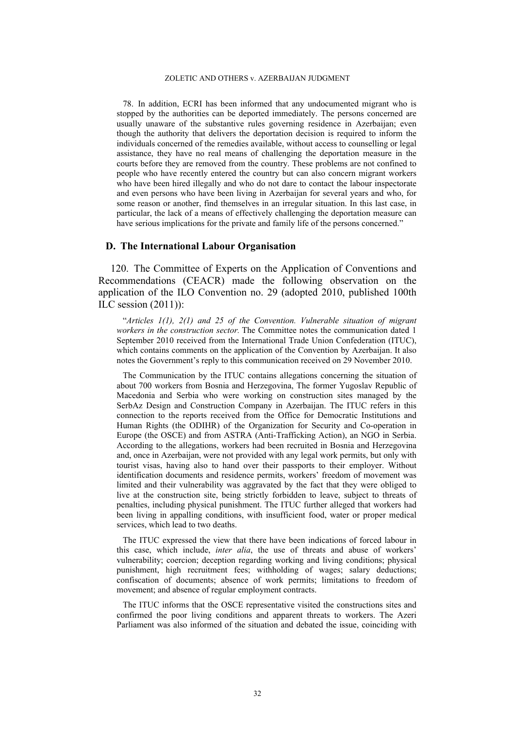78. In addition, ECRI has been informed that any undocumented migrant who is stopped by the authorities can be deported immediately. The persons concerned are usually unaware of the substantive rules governing residence in Azerbaijan; even though the authority that delivers the deportation decision is required to inform the individuals concerned of the remedies available, without access to counselling or legal assistance, they have no real means of challenging the deportation measure in the courts before they are removed from the country. These problems are not confined to people who have recently entered the country but can also concern migrant workers who have been hired illegally and who do not dare to contact the labour inspectorate and even persons who have been living in Azerbaijan for several years and who, for some reason or another, find themselves in an irregular situation. In this last case, in particular, the lack of a means of effectively challenging the deportation measure can have serious implications for the private and family life of the persons concerned."

### D. The International Labour Organisation

120. The Committee of Experts on the Application of Conventions and Recommendations (CEACR) made the following observation on the application of the ILO Convention no. 29 (adopted 2010, published 100th ILC session (2011)):

"*Articles 1(1), 2(1) and 25 of the Convention. Vulnerable situation of migrant workers in the construction sector.* The Committee notes the communication dated 1 September 2010 received from the International Trade Union Confederation (ITUC), which contains comments on the application of the Convention by Azerbaijan. It also notes the Government's reply to this communication received on 29 November 2010.

The Communication by the ITUC contains allegations concerning the situation of about 700 workers from Bosnia and Herzegovina, The former Yugoslav Republic of Macedonia and Serbia who were working on construction sites managed by the SerbAz Design and Construction Company in Azerbaijan. The ITUC refers in this connection to the reports received from the Office for Democratic Institutions and Human Rights (the ODIHR) of the Organization for Security and Co-operation in Europe (the OSCE) and from ASTRA (Anti-Trafficking Action), an NGO in Serbia. According to the allegations, workers had been recruited in Bosnia and Herzegovina and, once in Azerbaijan, were not provided with any legal work permits, but only with tourist visas, having also to hand over their passports to their employer. Without identification documents and residence permits, workers' freedom of movement was limited and their vulnerability was aggravated by the fact that they were obliged to live at the construction site, being strictly forbidden to leave, subject to threats of penalties, including physical punishment. The ITUC further alleged that workers had been living in appalling conditions, with insufficient food, water or proper medical services, which lead to two deaths.

The ITUC expressed the view that there have been indications of forced labour in this case, which include, *inter alia*, the use of threats and abuse of workers' vulnerability; coercion; deception regarding working and living conditions; physical punishment, high recruitment fees; withholding of wages; salary deductions; confiscation of documents; absence of work permits; limitations to freedom of movement; and absence of regular employment contracts.

The ITUC informs that the OSCE representative visited the constructions sites and confirmed the poor living conditions and apparent threats to workers. The Azeri Parliament was also informed of the situation and debated the issue, coinciding with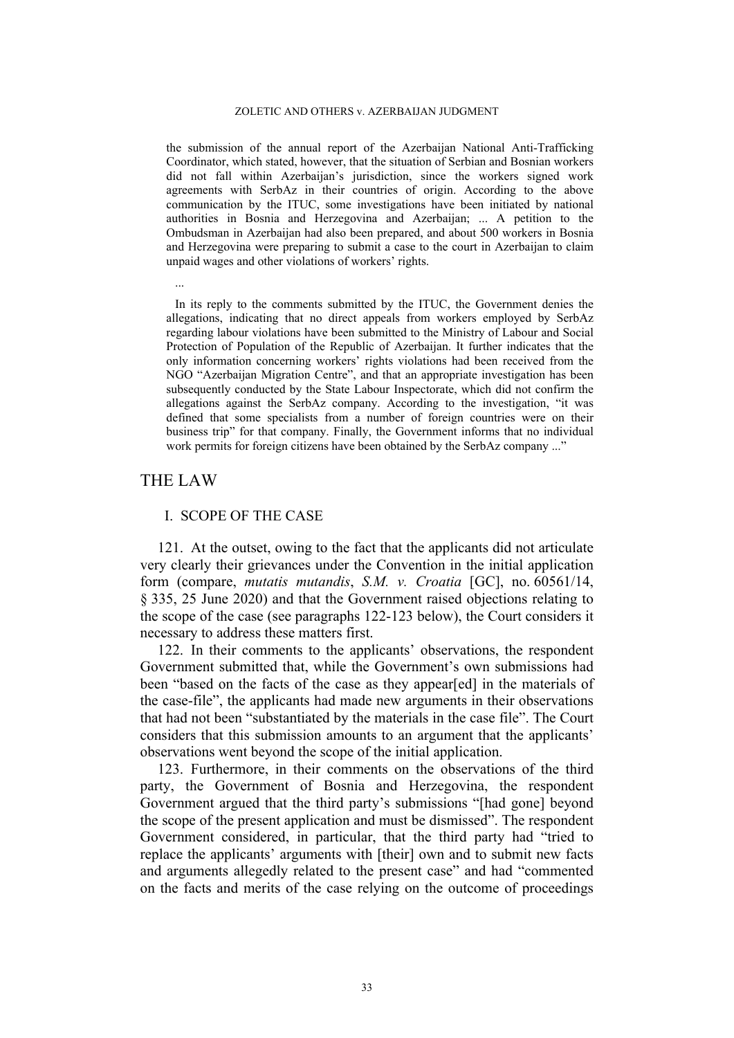the submission of the annual report of the Azerbaijan National Anti-Trafficking Coordinator, which stated, however, that the situation of Serbian and Bosnian workers did not fall within Azerbaijan's jurisdiction, since the workers signed work agreements with SerbAz in their countries of origin. According to the above communication by the ITUC, some investigations have been initiated by national authorities in Bosnia and Herzegovina and Azerbaijan; ... A petition to the Ombudsman in Azerbaijan had also been prepared, and about 500 workers in Bosnia and Herzegovina were preparing to submit a case to the court in Azerbaijan to claim unpaid wages and other violations of workers' rights.

...

In its reply to the comments submitted by the ITUC, the Government denies the allegations, indicating that no direct appeals from workers employed by SerbAz regarding labour violations have been submitted to the Ministry of Labour and Social Protection of Population of the Republic of Azerbaijan. It further indicates that the only information concerning workers' rights violations had been received from the NGO "Azerbaijan Migration Centre", and that an appropriate investigation has been subsequently conducted by the State Labour Inspectorate, which did not confirm the allegations against the SerbAz company. According to the investigation, "it was defined that some specialists from a number of foreign countries were on their business trip" for that company. Finally, the Government informs that no individual work permits for foreign citizens have been obtained by the SerbAz company ..."

# THE LAW

## I. SCOPE OF THE CASE

121. At the outset, owing to the fact that the applicants did not articulate very clearly their grievances under the Convention in the initial application form (compare, *mutatis mutandis*, *S.M. v. Croatia* [GC], no. 60561/14, § 335, 25 June 2020) and that the Government raised objections relating to the scope of the case (see paragraphs 122-123 below), the Court considers it necessary to address these matters first.

122. In their comments to the applicants' observations, the respondent Government submitted that, while the Government's own submissions had been "based on the facts of the case as they appear[ed] in the materials of the case-file", the applicants had made new arguments in their observations that had not been "substantiated by the materials in the case file". The Court considers that this submission amounts to an argument that the applicants' observations went beyond the scope of the initial application.

123. Furthermore, in their comments on the observations of the third party, the Government of Bosnia and Herzegovina, the respondent Government argued that the third party's submissions "[had gone] beyond the scope of the present application and must be dismissed". The respondent Government considered, in particular, that the third party had "tried to replace the applicants' arguments with [their] own and to submit new facts and arguments allegedly related to the present case" and had "commented on the facts and merits of the case relying on the outcome of proceedings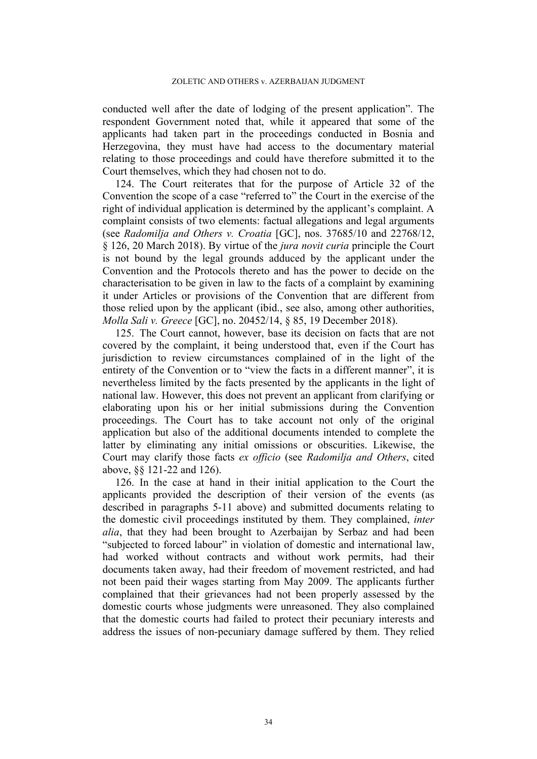conducted well after the date of lodging of the present application". The respondent Government noted that, while it appeared that some of the applicants had taken part in the proceedings conducted in Bosnia and Herzegovina, they must have had access to the documentary material relating to those proceedings and could have therefore submitted it to the Court themselves, which they had chosen not to do.

124. The Court reiterates that for the purpose of Article 32 of the Convention the scope of a case "referred to" the Court in the exercise of the right of individual application is determined by the applicant's complaint. A complaint consists of two elements: factual allegations and legal arguments (see *Radomilja and Others v. Croatia* [GC], nos. 37685/10 and 22768/12, § 126, 20 March 2018). By virtue of the *jura novit curia* principle the Court is not bound by the legal grounds adduced by the applicant under the Convention and the Protocols thereto and has the power to decide on the characterisation to be given in law to the facts of a complaint by examining it under Articles or provisions of the Convention that are different from those relied upon by the applicant (ibid., see also, among other authorities, *Molla Sali v. Greece* [GC], no. 20452/14, § 85, 19 December 2018).

125. The Court cannot, however, base its decision on facts that are not covered by the complaint, it being understood that, even if the Court has jurisdiction to review circumstances complained of in the light of the entirety of the Convention or to "view the facts in a different manner", it is nevertheless limited by the facts presented by the applicants in the light of national law. However, this does not prevent an applicant from clarifying or elaborating upon his or her initial submissions during the Convention proceedings. The Court has to take account not only of the original application but also of the additional documents intended to complete the latter by eliminating any initial omissions or obscurities. Likewise, the Court may clarify those facts *ex officio* (see *Radomilja and Others*, cited above, §§ 121-22 and 126).

126. In the case at hand in their initial application to the Court the applicants provided the description of their version of the events (as described in paragraphs 5-11 above) and submitted documents relating to the domestic civil proceedings instituted by them. They complained, *inter alia*, that they had been brought to Azerbaijan by Serbaz and had been "subjected to forced labour" in violation of domestic and international law, had worked without contracts and without work permits, had their documents taken away, had their freedom of movement restricted, and had not been paid their wages starting from May 2009. The applicants further complained that their grievances had not been properly assessed by the domestic courts whose judgments were unreasoned. They also complained that the domestic courts had failed to protect their pecuniary interests and address the issues of non-pecuniary damage suffered by them. They relied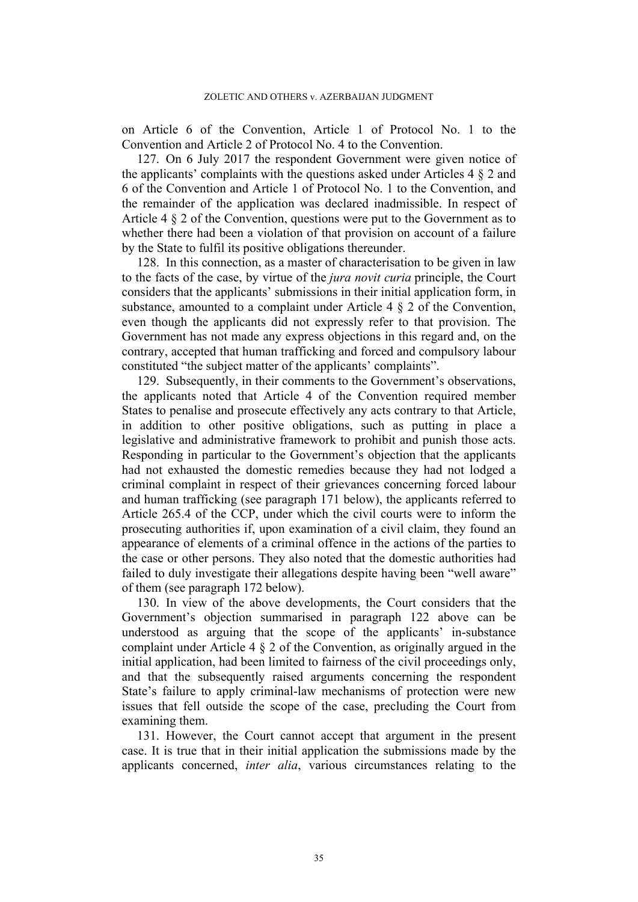on Article 6 of the Convention, Article 1 of Protocol No. 1 to the Convention and Article 2 of Protocol No. 4 to the Convention.

127. On 6 July 2017 the respondent Government were given notice of the applicants' complaints with the questions asked under Articles 4 § 2 and 6 of the Convention and Article 1 of Protocol No. 1 to the Convention, and the remainder of the application was declared inadmissible. In respect of Article 4 § 2 of the Convention, questions were put to the Government as to whether there had been a violation of that provision on account of a failure by the State to fulfil its positive obligations thereunder.

128. In this connection, as a master of characterisation to be given in law to the facts of the case, by virtue of the *jura novit curia* principle, the Court considers that the applicants' submissions in their initial application form, in substance, amounted to a complaint under Article 4 § 2 of the Convention, even though the applicants did not expressly refer to that provision. The Government has not made any express objections in this regard and, on the contrary, accepted that human trafficking and forced and compulsory labour constituted "the subject matter of the applicants' complaints".

129. Subsequently, in their comments to the Government's observations, the applicants noted that Article 4 of the Convention required member States to penalise and prosecute effectively any acts contrary to that Article, in addition to other positive obligations, such as putting in place a legislative and administrative framework to prohibit and punish those acts. Responding in particular to the Government's objection that the applicants had not exhausted the domestic remedies because they had not lodged a criminal complaint in respect of their grievances concerning forced labour and human trafficking (see paragraph 171 below), the applicants referred to Article 265.4 of the CCP, under which the civil courts were to inform the prosecuting authorities if, upon examination of a civil claim, they found an appearance of elements of a criminal offence in the actions of the parties to the case or other persons. They also noted that the domestic authorities had failed to duly investigate their allegations despite having been "well aware" of them (see paragraph 172 below).

130. In view of the above developments, the Court considers that the Government's objection summarised in paragraph 122 above can be understood as arguing that the scope of the applicants' in-substance complaint under Article 4 § 2 of the Convention, as originally argued in the initial application, had been limited to fairness of the civil proceedings only, and that the subsequently raised arguments concerning the respondent State's failure to apply criminal-law mechanisms of protection were new issues that fell outside the scope of the case, precluding the Court from examining them.

131. However, the Court cannot accept that argument in the present case. It is true that in their initial application the submissions made by the applicants concerned, *inter alia*, various circumstances relating to the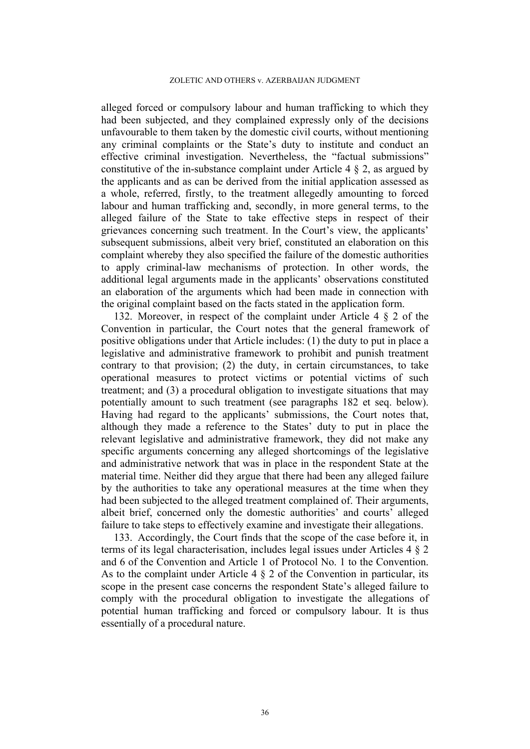alleged forced or compulsory labour and human trafficking to which they had been subjected, and they complained expressly only of the decisions unfavourable to them taken by the domestic civil courts, without mentioning any criminal complaints or the State's duty to institute and conduct an effective criminal investigation. Nevertheless, the "factual submissions" constitutive of the in-substance complaint under Article 4 § 2, as argued by the applicants and as can be derived from the initial application assessed as a whole, referred, firstly, to the treatment allegedly amounting to forced labour and human trafficking and, secondly, in more general terms, to the alleged failure of the State to take effective steps in respect of their grievances concerning such treatment. In the Court's view, the applicants' subsequent submissions, albeit very brief, constituted an elaboration on this complaint whereby they also specified the failure of the domestic authorities to apply criminal-law mechanisms of protection. In other words, the additional legal arguments made in the applicants' observations constituted an elaboration of the arguments which had been made in connection with the original complaint based on the facts stated in the application form.

132. Moreover, in respect of the complaint under Article 4 § 2 of the Convention in particular, the Court notes that the general framework of positive obligations under that Article includes: (1) the duty to put in place a legislative and administrative framework to prohibit and punish treatment contrary to that provision; (2) the duty, in certain circumstances, to take operational measures to protect victims or potential victims of such treatment; and (3) a procedural obligation to investigate situations that may potentially amount to such treatment (see paragraphs 182 et seq. below). Having had regard to the applicants' submissions, the Court notes that, although they made a reference to the States' duty to put in place the relevant legislative and administrative framework, they did not make any specific arguments concerning any alleged shortcomings of the legislative and administrative network that was in place in the respondent State at the material time. Neither did they argue that there had been any alleged failure by the authorities to take any operational measures at the time when they had been subjected to the alleged treatment complained of. Their arguments, albeit brief, concerned only the domestic authorities' and courts' alleged failure to take steps to effectively examine and investigate their allegations.

133. Accordingly, the Court finds that the scope of the case before it, in terms of its legal characterisation, includes legal issues under Articles 4 § 2 and 6 of the Convention and Article 1 of Protocol No. 1 to the Convention. As to the complaint under Article 4 § 2 of the Convention in particular, its scope in the present case concerns the respondent State's alleged failure to comply with the procedural obligation to investigate the allegations of potential human trafficking and forced or compulsory labour. It is thus essentially of a procedural nature.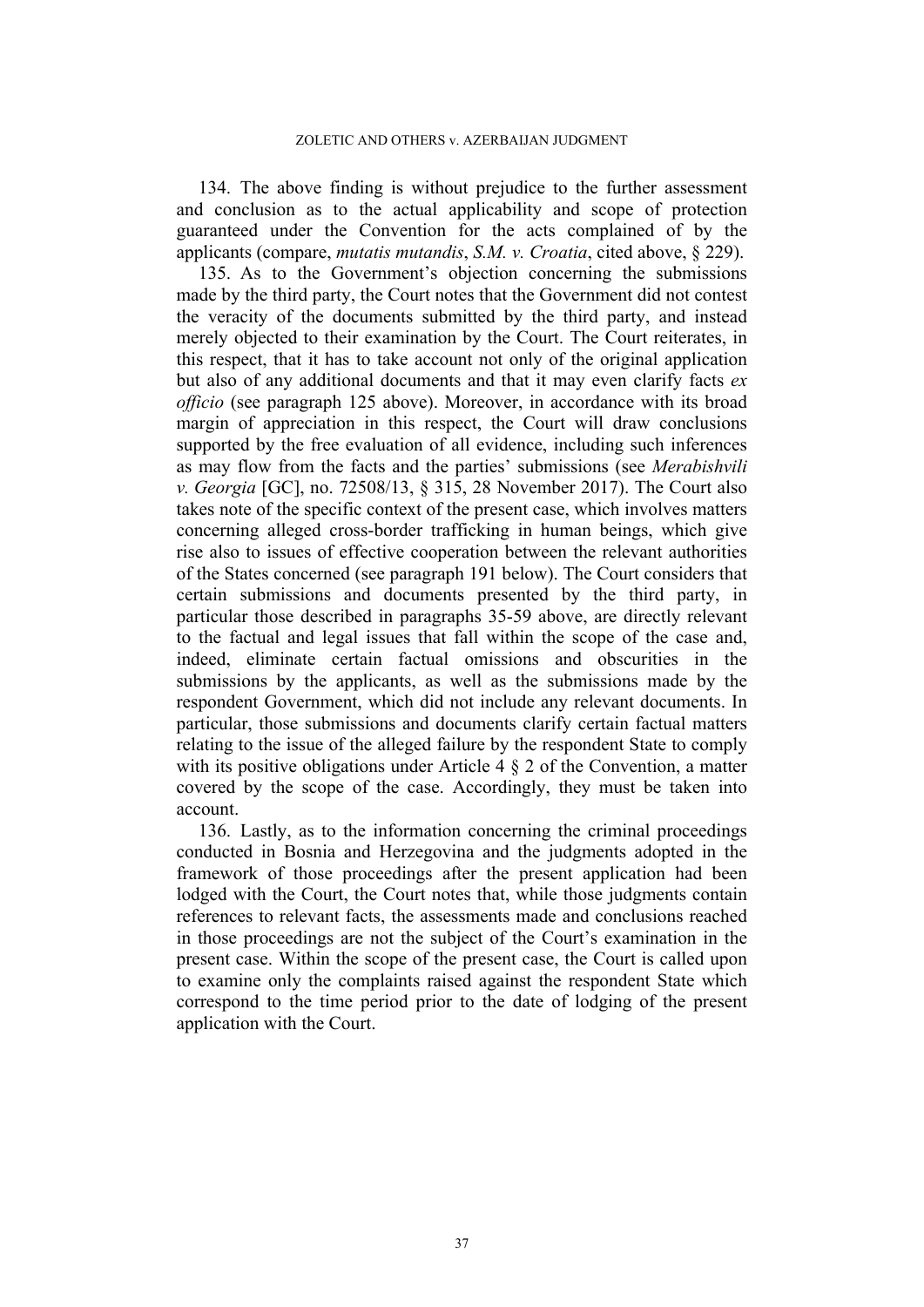134. The above finding is without prejudice to the further assessment and conclusion as to the actual applicability and scope of protection guaranteed under the Convention for the acts complained of by the applicants (compare, *mutatis mutandis*, *S.M. v. Croatia*, cited above, § 229).

135. As to the Government's objection concerning the submissions made by the third party, the Court notes that the Government did not contest the veracity of the documents submitted by the third party, and instead merely objected to their examination by the Court. The Court reiterates, in this respect, that it has to take account not only of the original application but also of any additional documents and that it may even clarify facts *ex officio* (see paragraph 125 above). Moreover, in accordance with its broad margin of appreciation in this respect, the Court will draw conclusions supported by the free evaluation of all evidence, including such inferences as may flow from the facts and the parties' submissions (see *Merabishvili v. Georgia* [GC], no. 72508/13, § 315, 28 November 2017). The Court also takes note of the specific context of the present case, which involves matters concerning alleged cross-border trafficking in human beings, which give rise also to issues of effective cooperation between the relevant authorities of the States concerned (see paragraph 191 below). The Court considers that certain submissions and documents presented by the third party, in particular those described in paragraphs 35-59 above, are directly relevant to the factual and legal issues that fall within the scope of the case and, indeed, eliminate certain factual omissions and obscurities in the submissions by the applicants, as well as the submissions made by the respondent Government, which did not include any relevant documents. In particular, those submissions and documents clarify certain factual matters relating to the issue of the alleged failure by the respondent State to comply with its positive obligations under Article 4 § 2 of the Convention, a matter covered by the scope of the case. Accordingly, they must be taken into account.

136. Lastly, as to the information concerning the criminal proceedings conducted in Bosnia and Herzegovina and the judgments adopted in the framework of those proceedings after the present application had been lodged with the Court, the Court notes that, while those judgments contain references to relevant facts, the assessments made and conclusions reached in those proceedings are not the subject of the Court's examination in the present case. Within the scope of the present case, the Court is called upon to examine only the complaints raised against the respondent State which correspond to the time period prior to the date of lodging of the present application with the Court.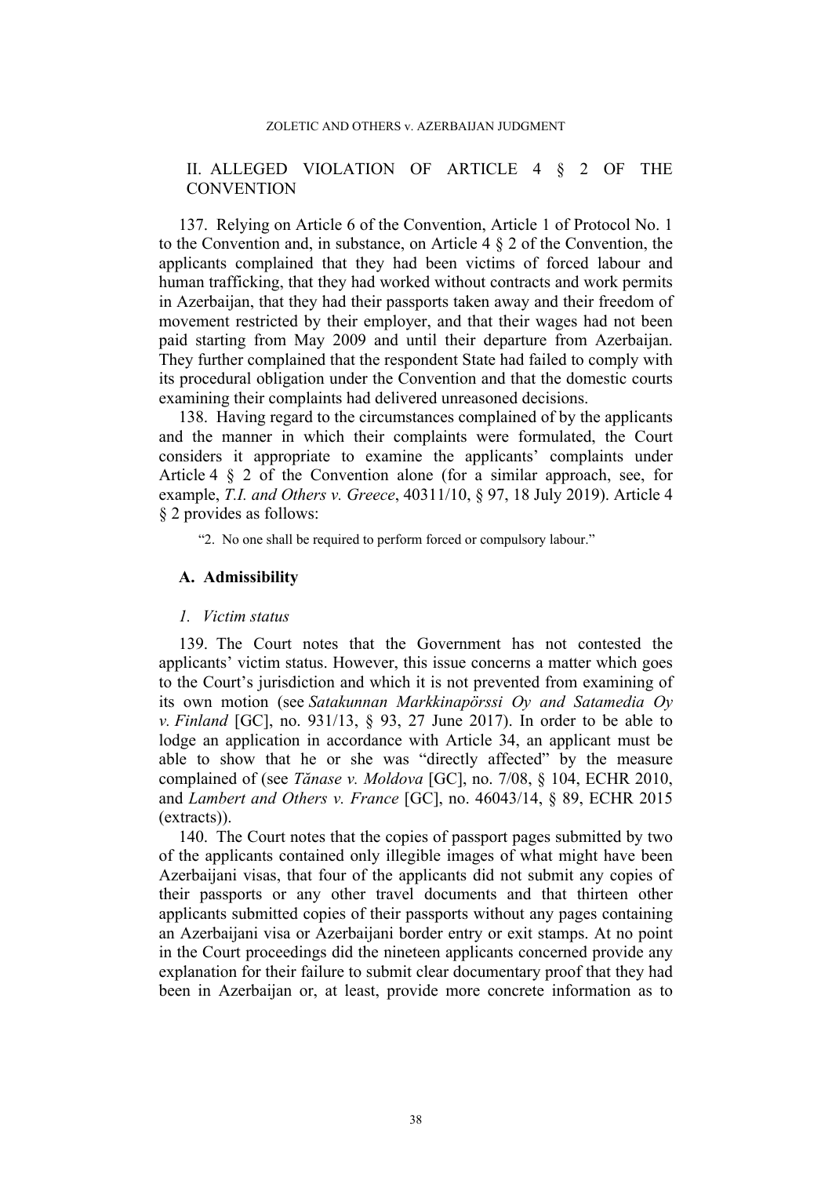## II. ALLEGED VIOLATION OF ARTICLE 4 § 2 OF THE CONVENTION

137. Relying on Article 6 of the Convention, Article 1 of Protocol No. 1 to the Convention and, in substance, on Article 4 § 2 of the Convention, the applicants complained that they had been victims of forced labour and human trafficking, that they had worked without contracts and work permits in Azerbaijan, that they had their passports taken away and their freedom of movement restricted by their employer, and that their wages had not been paid starting from May 2009 and until their departure from Azerbaijan. They further complained that the respondent State had failed to comply with its procedural obligation under the Convention and that the domestic courts examining their complaints had delivered unreasoned decisions.

138. Having regard to the circumstances complained of by the applicants and the manner in which their complaints were formulated, the Court considers it appropriate to examine the applicants' complaints under Article 4 § 2 of the Convention alone (for a similar approach, see, for example, *T.I. and Others v. Greece*, 40311/10, § 97, 18 July 2019). Article 4 § 2 provides as follows:

> "2. No one shall be required to perform forced or compulsory labour."

### A. Admissibility

#### *1. Victim status*

139. The Court notes that the Government has not contested the applicants' victim status. However, this issue concerns a matter which goes to the Court's jurisdiction and which it is not prevented from examining of its own motion (see *Satakunnan Markkinapörssi Oy and Satamedia Oy v. Finland* [GC], no. 931/13, § 93, 27 June 2017). In order to be able to lodge an application in accordance with Article 34, an applicant must be able to show that he or she was "directly affected" by the measure complained of (see *Tănase v. Moldova* [GC], no. 7/08, § 104, ECHR 2010, and *Lambert and Others v. France* [GC], no. 46043/14, § 89, ECHR 2015 (extracts)).

140. The Court notes that the copies of passport pages submitted by two of the applicants contained only illegible images of what might have been Azerbaijani visas, that four of the applicants did not submit any copies of their passports or any other travel documents and that thirteen other applicants submitted copies of their passports without any pages containing an Azerbaijani visa or Azerbaijani border entry or exit stamps. At no point in the Court proceedings did the nineteen applicants concerned provide any explanation for their failure to submit clear documentary proof that they had been in Azerbaijan or, at least, provide more concrete information as to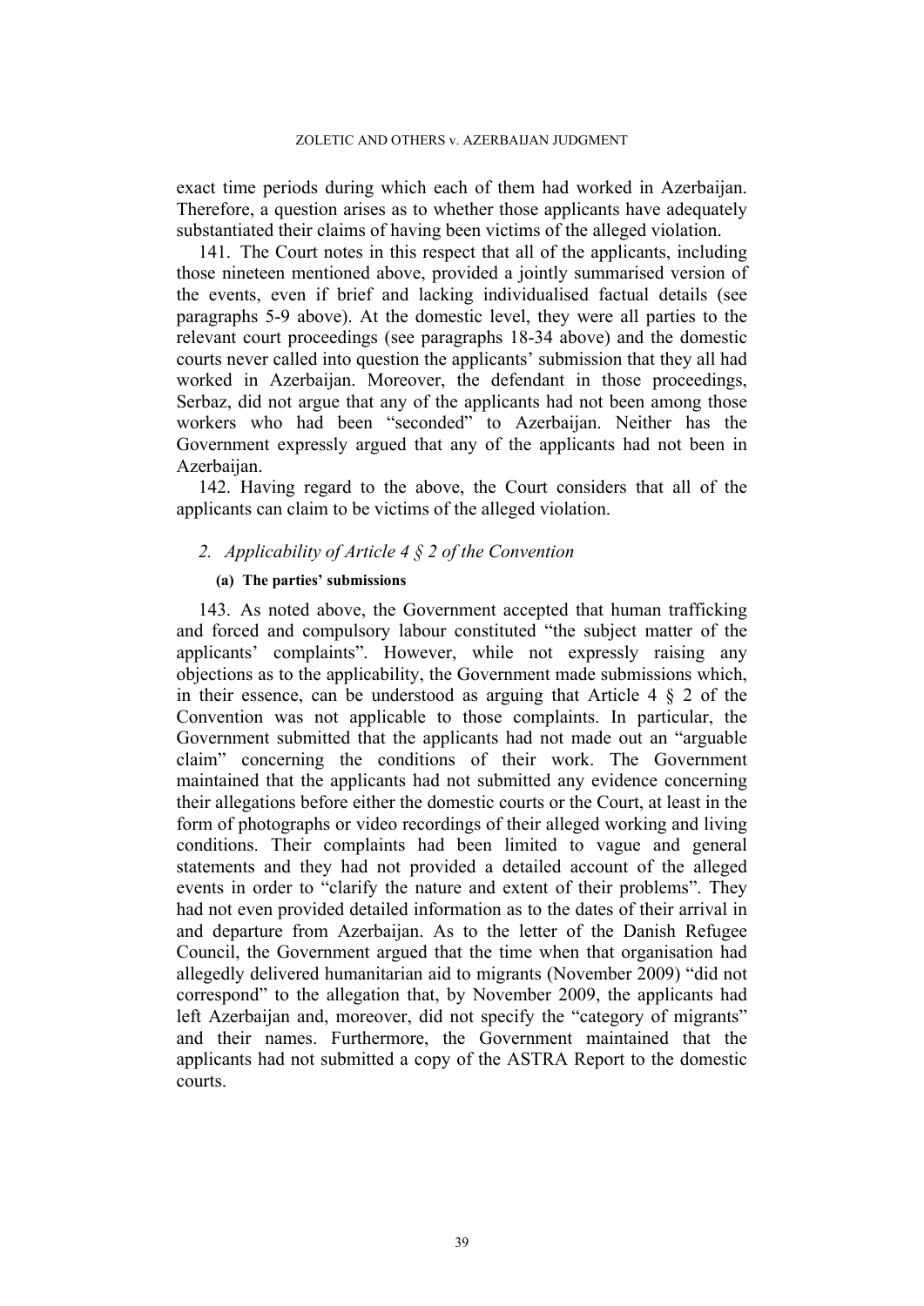exact time periods during which each of them had worked in Azerbaijan. Therefore, a question arises as to whether those applicants have adequately substantiated their claims of having been victims of the alleged violation.

141. The Court notes in this respect that all of the applicants, including those nineteen mentioned above, provided a jointly summarised version of the events, even if brief and lacking individualised factual details (see paragraphs 5-9 above). At the domestic level, they were all parties to the relevant court proceedings (see paragraphs 18-34 above) and the domestic courts never called into question the applicants' submission that they all had worked in Azerbaijan. Moreover, the defendant in those proceedings, Serbaz, did not argue that any of the applicants had not been among those workers who had been "seconded" to Azerbaijan. Neither has the Government expressly argued that any of the applicants had not been in Azerbaijan.

142. Having regard to the above, the Court considers that all of the applicants can claim to be victims of the alleged violation.

### 2. *Applicability of Article 4 § 2 of the Convention*

#### (a) The parties' submissions

143. As noted above, the Government accepted that human trafficking and forced and compulsory labour constituted "the subject matter of the applicants' complaints". However, while not expressly raising any objections as to the applicability, the Government made submissions which, in their essence, can be understood as arguing that Article 4 § 2 of the Convention was not applicable to those complaints. In particular, the Government submitted that the applicants had not made out an "arguable claim" concerning the conditions of their work. The Government maintained that the applicants had not submitted any evidence concerning their allegations before either the domestic courts or the Court, at least in the form of photographs or video recordings of their alleged working and living conditions. Their complaints had been limited to vague and general statements and they had not provided a detailed account of the alleged events in order to "clarify the nature and extent of their problems". They had not even provided detailed information as to the dates of their arrival in and departure from Azerbaijan. As to the letter of the Danish Refugee Council, the Government argued that the time when that organisation had allegedly delivered humanitarian aid to migrants (November 2009) "did not correspond" to the allegation that, by November 2009, the applicants had left Azerbaijan and, moreover, did not specify the "category of migrants" and their names. Furthermore, the Government maintained that the applicants had not submitted a copy of the ASTRA Report to the domestic courts.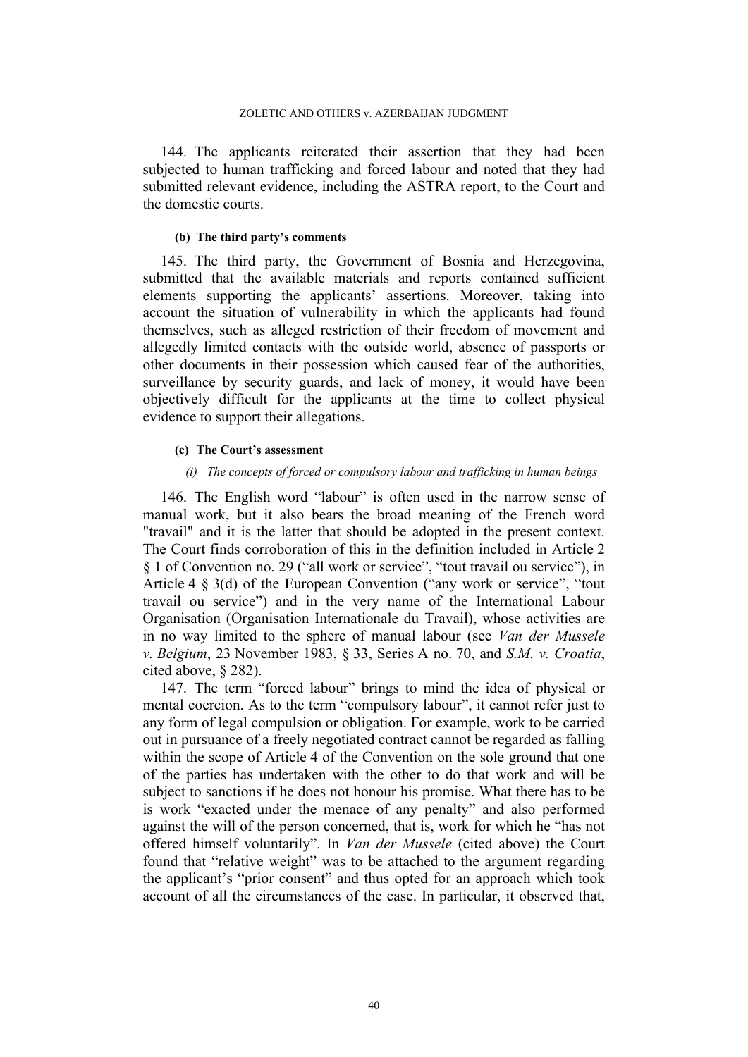144. The applicants reiterated their assertion that they had been subjected to human trafficking and forced labour and noted that they had submitted relevant evidence, including the ASTRA report, to the Court and the domestic courts.

#### (b) The third party's comments

145. The third party, the Government of Bosnia and Herzegovina, submitted that the available materials and reports contained sufficient elements supporting the applicants' assertions. Moreover, taking into account the situation of vulnerability in which the applicants had found themselves, such as alleged restriction of their freedom of movement and allegedly limited contacts with the outside world, absence of passports or other documents in their possession which caused fear of the authorities, surveillance by security guards, and lack of money, it would have been objectively difficult for the applicants at the time to collect physical evidence to support their allegations.

#### (c) The Court's assessment

##### *(i) The concepts of forced or compulsory labour and trafficking in human beings*

146. The English word "labour" is often used in the narrow sense of manual work, but it also bears the broad meaning of the French word "travail" and it is the latter that should be adopted in the present context. The Court finds corroboration of this in the definition included in Article 2 § 1 of Convention no. 29 ("all work or service", "tout travail ou service"), in Article 4 § 3(d) of the European Convention ("any work or service", "tout travail ou service") and in the very name of the International Labour Organisation (Organisation Internationale du Travail), whose activities are in no way limited to the sphere of manual labour (see *Van der Mussele v. Belgium*, 23 November 1983, § 33, Series A no. 70, and *S.M. v. Croatia*, cited above, § 282).

147. The term "forced labour" brings to mind the idea of physical or mental coercion. As to the term "compulsory labour", it cannot refer just to any form of legal compulsion or obligation. For example, work to be carried out in pursuance of a freely negotiated contract cannot be regarded as falling within the scope of Article 4 of the Convention on the sole ground that one of the parties has undertaken with the other to do that work and will be subject to sanctions if he does not honour his promise. What there has to be is work "exacted under the menace of any penalty" and also performed against the will of the person concerned, that is, work for which he "has not offered himself voluntarily". In *Van der Mussele* (cited above) the Court found that "relative weight" was to be attached to the argument regarding the applicant's "prior consent" and thus opted for an approach which took account of all the circumstances of the case. In particular, it observed that,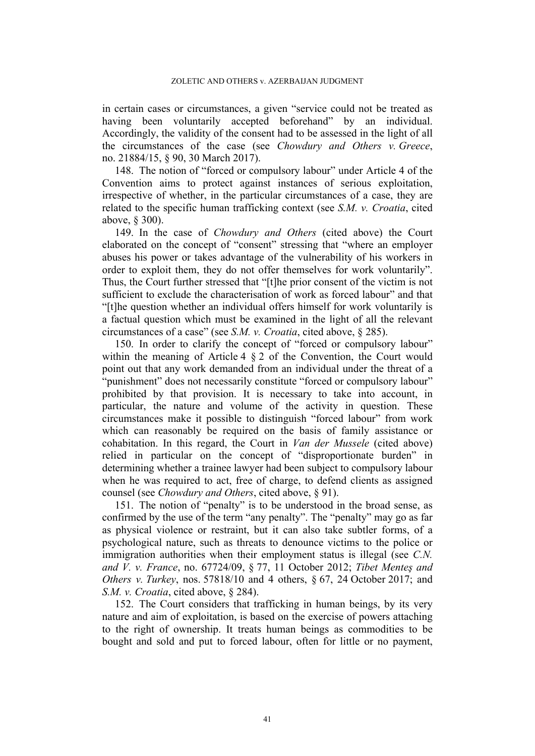in certain cases or circumstances, a given "service could not be treated as having been voluntarily accepted beforehand" by an individual. Accordingly, the validity of the consent had to be assessed in the light of all the circumstances of the case (see *Chowdury and Others v. Greece*, no. 21884/15, § 90, 30 March 2017).

148. The notion of "forced or compulsory labour" under Article 4 of the Convention aims to protect against instances of serious exploitation, irrespective of whether, in the particular circumstances of a case, they are related to the specific human trafficking context (see *S.M. v. Croatia*, cited above, § 300).

149. In the case of *Chowdury and Others* (cited above) the Court elaborated on the concept of "consent" stressing that "where an employer abuses his power or takes advantage of the vulnerability of his workers in order to exploit them, they do not offer themselves for work voluntarily". Thus, the Court further stressed that "[t]he prior consent of the victim is not sufficient to exclude the characterisation of work as forced labour" and that "[t]he question whether an individual offers himself for work voluntarily is a factual question which must be examined in the light of all the relevant circumstances of a case" (see *S.M. v. Croatia*, cited above, § 285).

150. In order to clarify the concept of "forced or compulsory labour" within the meaning of Article 4 § 2 of the Convention, the Court would point out that any work demanded from an individual under the threat of a "punishment" does not necessarily constitute "forced or compulsory labour" prohibited by that provision. It is necessary to take into account, in particular, the nature and volume of the activity in question. These circumstances make it possible to distinguish "forced labour" from work which can reasonably be required on the basis of family assistance or cohabitation. In this regard, the Court in *Van der Mussele* (cited above) relied in particular on the concept of "disproportionate burden" in determining whether a trainee lawyer had been subject to compulsory labour when he was required to act, free of charge, to defend clients as assigned counsel (see *Chowdury and Others*, cited above, § 91).

151. The notion of "penalty" is to be understood in the broad sense, as confirmed by the use of the term "any penalty". The "penalty" may go as far as physical violence or restraint, but it can also take subtler forms, of a psychological nature, such as threats to denounce victims to the police or immigration authorities when their employment status is illegal (see *C.N. and V. v. France*, no. 67724/09, § 77, 11 October 2012; *Tibet Menteş and Others v. Turkey*, nos. 57818/10 and 4 others, § 67, 24 October 2017; and *S.M. v. Croatia*, cited above, § 284).

152. The Court considers that trafficking in human beings, by its very nature and aim of exploitation, is based on the exercise of powers attaching to the right of ownership. It treats human beings as commodities to be bought and sold and put to forced labour, often for little or no payment,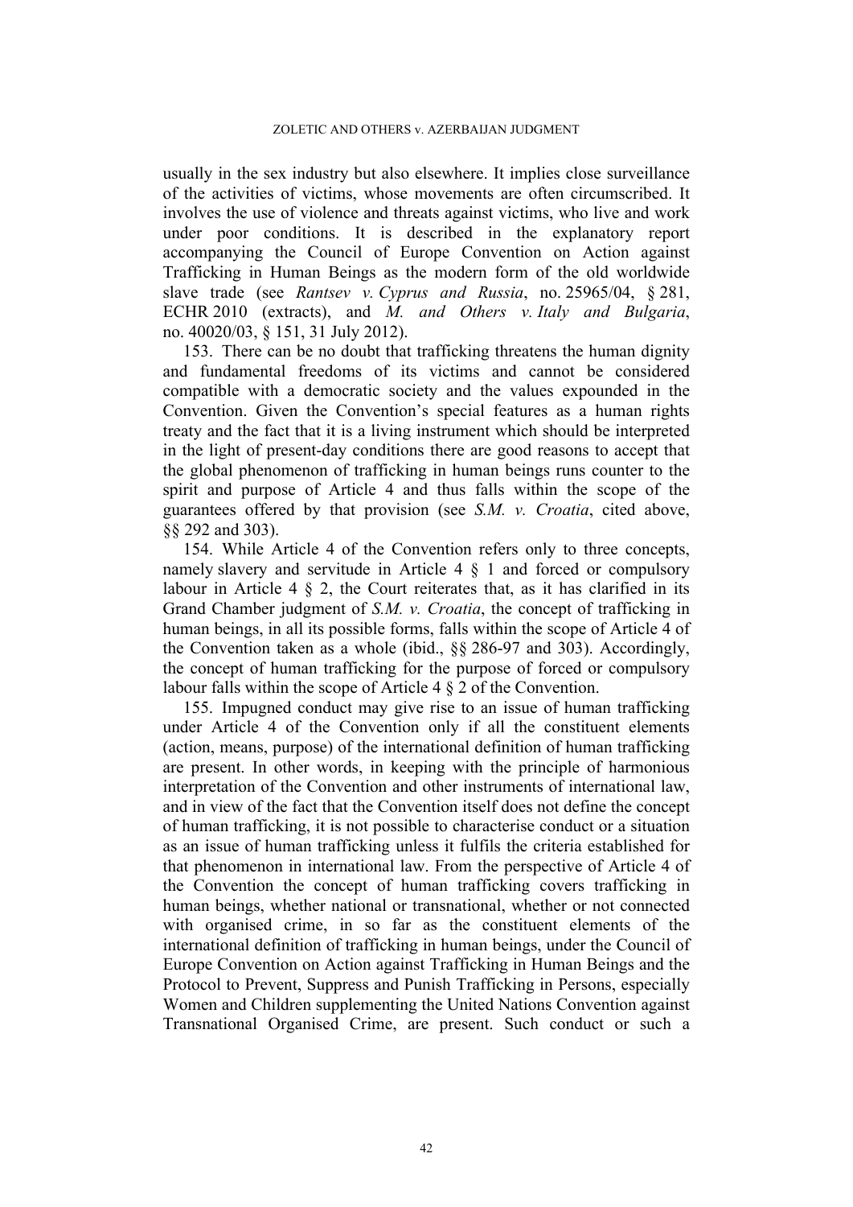usually in the sex industry but also elsewhere. It implies close surveillance of the activities of victims, whose movements are often circumscribed. It involves the use of violence and threats against victims, who live and work under poor conditions. It is described in the explanatory report accompanying the Council of Europe Convention on Action against Trafficking in Human Beings as the modern form of the old worldwide slave trade (see *Rantsev v. Cyprus and Russia*, no. 25965/04, § 281, ECHR 2010 (extracts), and *M. and Others v. Italy and Bulgaria*, no. 40020/03, § 151, 31 July 2012).

153. There can be no doubt that trafficking threatens the human dignity and fundamental freedoms of its victims and cannot be considered compatible with a democratic society and the values expounded in the Convention. Given the Convention's special features as a human rights treaty and the fact that it is a living instrument which should be interpreted in the light of present-day conditions there are good reasons to accept that the global phenomenon of trafficking in human beings runs counter to the spirit and purpose of Article 4 and thus falls within the scope of the guarantees offered by that provision (see *S.M. v. Croatia*, cited above, §§ 292 and 303).

154. While Article 4 of the Convention refers only to three concepts, namely slavery and servitude in Article 4 § 1 and forced or compulsory labour in Article 4 § 2, the Court reiterates that, as it has clarified in its Grand Chamber judgment of *S.M. v. Croatia*, the concept of trafficking in human beings, in all its possible forms, falls within the scope of Article 4 of the Convention taken as a whole (ibid., §§ 286-97 and 303). Accordingly, the concept of human trafficking for the purpose of forced or compulsory labour falls within the scope of Article 4 § 2 of the Convention.

155. Impugned conduct may give rise to an issue of human trafficking under Article 4 of the Convention only if all the constituent elements (action, means, purpose) of the international definition of human trafficking are present. In other words, in keeping with the principle of harmonious interpretation of the Convention and other instruments of international law, and in view of the fact that the Convention itself does not define the concept of human trafficking, it is not possible to characterise conduct or a situation as an issue of human trafficking unless it fulfils the criteria established for that phenomenon in international law. From the perspective of Article 4 of the Convention the concept of human trafficking covers trafficking in human beings, whether national or transnational, whether or not connected with organised crime, in so far as the constituent elements of the international definition of trafficking in human beings, under the Council of Europe Convention on Action against Trafficking in Human Beings and the Protocol to Prevent, Suppress and Punish Trafficking in Persons, especially Women and Children supplementing the United Nations Convention against Transnational Organised Crime, are present. Such conduct or such a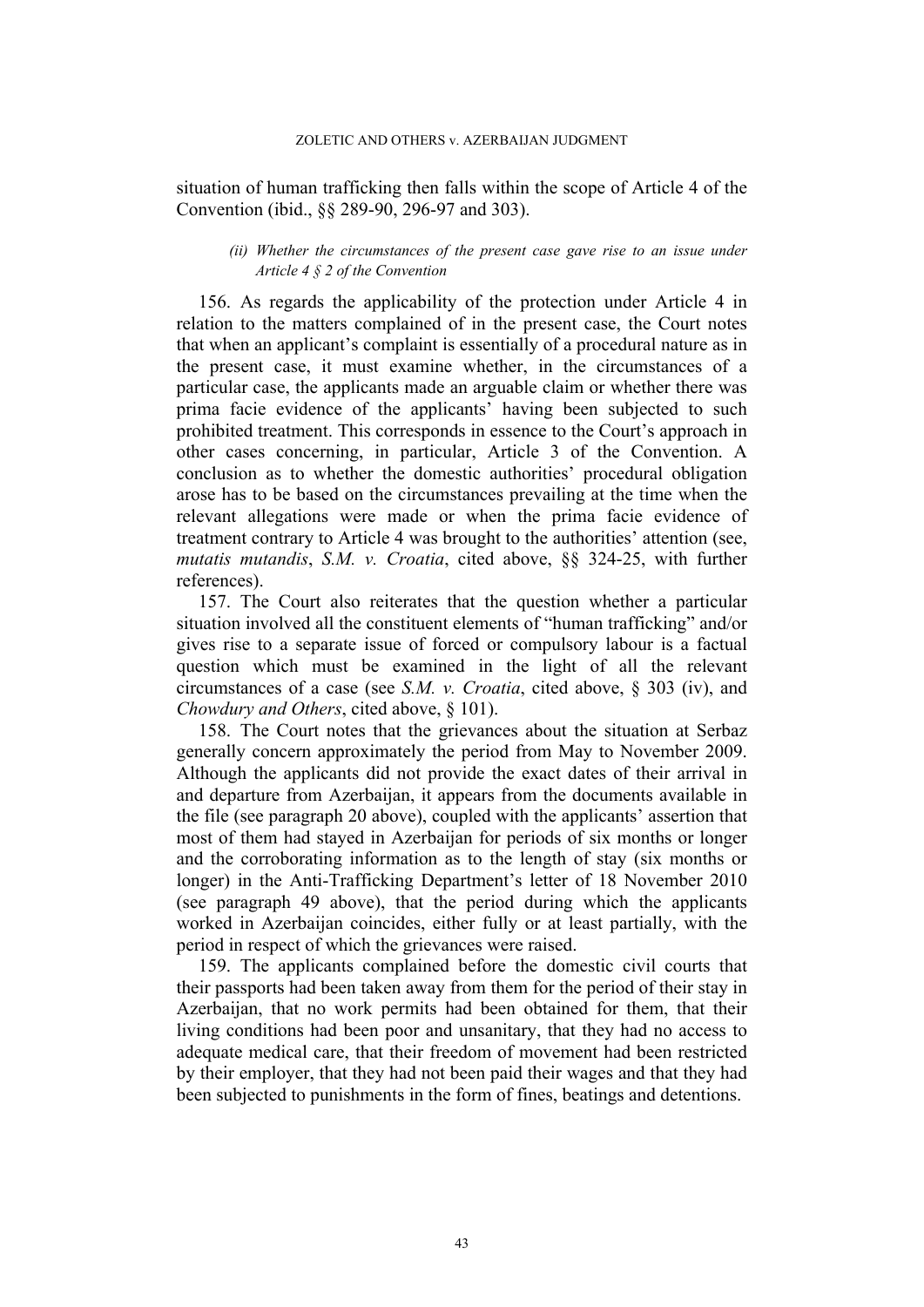situation of human trafficking then falls within the scope of Article 4 of the Convention (ibid., §§ 289-90, 296-97 and 303).

*(ii) Whether the circumstances of the present case gave rise to an issue under Article 4 § 2 of the Convention*

156. As regards the applicability of the protection under Article 4 in relation to the matters complained of in the present case, the Court notes that when an applicant's complaint is essentially of a procedural nature as in the present case, it must examine whether, in the circumstances of a particular case, the applicants made an arguable claim or whether there was prima facie evidence of the applicants' having been subjected to such prohibited treatment. This corresponds in essence to the Court's approach in other cases concerning, in particular, Article 3 of the Convention. A conclusion as to whether the domestic authorities' procedural obligation arose has to be based on the circumstances prevailing at the time when the relevant allegations were made or when the prima facie evidence of treatment contrary to Article 4 was brought to the authorities' attention (see, *mutatis mutandis*, *S.M. v. Croatia*, cited above, §§ 324-25, with further references).

157. The Court also reiterates that the question whether a particular situation involved all the constituent elements of "human trafficking" and/or gives rise to a separate issue of forced or compulsory labour is a factual question which must be examined in the light of all the relevant circumstances of a case (see *S.M. v. Croatia*, cited above, § 303 (iv), and *Chowdury and Others*, cited above, § 101).

158. The Court notes that the grievances about the situation at Serbaz generally concern approximately the period from May to November 2009. Although the applicants did not provide the exact dates of their arrival in and departure from Azerbaijan, it appears from the documents available in the file (see paragraph 20 above), coupled with the applicants' assertion that most of them had stayed in Azerbaijan for periods of six months or longer and the corroborating information as to the length of stay (six months or longer) in the Anti-Trafficking Department's letter of 18 November 2010 (see paragraph 49 above), that the period during which the applicants worked in Azerbaijan coincides, either fully or at least partially, with the period in respect of which the grievances were raised.

159. The applicants complained before the domestic civil courts that their passports had been taken away from them for the period of their stay in Azerbaijan, that no work permits had been obtained for them, that their living conditions had been poor and unsanitary, that they had no access to adequate medical care, that their freedom of movement had been restricted by their employer, that they had not been paid their wages and that they had been subjected to punishments in the form of fines, beatings and detentions.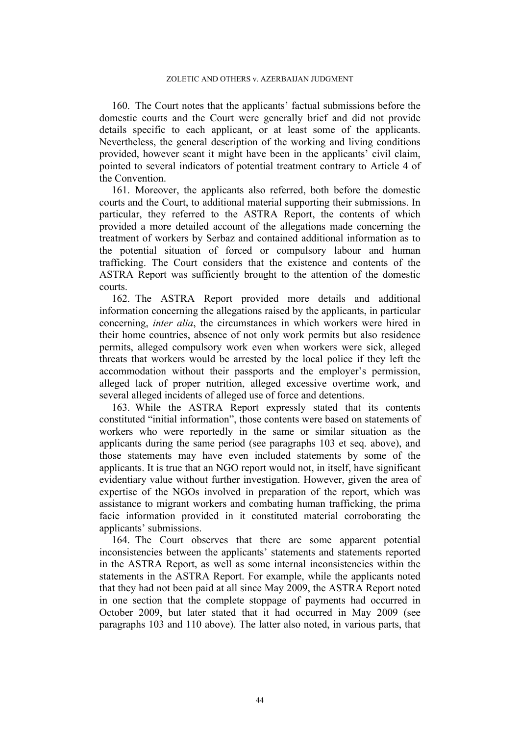160. The Court notes that the applicants' factual submissions before the domestic courts and the Court were generally brief and did not provide details specific to each applicant, or at least some of the applicants. Nevertheless, the general description of the working and living conditions provided, however scant it might have been in the applicants' civil claim, pointed to several indicators of potential treatment contrary to Article 4 of the Convention.

161. Moreover, the applicants also referred, both before the domestic courts and the Court, to additional material supporting their submissions. In particular, they referred to the ASTRA Report, the contents of which provided a more detailed account of the allegations made concerning the treatment of workers by Serbaz and contained additional information as to the potential situation of forced or compulsory labour and human trafficking. The Court considers that the existence and contents of the ASTRA Report was sufficiently brought to the attention of the domestic courts.

162. The ASTRA Report provided more details and additional information concerning the allegations raised by the applicants, in particular concerning, *inter alia*, the circumstances in which workers were hired in their home countries, absence of not only work permits but also residence permits, alleged compulsory work even when workers were sick, alleged threats that workers would be arrested by the local police if they left the accommodation without their passports and the employer's permission, alleged lack of proper nutrition, alleged excessive overtime work, and several alleged incidents of alleged use of force and detentions.

163. While the ASTRA Report expressly stated that its contents constituted "initial information", those contents were based on statements of workers who were reportedly in the same or similar situation as the applicants during the same period (see paragraphs 103 et seq. above), and those statements may have even included statements by some of the applicants. It is true that an NGO report would not, in itself, have significant evidentiary value without further investigation. However, given the area of expertise of the NGOs involved in preparation of the report, which was assistance to migrant workers and combating human trafficking, the prima facie information provided in it constituted material corroborating the applicants' submissions.

164. The Court observes that there are some apparent potential inconsistencies between the applicants' statements and statements reported in the ASTRA Report, as well as some internal inconsistencies within the statements in the ASTRA Report. For example, while the applicants noted that they had not been paid at all since May 2009, the ASTRA Report noted in one section that the complete stoppage of payments had occurred in October 2009, but later stated that it had occurred in May 2009 (see paragraphs 103 and 110 above). The latter also noted, in various parts, that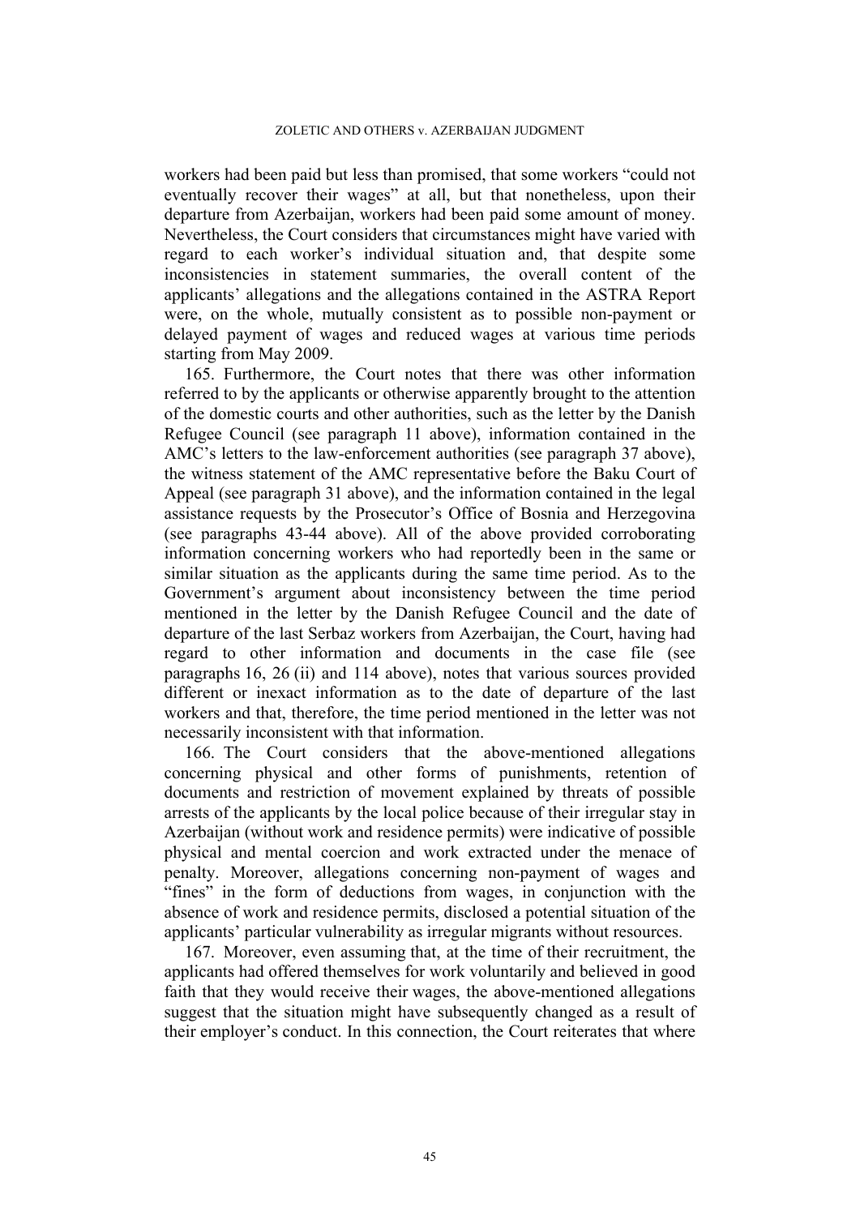workers had been paid but less than promised, that some workers "could not eventually recover their wages" at all, but that nonetheless, upon their departure from Azerbaijan, workers had been paid some amount of money. Nevertheless, the Court considers that circumstances might have varied with regard to each worker's individual situation and, that despite some inconsistencies in statement summaries, the overall content of the applicants' allegations and the allegations contained in the ASTRA Report were, on the whole, mutually consistent as to possible non-payment or delayed payment of wages and reduced wages at various time periods starting from May 2009.

165. Furthermore, the Court notes that there was other information referred to by the applicants or otherwise apparently brought to the attention of the domestic courts and other authorities, such as the letter by the Danish Refugee Council (see paragraph 11 above), information contained in the AMC's letters to the law-enforcement authorities (see paragraph 37 above), the witness statement of the AMC representative before the Baku Court of Appeal (see paragraph 31 above), and the information contained in the legal assistance requests by the Prosecutor's Office of Bosnia and Herzegovina (see paragraphs 43-44 above). All of the above provided corroborating information concerning workers who had reportedly been in the same or similar situation as the applicants during the same time period. As to the Government's argument about inconsistency between the time period mentioned in the letter by the Danish Refugee Council and the date of departure of the last Serbaz workers from Azerbaijan, the Court, having had regard to other information and documents in the case file (see paragraphs 16, 26 (ii) and 114 above), notes that various sources provided different or inexact information as to the date of departure of the last workers and that, therefore, the time period mentioned in the letter was not necessarily inconsistent with that information.

166. The Court considers that the above-mentioned allegations concerning physical and other forms of punishments, retention of documents and restriction of movement explained by threats of possible arrests of the applicants by the local police because of their irregular stay in Azerbaijan (without work and residence permits) were indicative of possible physical and mental coercion and work extracted under the menace of penalty. Moreover, allegations concerning non-payment of wages and "fines" in the form of deductions from wages, in conjunction with the absence of work and residence permits, disclosed a potential situation of the applicants' particular vulnerability as irregular migrants without resources.

167. Moreover, even assuming that, at the time of their recruitment, the applicants had offered themselves for work voluntarily and believed in good faith that they would receive their wages, the above-mentioned allegations suggest that the situation might have subsequently changed as a result of their employer's conduct. In this connection, the Court reiterates that where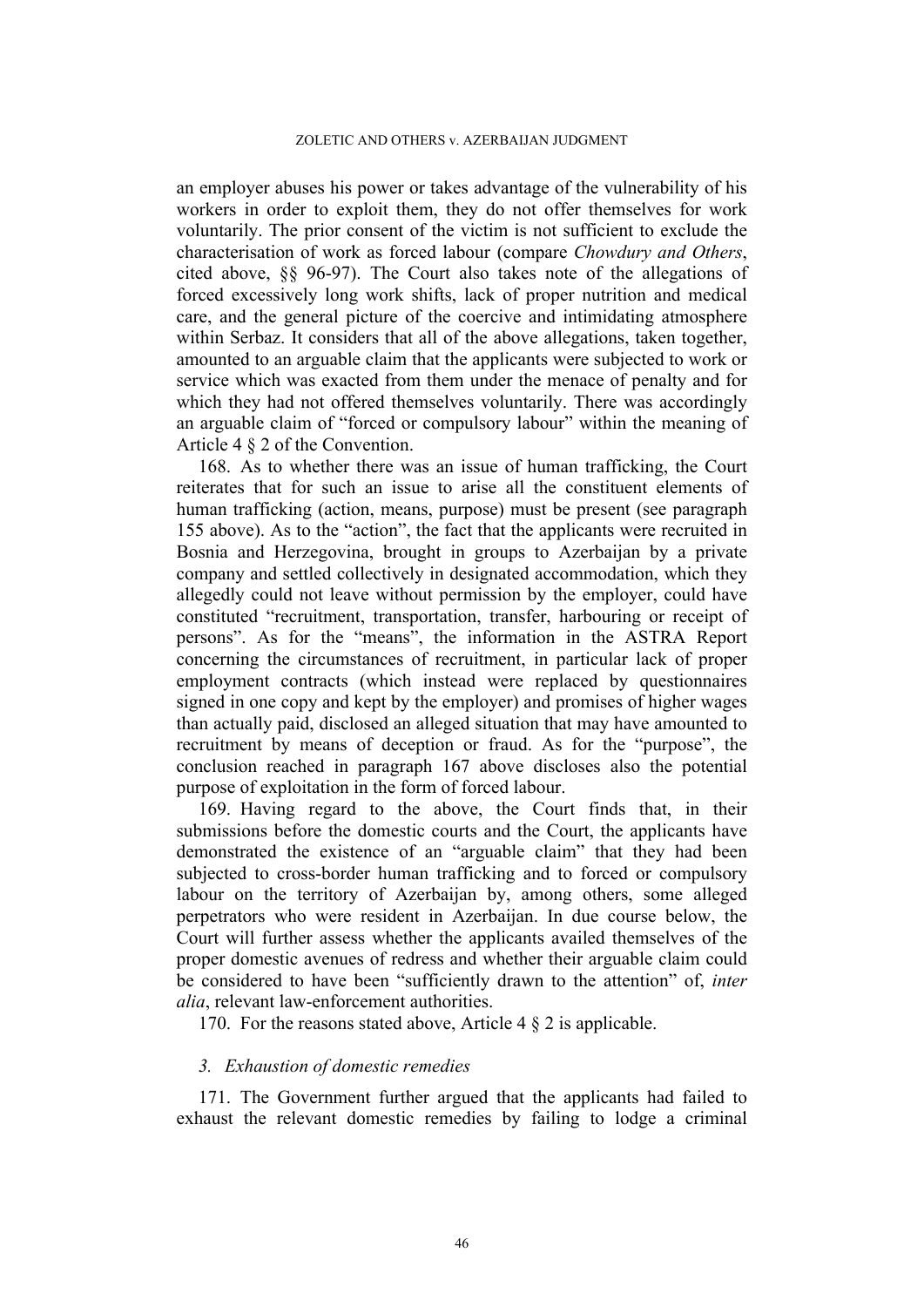an employer abuses his power or takes advantage of the vulnerability of his workers in order to exploit them, they do not offer themselves for work voluntarily. The prior consent of the victim is not sufficient to exclude the characterisation of work as forced labour (compare *Chowdury and Others*, cited above, §§ 96-97). The Court also takes note of the allegations of forced excessively long work shifts, lack of proper nutrition and medical care, and the general picture of the coercive and intimidating atmosphere within Serbaz. It considers that all of the above allegations, taken together, amounted to an arguable claim that the applicants were subjected to work or service which was exacted from them under the menace of penalty and for which they had not offered themselves voluntarily. There was accordingly an arguable claim of "forced or compulsory labour" within the meaning of Article 4 § 2 of the Convention.

168. As to whether there was an issue of human trafficking, the Court reiterates that for such an issue to arise all the constituent elements of human trafficking (action, means, purpose) must be present (see paragraph 155 above). As to the "action", the fact that the applicants were recruited in Bosnia and Herzegovina, brought in groups to Azerbaijan by a private company and settled collectively in designated accommodation, which they allegedly could not leave without permission by the employer, could have constituted "recruitment, transportation, transfer, harbouring or receipt of persons". As for the "means", the information in the ASTRA Report concerning the circumstances of recruitment, in particular lack of proper employment contracts (which instead were replaced by questionnaires signed in one copy and kept by the employer) and promises of higher wages than actually paid, disclosed an alleged situation that may have amounted to recruitment by means of deception or fraud. As for the "purpose", the conclusion reached in paragraph 167 above discloses also the potential purpose of exploitation in the form of forced labour.

169. Having regard to the above, the Court finds that, in their submissions before the domestic courts and the Court, the applicants have demonstrated the existence of an "arguable claim" that they had been subjected to cross-border human trafficking and to forced or compulsory labour on the territory of Azerbaijan by, among others, some alleged perpetrators who were resident in Azerbaijan. In due course below, the Court will further assess whether the applicants availed themselves of the proper domestic avenues of redress and whether their arguable claim could be considered to have been "sufficiently drawn to the attention" of, *inter alia*, relevant law-enforcement authorities.

170. For the reasons stated above, Article 4 § 2 is applicable.

### *3. Exhaustion of domestic remedies*

171. The Government further argued that the applicants had failed to exhaust the relevant domestic remedies by failing to lodge a criminal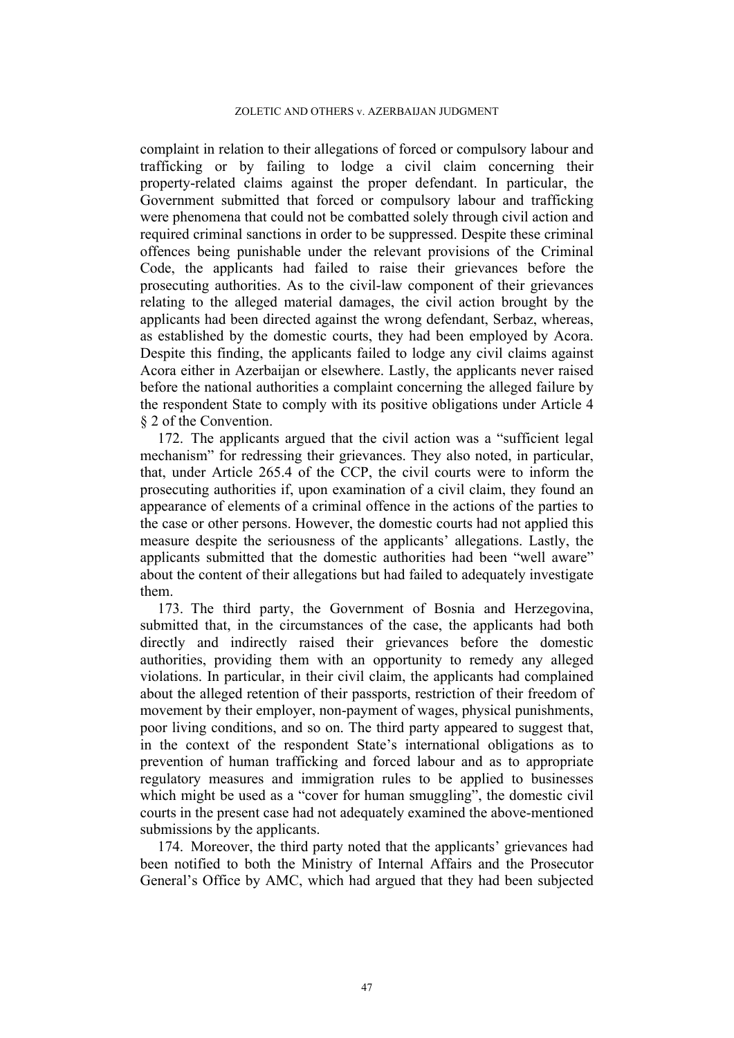complaint in relation to their allegations of forced or compulsory labour and trafficking or by failing to lodge a civil claim concerning their property-related claims against the proper defendant. In particular, the Government submitted that forced or compulsory labour and trafficking were phenomena that could not be combatted solely through civil action and required criminal sanctions in order to be suppressed. Despite these criminal offences being punishable under the relevant provisions of the Criminal Code, the applicants had failed to raise their grievances before the prosecuting authorities. As to the civil-law component of their grievances relating to the alleged material damages, the civil action brought by the applicants had been directed against the wrong defendant, Serbaz, whereas, as established by the domestic courts, they had been employed by Acora. Despite this finding, the applicants failed to lodge any civil claims against Acora either in Azerbaijan or elsewhere. Lastly, the applicants never raised before the national authorities a complaint concerning the alleged failure by the respondent State to comply with its positive obligations under Article 4 § 2 of the Convention.

172. The applicants argued that the civil action was a "sufficient legal mechanism" for redressing their grievances. They also noted, in particular, that, under Article 265.4 of the CCP, the civil courts were to inform the prosecuting authorities if, upon examination of a civil claim, they found an appearance of elements of a criminal offence in the actions of the parties to the case or other persons. However, the domestic courts had not applied this measure despite the seriousness of the applicants' allegations. Lastly, the applicants submitted that the domestic authorities had been "well aware" about the content of their allegations but had failed to adequately investigate them.

173. The third party, the Government of Bosnia and Herzegovina, submitted that, in the circumstances of the case, the applicants had both directly and indirectly raised their grievances before the domestic authorities, providing them with an opportunity to remedy any alleged violations. In particular, in their civil claim, the applicants had complained about the alleged retention of their passports, restriction of their freedom of movement by their employer, non-payment of wages, physical punishments, poor living conditions, and so on. The third party appeared to suggest that, in the context of the respondent State's international obligations as to prevention of human trafficking and forced labour and as to appropriate regulatory measures and immigration rules to be applied to businesses which might be used as a "cover for human smuggling", the domestic civil courts in the present case had not adequately examined the above-mentioned submissions by the applicants.

174. Moreover, the third party noted that the applicants' grievances had been notified to both the Ministry of Internal Affairs and the Prosecutor General's Office by AMC, which had argued that they had been subjected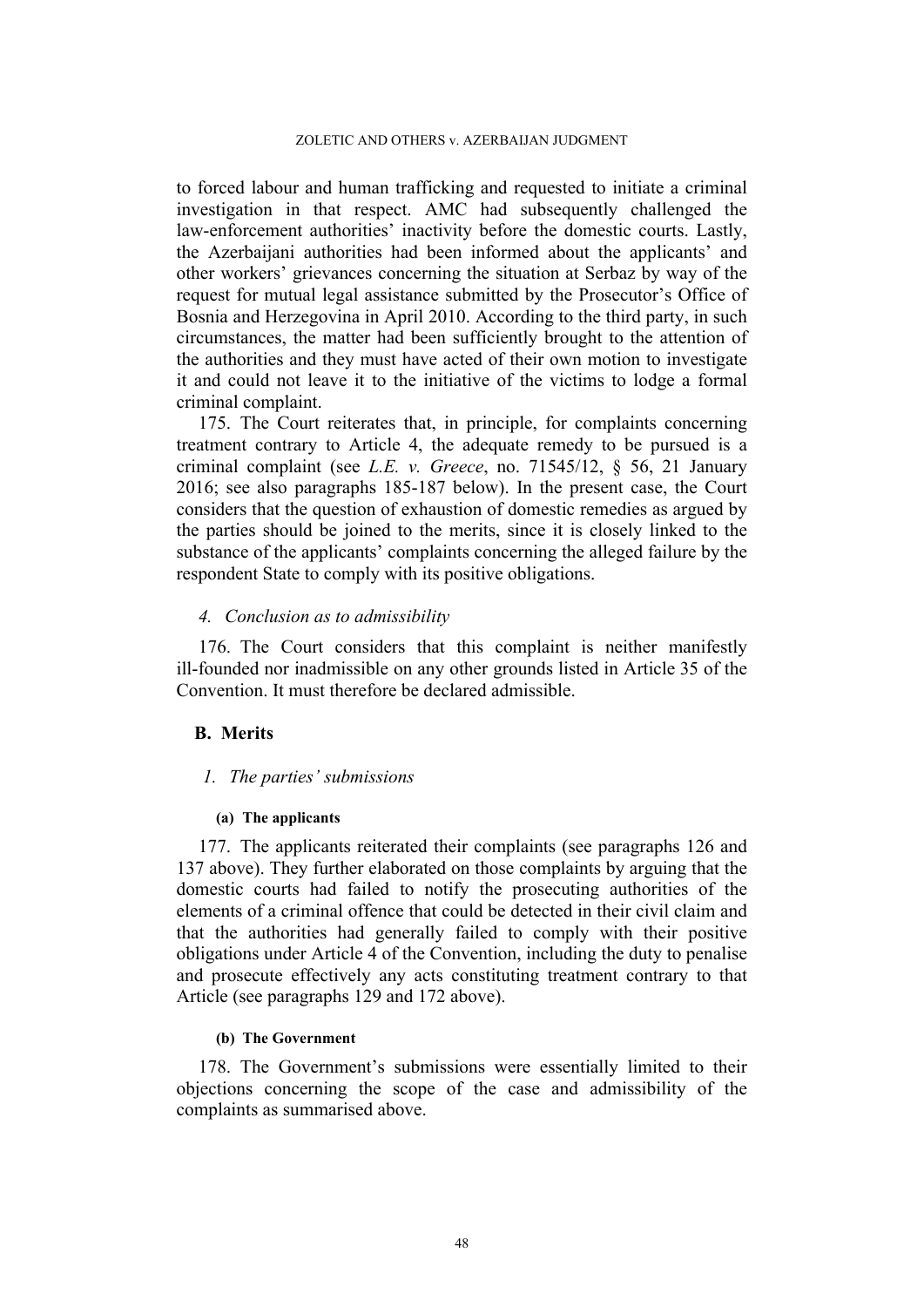to forced labour and human trafficking and requested to initiate a criminal investigation in that respect. AMC had subsequently challenged the law-enforcement authorities' inactivity before the domestic courts. Lastly, the Azerbaijani authorities had been informed about the applicants' and other workers' grievances concerning the situation at Serbaz by way of the request for mutual legal assistance submitted by the Prosecutor's Office of Bosnia and Herzegovina in April 2010. According to the third party, in such circumstances, the matter had been sufficiently brought to the attention of the authorities and they must have acted of their own motion to investigate it and could not leave it to the initiative of the victims to lodge a formal criminal complaint.

175. The Court reiterates that, in principle, for complaints concerning treatment contrary to Article 4, the adequate remedy to be pursued is a criminal complaint (see *L.E. v. Greece*, no. 71545/12, § 56, 21 January 2016; see also paragraphs 185-187 below). In the present case, the Court considers that the question of exhaustion of domestic remedies as argued by the parties should be joined to the merits, since it is closely linked to the substance of the applicants' complaints concerning the alleged failure by the respondent State to comply with its positive obligations.

### 4. *Conclusion as to admissibility*

176. The Court considers that this complaint is neither manifestly ill-founded nor inadmissible on any other grounds listed in Article 35 of the Convention. It must therefore be declared admissible.

## B. Merits

### 1. *The parties' submissions*

#### (a) The applicants

177. The applicants reiterated their complaints (see paragraphs 126 and 137 above). They further elaborated on those complaints by arguing that the domestic courts had failed to notify the prosecuting authorities of the elements of a criminal offence that could be detected in their civil claim and that the authorities had generally failed to comply with their positive obligations under Article 4 of the Convention, including the duty to penalise and prosecute effectively any acts constituting treatment contrary to that Article (see paragraphs 129 and 172 above).

#### (b) The Government

178. The Government's submissions were essentially limited to their objections concerning the scope of the case and admissibility of the complaints as summarised above.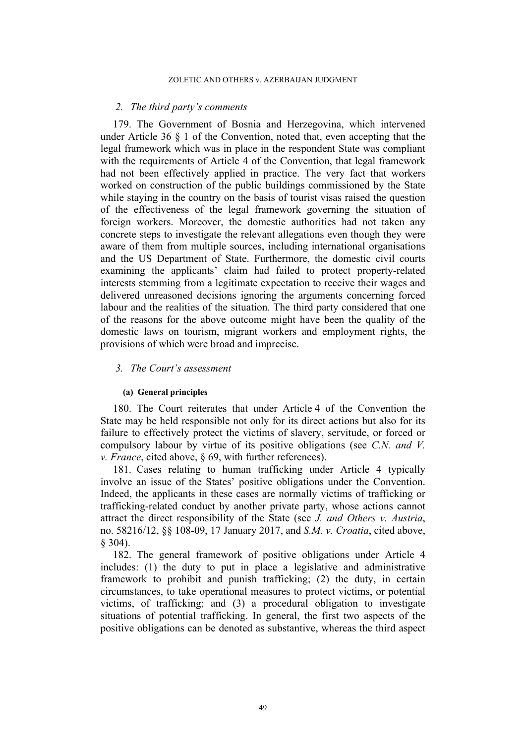### 2. *The third party's comments*

179. The Government of Bosnia and Herzegovina, which intervened under Article 36 § 1 of the Convention, noted that, even accepting that the legal framework which was in place in the respondent State was compliant with the requirements of Article 4 of the Convention, that legal framework had not been effectively applied in practice. The very fact that workers worked on construction of the public buildings commissioned by the State while staying in the country on the basis of tourist visas raised the question of the effectiveness of the legal framework governing the situation of foreign workers. Moreover, the domestic authorities had not taken any concrete steps to investigate the relevant allegations even though they were aware of them from multiple sources, including international organisations and the US Department of State. Furthermore, the domestic civil courts examining the applicants' claim had failed to protect property-related interests stemming from a legitimate expectation to receive their wages and delivered unreasoned decisions ignoring the arguments concerning forced labour and the realities of the situation. The third party considered that one of the reasons for the above outcome might have been the quality of the domestic laws on tourism, migrant workers and employment rights, the provisions of which were broad and imprecise.

### 3. *The Court's assessment*

#### (a) General principles

180. The Court reiterates that under Article 4 of the Convention the State may be held responsible not only for its direct actions but also for its failure to effectively protect the victims of slavery, servitude, or forced or compulsory labour by virtue of its positive obligations (see *C.N. and V. v. France*, cited above, § 69, with further references).

181. Cases relating to human trafficking under Article 4 typically involve an issue of the States' positive obligations under the Convention. Indeed, the applicants in these cases are normally victims of trafficking or trafficking-related conduct by another private party, whose actions cannot attract the direct responsibility of the State (see *J. and Others v. Austria*, no. 58216/12, §§ 108-09, 17 January 2017, and *S.M. v. Croatia*, cited above, § 304).

182. The general framework of positive obligations under Article 4 includes: (1) the duty to put in place a legislative and administrative framework to prohibit and punish trafficking; (2) the duty, in certain circumstances, to take operational measures to protect victims, or potential victims, of trafficking; and (3) a procedural obligation to investigate situations of potential trafficking. In general, the first two aspects of the positive obligations can be denoted as substantive, whereas the third aspect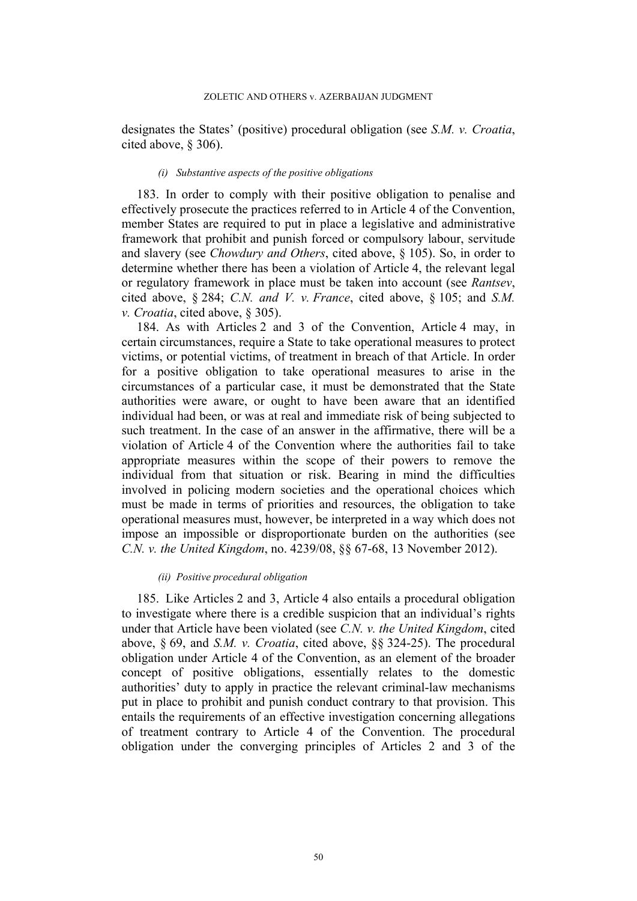designates the States' (positive) procedural obligation (see *S.M. v. Croatia*, cited above, § 306).

#### *(i) Substantive aspects of the positive obligations*

183. In order to comply with their positive obligation to penalise and effectively prosecute the practices referred to in Article 4 of the Convention, member States are required to put in place a legislative and administrative framework that prohibit and punish forced or compulsory labour, servitude and slavery (see *Chowdury and Others*, cited above, § 105). So, in order to determine whether there has been a violation of Article 4, the relevant legal or regulatory framework in place must be taken into account (see *Rantsev*, cited above, § 284; *C.N. and V. v. France*, cited above, § 105; and *S.M. v. Croatia*, cited above, § 305).

184. As with Articles 2 and 3 of the Convention, Article 4 may, in certain circumstances, require a State to take operational measures to protect victims, or potential victims, of treatment in breach of that Article. In order for a positive obligation to take operational measures to arise in the circumstances of a particular case, it must be demonstrated that the State authorities were aware, or ought to have been aware that an identified individual had been, or was at real and immediate risk of being subjected to such treatment. In the case of an answer in the affirmative, there will be a violation of Article 4 of the Convention where the authorities fail to take appropriate measures within the scope of their powers to remove the individual from that situation or risk. Bearing in mind the difficulties involved in policing modern societies and the operational choices which must be made in terms of priorities and resources, the obligation to take operational measures must, however, be interpreted in a way which does not impose an impossible or disproportionate burden on the authorities (see *C.N. v. the United Kingdom*, no. 4239/08, §§ 67-68, 13 November 2012).

#### *(ii) Positive procedural obligation*

185. Like Articles 2 and 3, Article 4 also entails a procedural obligation to investigate where there is a credible suspicion that an individual's rights under that Article have been violated (see *C.N. v. the United Kingdom*, cited above, § 69, and *S.M. v. Croatia*, cited above, §§ 324-25). The procedural obligation under Article 4 of the Convention, as an element of the broader concept of positive obligations, essentially relates to the domestic authorities' duty to apply in practice the relevant criminal-law mechanisms put in place to prohibit and punish conduct contrary to that provision. This entails the requirements of an effective investigation concerning allegations of treatment contrary to Article 4 of the Convention. The procedural obligation under the converging principles of Articles 2 and 3 of the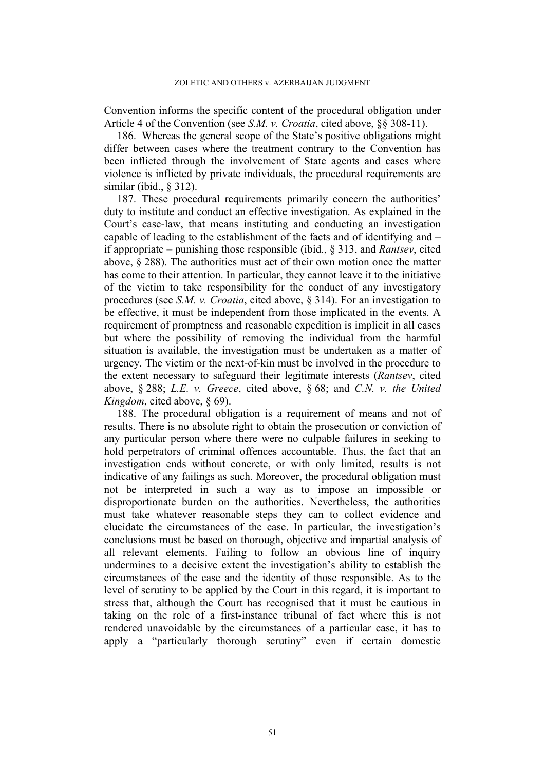Convention informs the specific content of the procedural obligation under Article 4 of the Convention (see *S.M. v. Croatia*, cited above, §§ 308-11).

186. Whereas the general scope of the State's positive obligations might differ between cases where the treatment contrary to the Convention has been inflicted through the involvement of State agents and cases where violence is inflicted by private individuals, the procedural requirements are similar (ibid., § 312).

187. These procedural requirements primarily concern the authorities' duty to institute and conduct an effective investigation. As explained in the Court's case-law, that means instituting and conducting an investigation capable of leading to the establishment of the facts and of identifying and – if appropriate – punishing those responsible (ibid., § 313, and *Rantsev*, cited above, § 288). The authorities must act of their own motion once the matter has come to their attention. In particular, they cannot leave it to the initiative of the victim to take responsibility for the conduct of any investigatory procedures (see *S.M. v. Croatia*, cited above, § 314). For an investigation to be effective, it must be independent from those implicated in the events. A requirement of promptness and reasonable expedition is implicit in all cases but where the possibility of removing the individual from the harmful situation is available, the investigation must be undertaken as a matter of urgency. The victim or the next-of-kin must be involved in the procedure to the extent necessary to safeguard their legitimate interests (*Rantsev*, cited above, § 288; *L.E. v. Greece*, cited above, § 68; and *C.N. v. the United Kingdom*, cited above, § 69).

188. The procedural obligation is a requirement of means and not of results. There is no absolute right to obtain the prosecution or conviction of any particular person where there were no culpable failures in seeking to hold perpetrators of criminal offences accountable. Thus, the fact that an investigation ends without concrete, or with only limited, results is not indicative of any failings as such. Moreover, the procedural obligation must not be interpreted in such a way as to impose an impossible or disproportionate burden on the authorities. Nevertheless, the authorities must take whatever reasonable steps they can to collect evidence and elucidate the circumstances of the case. In particular, the investigation's conclusions must be based on thorough, objective and impartial analysis of all relevant elements. Failing to follow an obvious line of inquiry undermines to a decisive extent the investigation's ability to establish the circumstances of the case and the identity of those responsible. As to the level of scrutiny to be applied by the Court in this regard, it is important to stress that, although the Court has recognised that it must be cautious in taking on the role of a first-instance tribunal of fact where this is not rendered unavoidable by the circumstances of a particular case, it has to apply a "particularly thorough scrutiny" even if certain domestic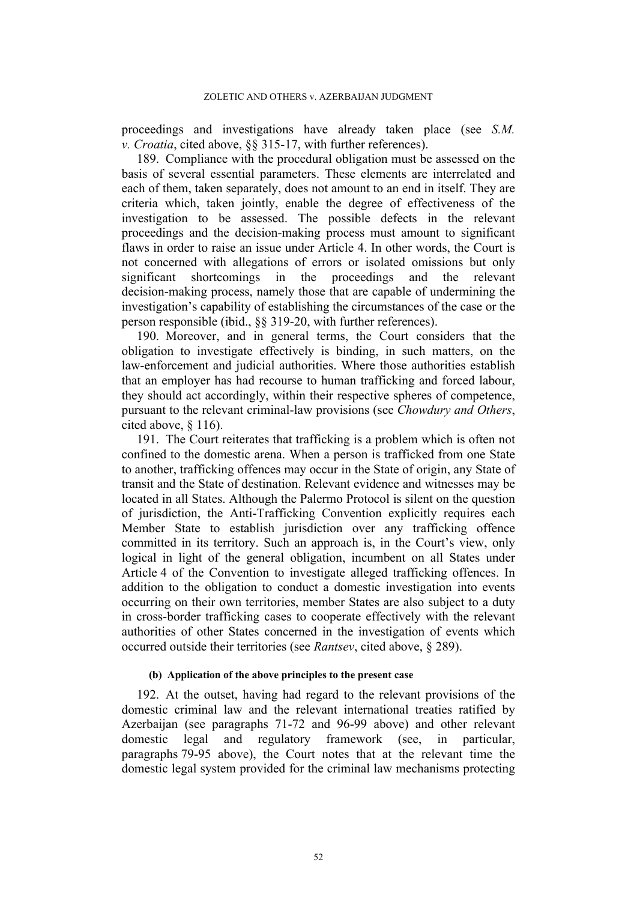proceedings and investigations have already taken place (see *S.M. v. Croatia*, cited above, §§ 315-17, with further references).

189. Compliance with the procedural obligation must be assessed on the basis of several essential parameters. These elements are interrelated and each of them, taken separately, does not amount to an end in itself. They are criteria which, taken jointly, enable the degree of effectiveness of the investigation to be assessed. The possible defects in the relevant proceedings and the decision-making process must amount to significant flaws in order to raise an issue under Article 4. In other words, the Court is not concerned with allegations of errors or isolated omissions but only significant shortcomings in the proceedings and the relevant decision-making process, namely those that are capable of undermining the investigation's capability of establishing the circumstances of the case or the person responsible (ibid., §§ 319-20, with further references).

190. Moreover, and in general terms, the Court considers that the obligation to investigate effectively is binding, in such matters, on the law-enforcement and judicial authorities. Where those authorities establish that an employer has had recourse to human trafficking and forced labour, they should act accordingly, within their respective spheres of competence, pursuant to the relevant criminal-law provisions (see *Chowdury and Others*, cited above, § 116).

191. The Court reiterates that trafficking is a problem which is often not confined to the domestic arena. When a person is trafficked from one State to another, trafficking offences may occur in the State of origin, any State of transit and the State of destination. Relevant evidence and witnesses may be located in all States. Although the Palermo Protocol is silent on the question of jurisdiction, the Anti-Trafficking Convention explicitly requires each Member State to establish jurisdiction over any trafficking offence committed in its territory. Such an approach is, in the Court's view, only logical in light of the general obligation, incumbent on all States under Article 4 of the Convention to investigate alleged trafficking offences. In addition to the obligation to conduct a domestic investigation into events occurring on their own territories, member States are also subject to a duty in cross-border trafficking cases to cooperate effectively with the relevant authorities of other States concerned in the investigation of events which occurred outside their territories (see *Rantsev*, cited above, § 289).

#### (b) Application of the above principles to the present case

192. At the outset, having had regard to the relevant provisions of the domestic criminal law and the relevant international treaties ratified by Azerbaijan (see paragraphs 71-72 and 96-99 above) and other relevant domestic legal and regulatory framework (see, in particular, paragraphs 79-95 above), the Court notes that at the relevant time the domestic legal system provided for the criminal law mechanisms protecting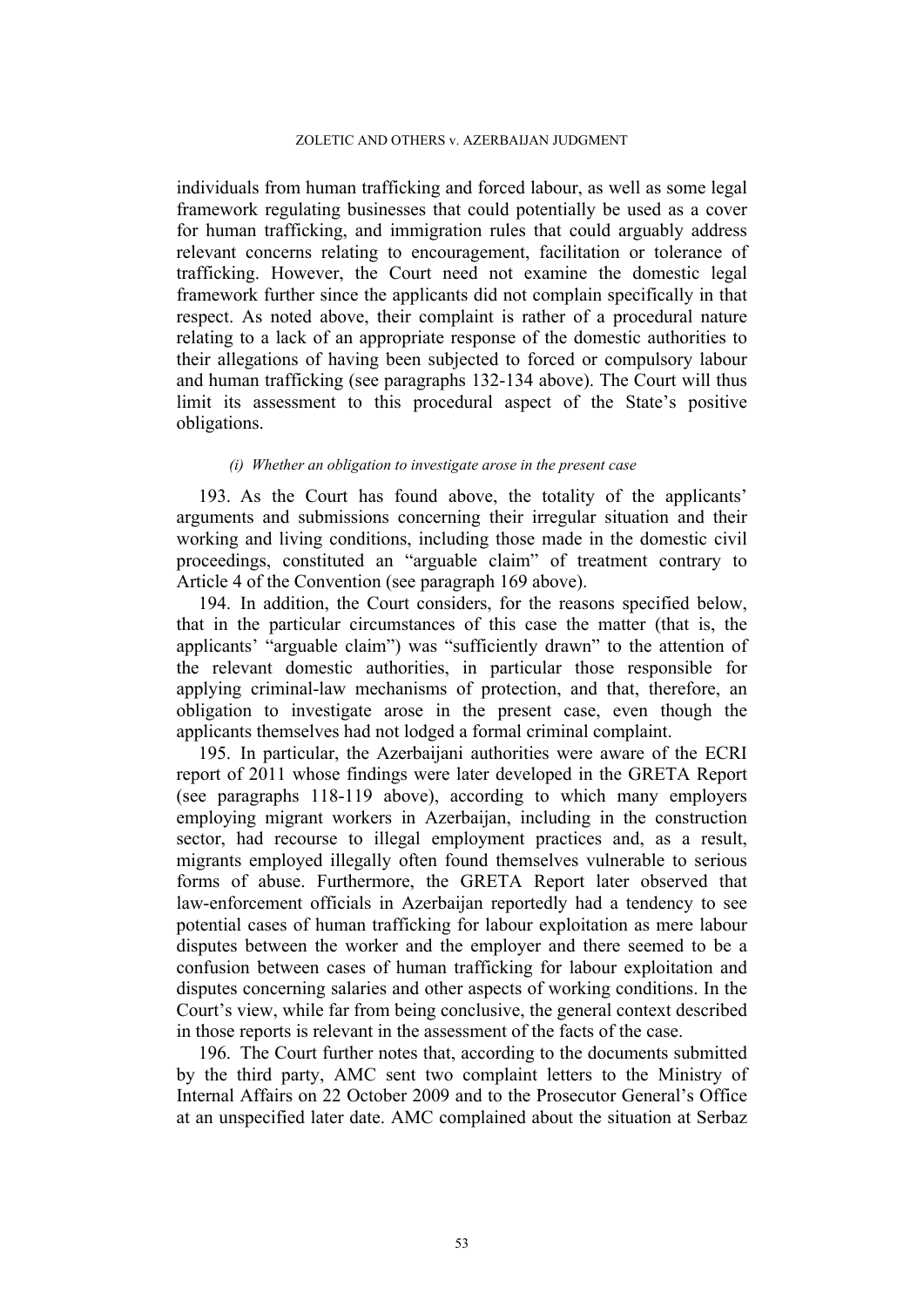individuals from human trafficking and forced labour, as well as some legal framework regulating businesses that could potentially be used as a cover for human trafficking, and immigration rules that could arguably address relevant concerns relating to encouragement, facilitation or tolerance of trafficking. However, the Court need not examine the domestic legal framework further since the applicants did not complain specifically in that respect. As noted above, their complaint is rather of a procedural nature relating to a lack of an appropriate response of the domestic authorities to their allegations of having been subjected to forced or compulsory labour and human trafficking (see paragraphs 132-134 above). The Court will thus limit its assessment to this procedural aspect of the State's positive obligations.

*(i) Whether an obligation to investigate arose in the present case*

193. As the Court has found above, the totality of the applicants' arguments and submissions concerning their irregular situation and their working and living conditions, including those made in the domestic civil proceedings, constituted an "arguable claim" of treatment contrary to Article 4 of the Convention (see paragraph 169 above).

194. In addition, the Court considers, for the reasons specified below, that in the particular circumstances of this case the matter (that is, the applicants' "arguable claim") was "sufficiently drawn" to the attention of the relevant domestic authorities, in particular those responsible for applying criminal-law mechanisms of protection, and that, therefore, an obligation to investigate arose in the present case, even though the applicants themselves had not lodged a formal criminal complaint.

195. In particular, the Azerbaijani authorities were aware of the ECRI report of 2011 whose findings were later developed in the GRETA Report (see paragraphs 118-119 above), according to which many employers employing migrant workers in Azerbaijan, including in the construction sector, had recourse to illegal employment practices and, as a result, migrants employed illegally often found themselves vulnerable to serious forms of abuse. Furthermore, the GRETA Report later observed that law-enforcement officials in Azerbaijan reportedly had a tendency to see potential cases of human trafficking for labour exploitation as mere labour disputes between the worker and the employer and there seemed to be a confusion between cases of human trafficking for labour exploitation and disputes concerning salaries and other aspects of working conditions. In the Court's view, while far from being conclusive, the general context described in those reports is relevant in the assessment of the facts of the case.

196. The Court further notes that, according to the documents submitted by the third party, AMC sent two complaint letters to the Ministry of Internal Affairs on 22 October 2009 and to the Prosecutor General's Office at an unspecified later date. AMC complained about the situation at Serbaz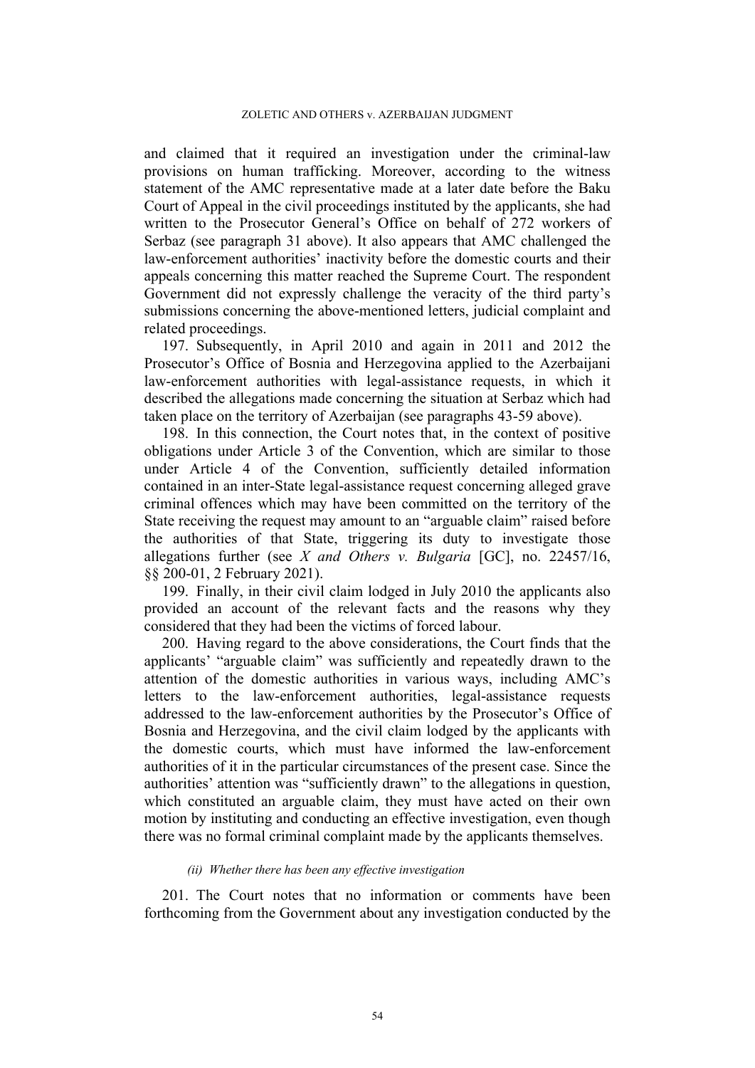and claimed that it required an investigation under the criminal-law provisions on human trafficking. Moreover, according to the witness statement of the AMC representative made at a later date before the Baku Court of Appeal in the civil proceedings instituted by the applicants, she had written to the Prosecutor General's Office on behalf of 272 workers of Serbaz (see paragraph 31 above). It also appears that AMC challenged the law-enforcement authorities' inactivity before the domestic courts and their appeals concerning this matter reached the Supreme Court. The respondent Government did not expressly challenge the veracity of the third party's submissions concerning the above-mentioned letters, judicial complaint and related proceedings.

197. Subsequently, in April 2010 and again in 2011 and 2012 the Prosecutor's Office of Bosnia and Herzegovina applied to the Azerbaijani law-enforcement authorities with legal-assistance requests, in which it described the allegations made concerning the situation at Serbaz which had taken place on the territory of Azerbaijan (see paragraphs 43-59 above).

198. In this connection, the Court notes that, in the context of positive obligations under Article 3 of the Convention, which are similar to those under Article 4 of the Convention, sufficiently detailed information contained in an inter-State legal-assistance request concerning alleged grave criminal offences which may have been committed on the territory of the State receiving the request may amount to an "arguable claim" raised before the authorities of that State, triggering its duty to investigate those allegations further (see *X and Others v. Bulgaria* [GC], no. 22457/16, §§ 200-01, 2 February 2021).

199. Finally, in their civil claim lodged in July 2010 the applicants also provided an account of the relevant facts and the reasons why they considered that they had been the victims of forced labour.

200. Having regard to the above considerations, the Court finds that the applicants' "arguable claim" was sufficiently and repeatedly drawn to the attention of the domestic authorities in various ways, including AMC's letters to the law-enforcement authorities, legal-assistance requests addressed to the law-enforcement authorities by the Prosecutor's Office of Bosnia and Herzegovina, and the civil claim lodged by the applicants with the domestic courts, which must have informed the law-enforcement authorities of it in the particular circumstances of the present case. Since the authorities' attention was "sufficiently drawn" to the allegations in question, which constituted an arguable claim, they must have acted on their own motion by instituting and conducting an effective investigation, even though there was no formal criminal complaint made by the applicants themselves.

*(ii) Whether there has been any effective investigation*

201. The Court notes that no information or comments have been forthcoming from the Government about any investigation conducted by the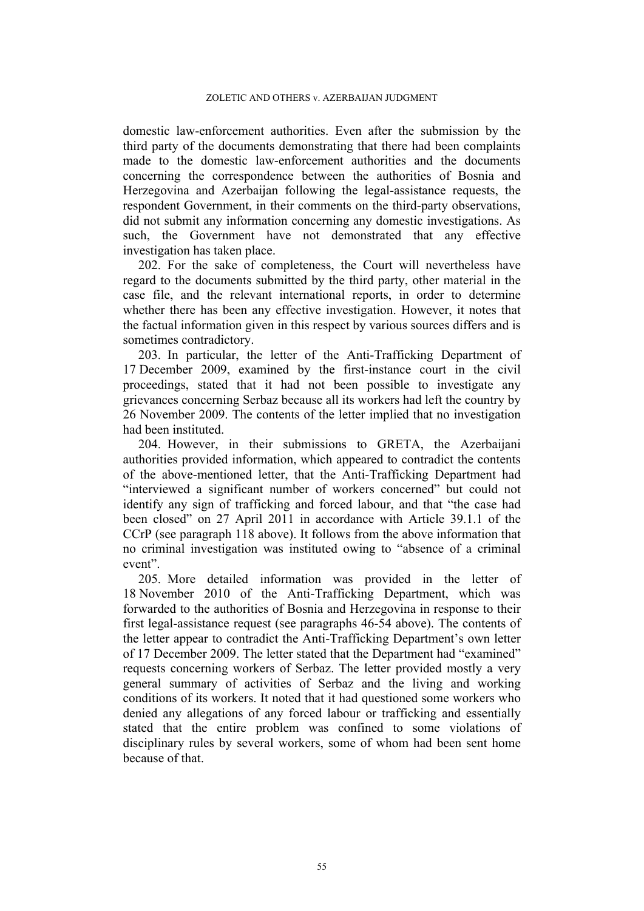domestic law-enforcement authorities. Even after the submission by the third party of the documents demonstrating that there had been complaints made to the domestic law-enforcement authorities and the documents concerning the correspondence between the authorities of Bosnia and Herzegovina and Azerbaijan following the legal-assistance requests, the respondent Government, in their comments on the third-party observations, did not submit any information concerning any domestic investigations. As such, the Government have not demonstrated that any effective investigation has taken place.

202. For the sake of completeness, the Court will nevertheless have regard to the documents submitted by the third party, other material in the case file, and the relevant international reports, in order to determine whether there has been any effective investigation. However, it notes that the factual information given in this respect by various sources differs and is sometimes contradictory.

203. In particular, the letter of the Anti-Trafficking Department of 17 December 2009, examined by the first-instance court in the civil proceedings, stated that it had not been possible to investigate any grievances concerning Serbaz because all its workers had left the country by 26 November 2009. The contents of the letter implied that no investigation had been instituted.

204. However, in their submissions to GRETA, the Azerbaijani authorities provided information, which appeared to contradict the contents of the above-mentioned letter, that the Anti-Trafficking Department had "interviewed a significant number of workers concerned" but could not identify any sign of trafficking and forced labour, and that "the case had been closed" on 27 April 2011 in accordance with Article 39.1.1 of the CCrP (see paragraph 118 above). It follows from the above information that no criminal investigation was instituted owing to "absence of a criminal event".

205. More detailed information was provided in the letter of 18 November 2010 of the Anti-Trafficking Department, which was forwarded to the authorities of Bosnia and Herzegovina in response to their first legal-assistance request (see paragraphs 46-54 above). The contents of the letter appear to contradict the Anti-Trafficking Department's own letter of 17 December 2009. The letter stated that the Department had "examined" requests concerning workers of Serbaz. The letter provided mostly a very general summary of activities of Serbaz and the living and working conditions of its workers. It noted that it had questioned some workers who denied any allegations of any forced labour or trafficking and essentially stated that the entire problem was confined to some violations of disciplinary rules by several workers, some of whom had been sent home because of that.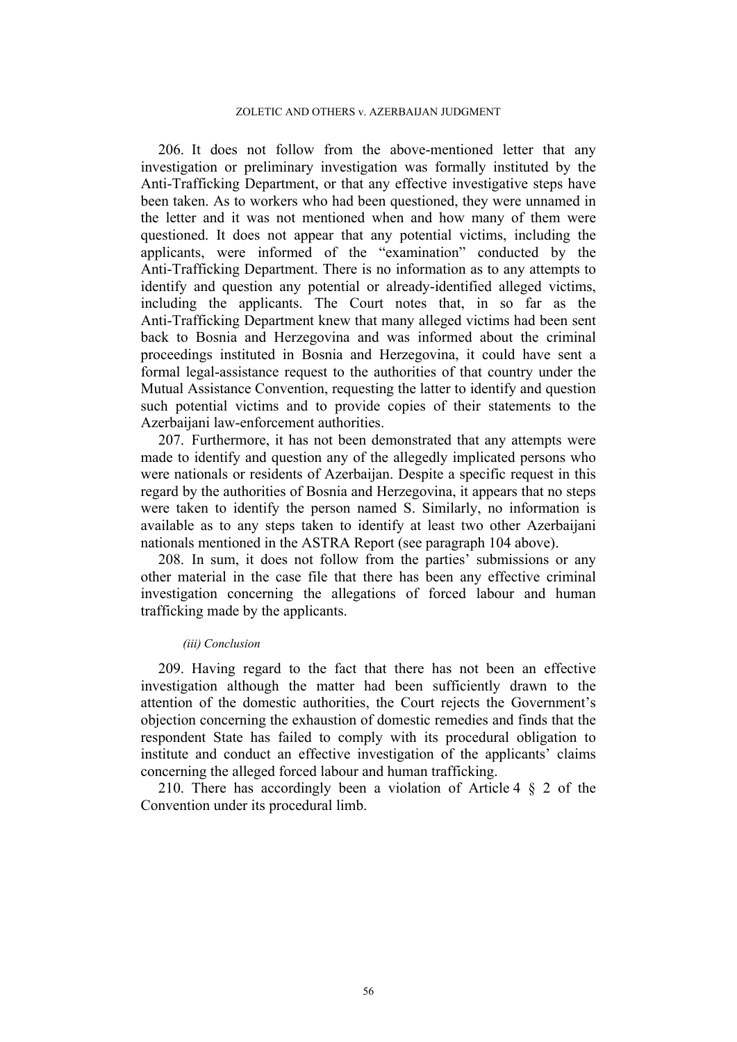206. It does not follow from the above-mentioned letter that any investigation or preliminary investigation was formally instituted by the Anti-Trafficking Department, or that any effective investigative steps have been taken. As to workers who had been questioned, they were unnamed in the letter and it was not mentioned when and how many of them were questioned. It does not appear that any potential victims, including the applicants, were informed of the "examination" conducted by the Anti-Trafficking Department. There is no information as to any attempts to identify and question any potential or already-identified alleged victims, including the applicants. The Court notes that, in so far as the Anti-Trafficking Department knew that many alleged victims had been sent back to Bosnia and Herzegovina and was informed about the criminal proceedings instituted in Bosnia and Herzegovina, it could have sent a formal legal-assistance request to the authorities of that country under the Mutual Assistance Convention, requesting the latter to identify and question such potential victims and to provide copies of their statements to the Azerbaijani law-enforcement authorities.

207. Furthermore, it has not been demonstrated that any attempts were made to identify and question any of the allegedly implicated persons who were nationals or residents of Azerbaijan. Despite a specific request in this regard by the authorities of Bosnia and Herzegovina, it appears that no steps were taken to identify the person named S. Similarly, no information is available as to any steps taken to identify at least two other Azerbaijani nationals mentioned in the ASTRA Report (see paragraph 104 above).

208. In sum, it does not follow from the parties' submissions or any other material in the case file that there has been any effective criminal investigation concerning the allegations of forced labour and human trafficking made by the applicants.

*(iii) Conclusion*

209. Having regard to the fact that there has not been an effective investigation although the matter had been sufficiently drawn to the attention of the domestic authorities, the Court rejects the Government's objection concerning the exhaustion of domestic remedies and finds that the respondent State has failed to comply with its procedural obligation to institute and conduct an effective investigation of the applicants' claims concerning the alleged forced labour and human trafficking.

210. There has accordingly been a violation of Article 4 § 2 of the Convention under its procedural limb.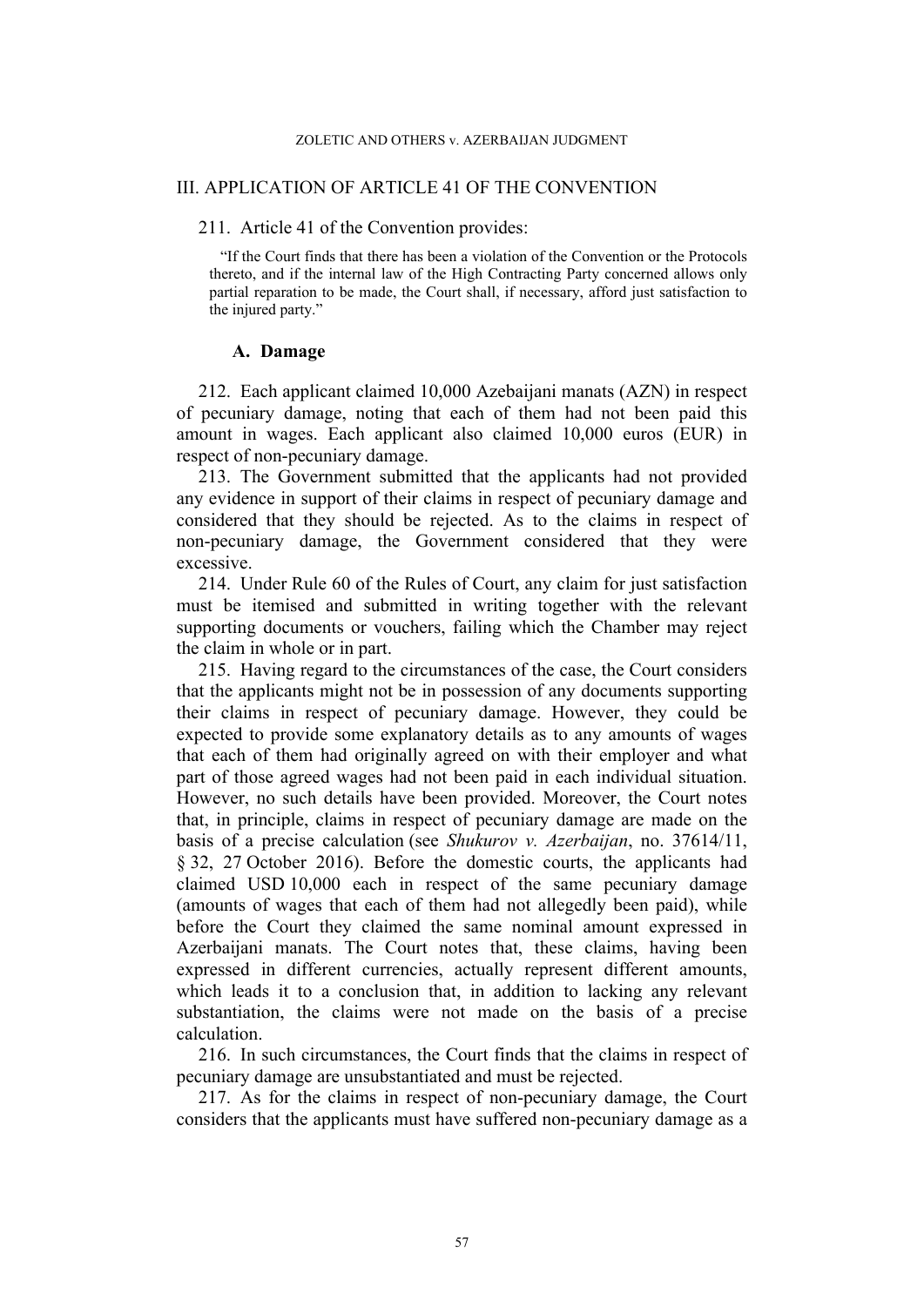## III. APPLICATION OF ARTICLE 41 OF THE CONVENTION

211. Article 41 of the Convention provides:

> "If the Court finds that there has been a violation of the Convention or the Protocols thereto, and if the internal law of the High Contracting Party concerned allows only partial reparation to be made, the Court shall, if necessary, afford just satisfaction to the injured party."

### A. Damage

212. Each applicant claimed 10,000 Azebaijani manats (AZN) in respect of pecuniary damage, noting that each of them had not been paid this amount in wages. Each applicant also claimed 10,000 euros (EUR) in respect of non-pecuniary damage.

213. The Government submitted that the applicants had not provided any evidence in support of their claims in respect of pecuniary damage and considered that they should be rejected. As to the claims in respect of non-pecuniary damage, the Government considered that they were excessive.

214. Under Rule 60 of the Rules of Court, any claim for just satisfaction must be itemised and submitted in writing together with the relevant supporting documents or vouchers, failing which the Chamber may reject the claim in whole or in part.

215. Having regard to the circumstances of the case, the Court considers that the applicants might not be in possession of any documents supporting their claims in respect of pecuniary damage. However, they could be expected to provide some explanatory details as to any amounts of wages that each of them had originally agreed on with their employer and what part of those agreed wages had not been paid in each individual situation. However, no such details have been provided. Moreover, the Court notes that, in principle, claims in respect of pecuniary damage are made on the basis of a precise calculation (see *Shukurov v. Azerbaijan*, no. 37614/11, § 32, 27 October 2016). Before the domestic courts, the applicants had claimed USD 10,000 each in respect of the same pecuniary damage (amounts of wages that each of them had not allegedly been paid), while before the Court they claimed the same nominal amount expressed in Azerbaijani manats. The Court notes that, these claims, having been expressed in different currencies, actually represent different amounts, which leads it to a conclusion that, in addition to lacking any relevant substantiation, the claims were not made on the basis of a precise calculation.

216. In such circumstances, the Court finds that the claims in respect of pecuniary damage are unsubstantiated and must be rejected.

217. As for the claims in respect of non-pecuniary damage, the Court considers that the applicants must have suffered non-pecuniary damage as a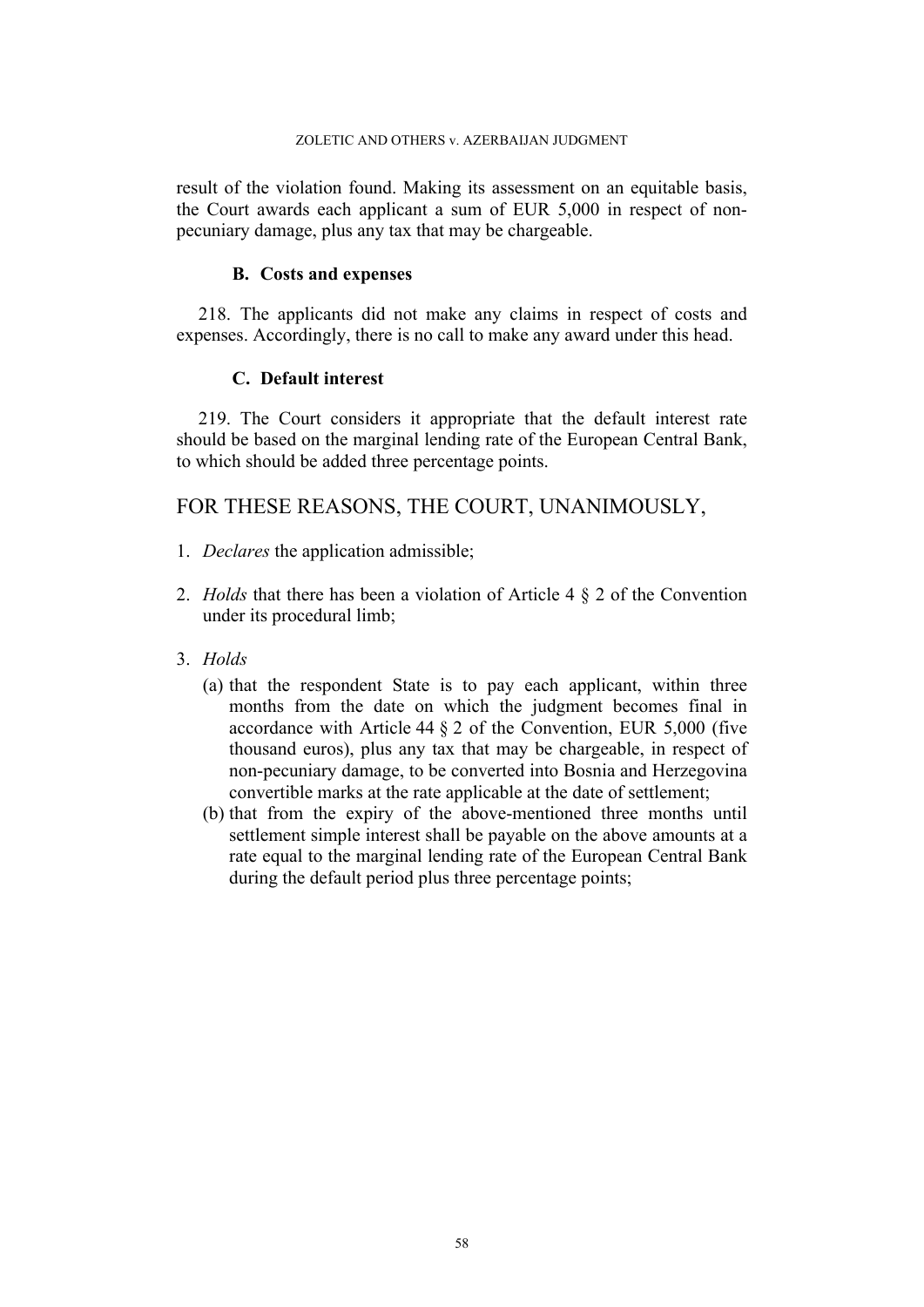result of the violation found. Making its assessment on an equitable basis, the Court awards each applicant a sum of EUR 5,000 in respect of non-pecuniary damage, plus any tax that may be chargeable.

### B. Costs and expenses

218. The applicants did not make any claims in respect of costs and expenses. Accordingly, there is no call to make any award under this head.

### C. Default interest

219. The Court considers it appropriate that the default interest rate should be based on the marginal lending rate of the European Central Bank, to which should be added three percentage points.

## FOR THESE REASONS, THE COURT, UNANIMOUSLY,

1. *Declares* the application admissible;

2. *Holds* that there has been a violation of Article 4 § 2 of the Convention under its procedural limb;

3. *Holds*
   (a) that the respondent State is to pay each applicant, within three months from the date on which the judgment becomes final in accordance with Article 44 § 2 of the Convention, EUR 5,000 (five thousand euros), plus any tax that may be chargeable, in respect of non-pecuniary damage, to be converted into Bosnia and Herzegovina convertible marks at the rate applicable at the date of settlement;
   (b) that from the expiry of the above-mentioned three months until settlement simple interest shall be payable on the above amounts at a rate equal to the marginal lending rate of the European Central Bank during the default period plus three percentage points;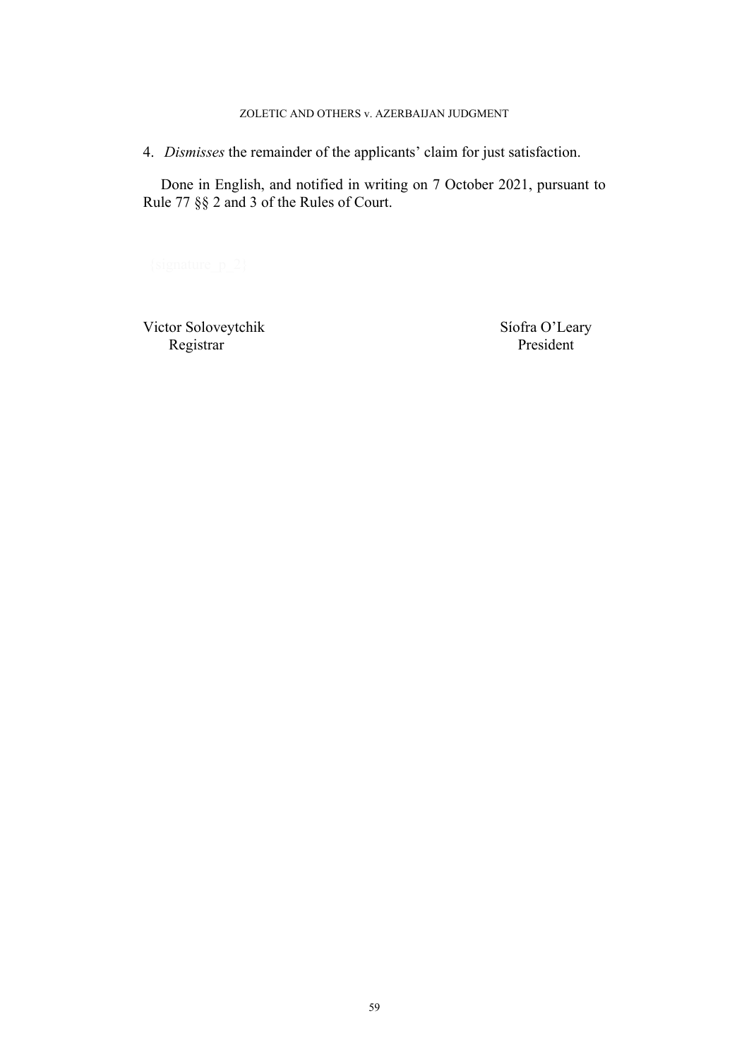4. *Dismisses* the remainder of the applicants' claim for just satisfaction.

Done in English, and notified in writing on 7 October 2021, pursuant to Rule 77 §§ 2 and 3 of the Rules of Court.

{signature_p_2}

| Victor Soloveytchik | Síofra O'Leary |
|---|---|
| Registrar | President |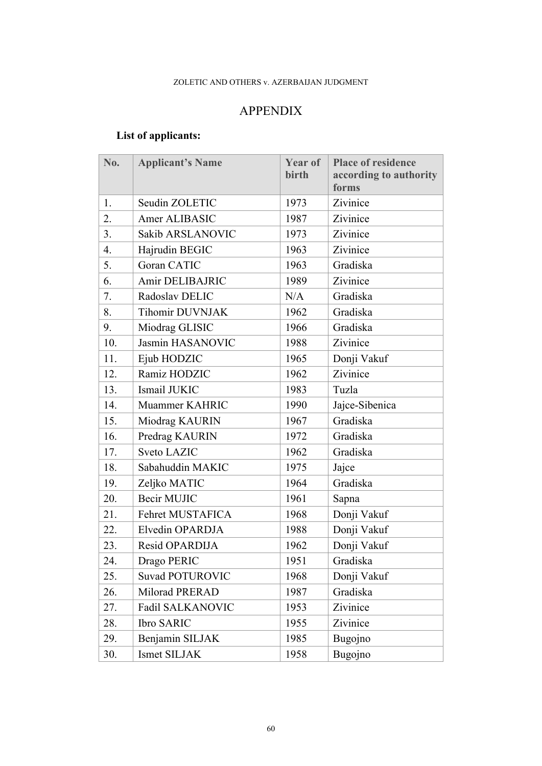# APPENDIX

**List of applicants:**

| No. | Applicant's Name | Year of birth | Place of residence according to authority forms |
|---|---|---|---|
| 1. | Seudin ZOLETIC | 1973 | Zivinice |
| 2. | Amer ALIBASIC | 1987 | Zivinice |
| 3. | Sakib ARSLANOVIC | 1973 | Zivinice |
| 4. | Hajrudin BEGIC | 1963 | Zivinice |
| 5. | Goran CATIC | 1963 | Gradiska |
| 6. | Amir DELIBAJRIC | 1989 | Zivinice |
| 7. | Radoslav DELIC | N/A | Gradiska |
| 8. | Tihomir DUVNJAK | 1962 | Gradiska |
| 9. | Miodrag GLISIC | 1966 | Gradiska |
| 10. | Jasmin HASANOVIC | 1988 | Zivinice |
| 11. | Ejub HODZIC | 1965 | Donji Vakuf |
| 12. | Ramiz HODZIC | 1962 | Zivinice |
| 13. | Ismail JUKIC | 1983 | Tuzla |
| 14. | Muammer KAHRIC | 1990 | Jajce-Sibenica |
| 15. | Miodrag KAURIN | 1967 | Gradiska |
| 16. | Predrag KAURIN | 1972 | Gradiska |
| 17. | Sveto LAZIC | 1962 | Gradiska |
| 18. | Sabahuddin MAKIC | 1975 | Jajce |
| 19. | Zeljko MATIC | 1964 | Gradiska |
| 20. | Becir MUJIC | 1961 | Sapna |
| 21. | Fehret MUSTAFICA | 1968 | Donji Vakuf |
| 22. | Elvedin OPARDJA | 1988 | Donji Vakuf |
| 23. | Resid OPARDIJA | 1962 | Donji Vakuf |
| 24. | Drago PERIC | 1951 | Gradiska |
| 25. | Suvad POTUROVIC | 1968 | Donji Vakuf |
| 26. | Milorad PRERAD | 1987 | Gradiska |
| 27. | Fadil SALKANOVIC | 1953 | Zivinice |
| 28. | Ibro SARIC | 1955 | Zivinice |
| 29. | Benjamin SILJAK | 1985 | Bugojno |
| 30. | Ismet SILJAK | 1958 | Bugojno |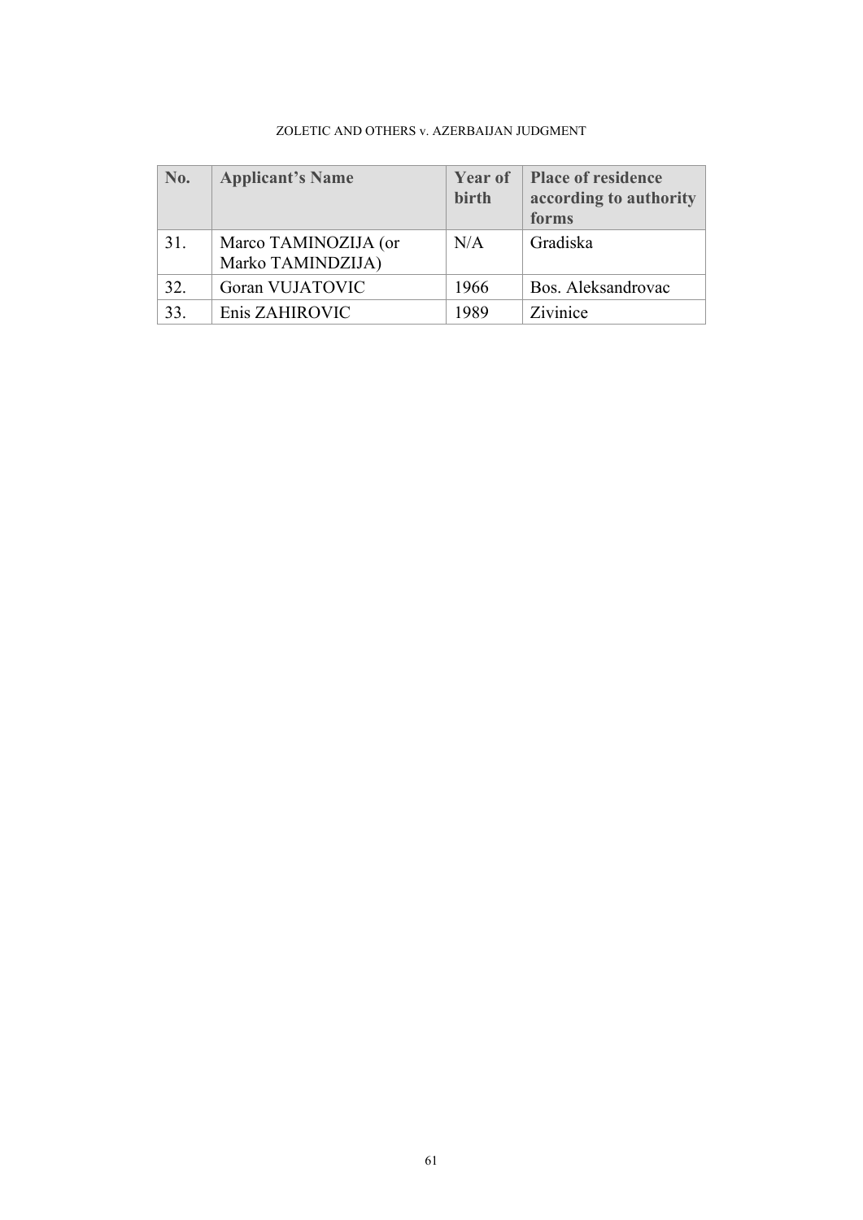| No. | Applicant's Name | Year of birth | Place of residence according to authority forms |
|---|---|---|---|
| 31. | Marco TAMINOZIJA (or Marko TAMINDZIJA) | N/A | Gradiska |
| 32. | Goran VUJATOVIC | 1966 | Bos. Aleksandrovac |
| 33. | Enis ZAHIROVIC | 1989 | Zivinice |